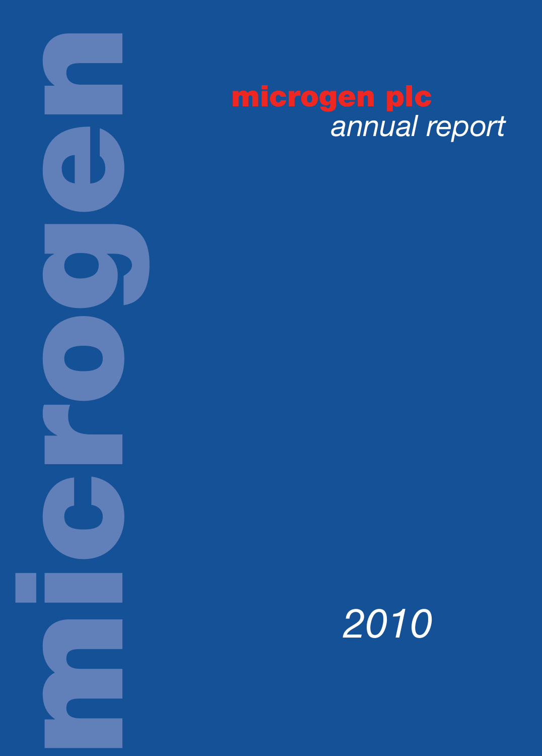# microgen plc

*annual report*

*2010*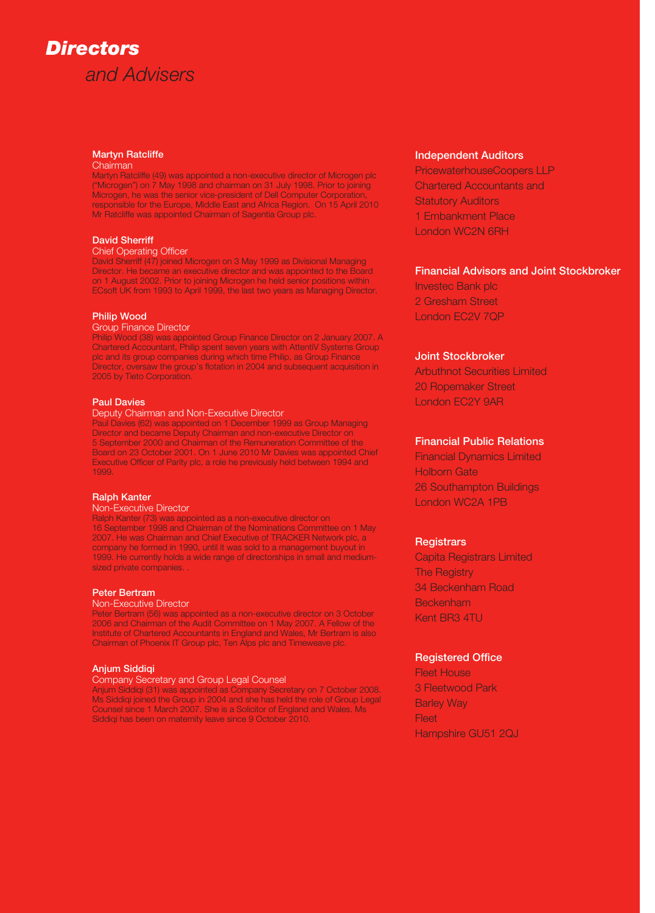# *Directors* and Advisers

### Martyn Ratcliffe
Chairman

Martyn Ratcliffe (49) was appointed a non-executive director of Microgen plc ("Microgen") on 7 May 1998 and chairman on 31 July 1998. Prior to joining Microgen, he was the senior vice-president of Dell Computer Corporation, responsible for the Europe, Middle East and Africa Region. On 15 April 2010 Mr Ratcliffe was appointed Chairman of Sagentia Group plc.

### David Sherriff
Chief Operating Officer

David Sherriff (47) joined Microgen on 3 May 1999 as Divisional Managing Director. He became an executive director and was appointed to the Board on 1 August 2002. Prior to joining Microgen he held senior positions within ECsoft UK from 1993 to April 1999, the last two years as Managing Director.

### Philip Wood
Group Finance Director

Philip Wood (38) was appointed Group Finance Director on 2 January 2007. A Chartered Accountant, Philip spent seven years with AttentiV Systems Group plc and its group companies during which time Philip, as Group Finance Director, oversaw the group's flotation in 2004 and subsequent acquisition in 2005 by Tieto Corporation.

### Paul Davies
Deputy Chairman and Non-Executive Director

Paul Davies (62) was appointed on 1 December 1999 as Group Managing Director and became Deputy Chairman and non-executive Director on 5 September 2000 and Chairman of the Remuneration Committee of the Board on 23 October 2001. On 1 June 2010 Mr Davies was appointed Chief Executive Officer of Parity plc, a role he previously held between 1994 and 1999.

### Ralph Kanter
Non-Executive Director

Ralph Kanter (73) was appointed as a non-executive director on 16 September 1998 and Chairman of the Nominations Committee on 1 May 2007. He was Chairman and Chief Executive of TRACKER Network plc, a company he formed in 1990, until it was sold to a management buyout in 1999. He currently holds a wide range of directorships in small and medium-sized private companies. .

### Peter Bertram
Non-Executive Director

Peter Bertram (56) was appointed as a non-executive director on 3 October 2006 and Chairman of the Audit Committee on 1 May 2007. A Fellow of the Institute of Chartered Accountants in England and Wales, Mr Bertram is also Chairman of Phoenix IT Group plc, Ten Alps plc and Timeweave plc.

### Anjum Siddiqi
Company Secretary and Group Legal Counsel

Anjum Siddiqi (31) was appointed as Company Secretary on 7 October 2008. Ms Siddiqi joined the Group in 2004 and she has held the role of Group Legal Counsel since 1 March 2007. She is a Solicitor of England and Wales. Ms Siddiqi has been on maternity leave since 9 October 2010.

### Independent Auditors
PricewaterhouseCoopers LLP
Chartered Accountants and
Statutory Auditors
1 Embankment Place
London WC2N 6RH

### Financial Advisors and Joint Stockbroker
Investec Bank plc
2 Gresham Street
London EC2V 7QP

### Joint Stockbroker
Arbuthnot Securities Limited
20 Ropemaker Street
London EC2Y 9AR

### Financial Public Relations
Financial Dynamics Limited
Holborn Gate
26 Southampton Buildings
London WC2A 1PB

### Registrars
Capita Registrars Limited
The Registry
34 Beckenham Road
Beckenham
Kent BR3 4TU

### Registered Office
Fleet House
3 Fleetwood Park
Barley Way
Fleet
Hampshire GU51 2QJ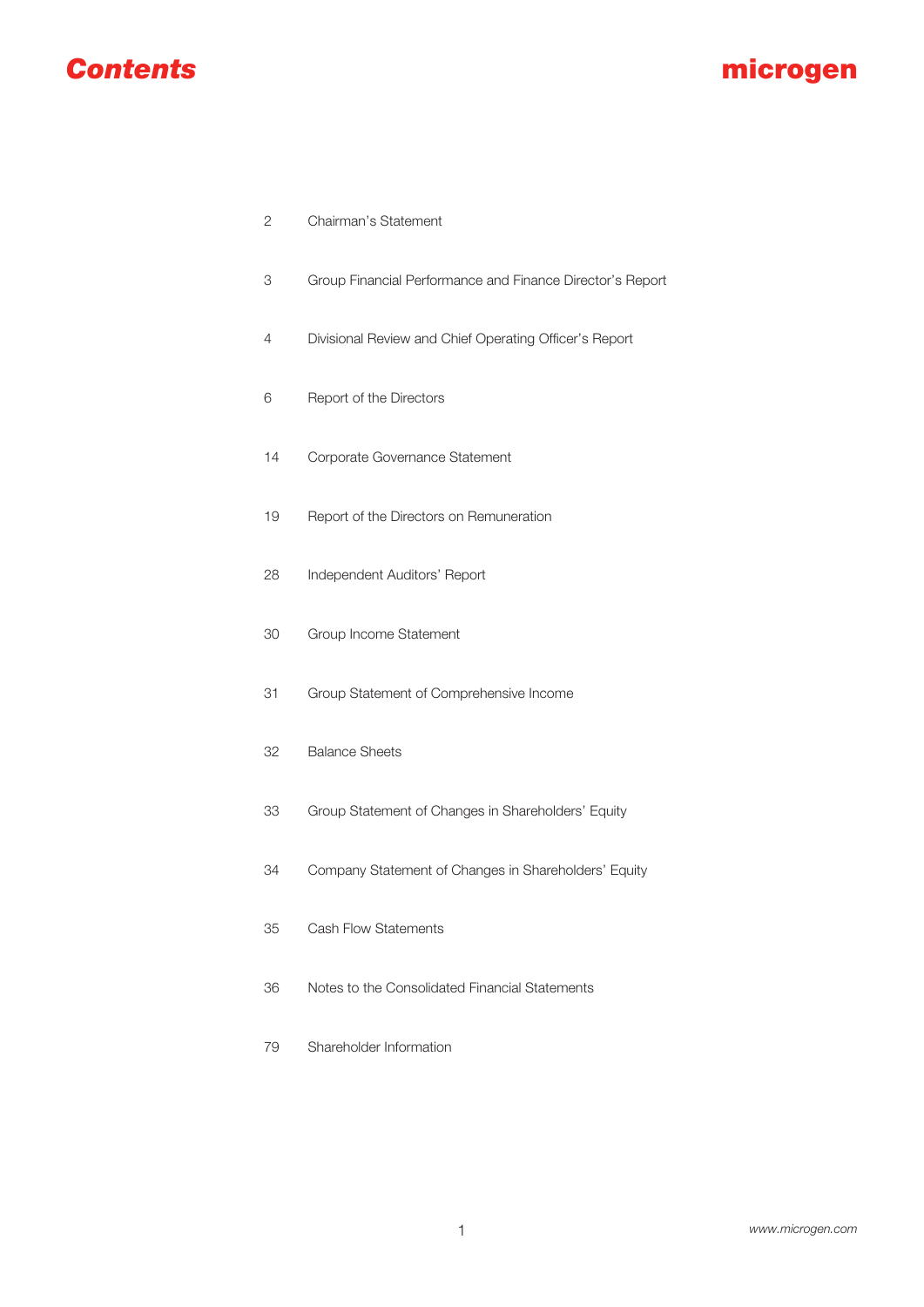# Contents

microgen

| | |
|---|---|
| 2 | Chairman's Statement |
| 3 | Group Financial Performance and Finance Director's Report |
| 4 | Divisional Review and Chief Operating Officer's Report |
| 6 | Report of the Directors |
| 14 | Corporate Governance Statement |
| 19 | Report of the Directors on Remuneration |
| 28 | Independent Auditors' Report |
| 30 | Group Income Statement |
| 31 | Group Statement of Comprehensive Income |
| 32 | Balance Sheets |
| 33 | Group Statement of Changes in Shareholders' Equity |
| 34 | Company Statement of Changes in Shareholders' Equity |
| 35 | Cash Flow Statements |
| 36 | Notes to the Consolidated Financial Statements |
| 79 | Shareholder Information |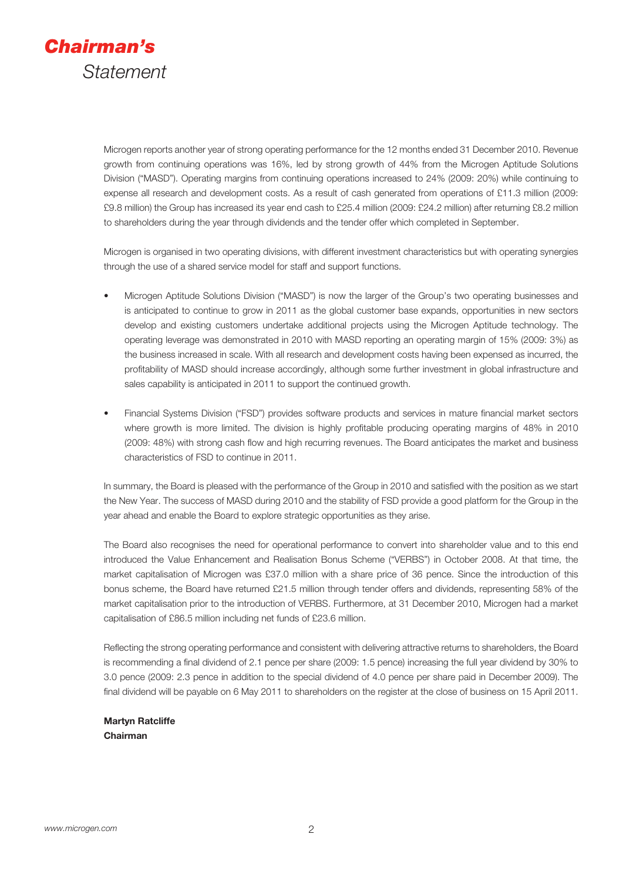# Chairman's Statement

Microgen reports another year of strong operating performance for the 12 months ended 31 December 2010. Revenue growth from continuing operations was 16%, led by strong growth of 44% from the Microgen Aptitude Solutions Division ("MASD"). Operating margins from continuing operations increased to 24% (2009: 20%) while continuing to expense all research and development costs. As a result of cash generated from operations of £11.3 million (2009: £9.8 million) the Group has increased its year end cash to £25.4 million (2009: £24.2 million) after returning £8.2 million to shareholders during the year through dividends and the tender offer which completed in September.

Microgen is organised in two operating divisions, with different investment characteristics but with operating synergies through the use of a shared service model for staff and support functions.

- Microgen Aptitude Solutions Division ("MASD") is now the larger of the Group's two operating businesses and is anticipated to continue to grow in 2011 as the global customer base expands, opportunities in new sectors develop and existing customers undertake additional projects using the Microgen Aptitude technology. The operating leverage was demonstrated in 2010 with MASD reporting an operating margin of 15% (2009: 3%) as the business increased in scale. With all research and development costs having been expensed as incurred, the profitability of MASD should increase accordingly, although some further investment in global infrastructure and sales capability is anticipated in 2011 to support the continued growth.

- Financial Systems Division ("FSD") provides software products and services in mature financial market sectors where growth is more limited. The division is highly profitable producing operating margins of 48% in 2010 (2009: 48%) with strong cash flow and high recurring revenues. The Board anticipates the market and business characteristics of FSD to continue in 2011.

In summary, the Board is pleased with the performance of the Group in 2010 and satisfied with the position as we start the New Year. The success of MASD during 2010 and the stability of FSD provide a good platform for the Group in the year ahead and enable the Board to explore strategic opportunities as they arise.

The Board also recognises the need for operational performance to convert into shareholder value and to this end introduced the Value Enhancement and Realisation Bonus Scheme ("VERBS") in October 2008. At that time, the market capitalisation of Microgen was £37.0 million with a share price of 36 pence. Since the introduction of this bonus scheme, the Board have returned £21.5 million through tender offers and dividends, representing 58% of the market capitalisation prior to the introduction of VERBS. Furthermore, at 31 December 2010, Microgen had a market capitalisation of £86.5 million including net funds of £23.6 million.

Reflecting the strong operating performance and consistent with delivering attractive returns to shareholders, the Board is recommending a final dividend of 2.1 pence per share (2009: 1.5 pence) increasing the full year dividend by 30% to 3.0 pence (2009: 2.3 pence in addition to the special dividend of 4.0 pence per share paid in December 2009). The final dividend will be payable on 6 May 2011 to shareholders on the register at the close of business on 15 April 2011.

**Martyn Ratcliffe**
**Chairman**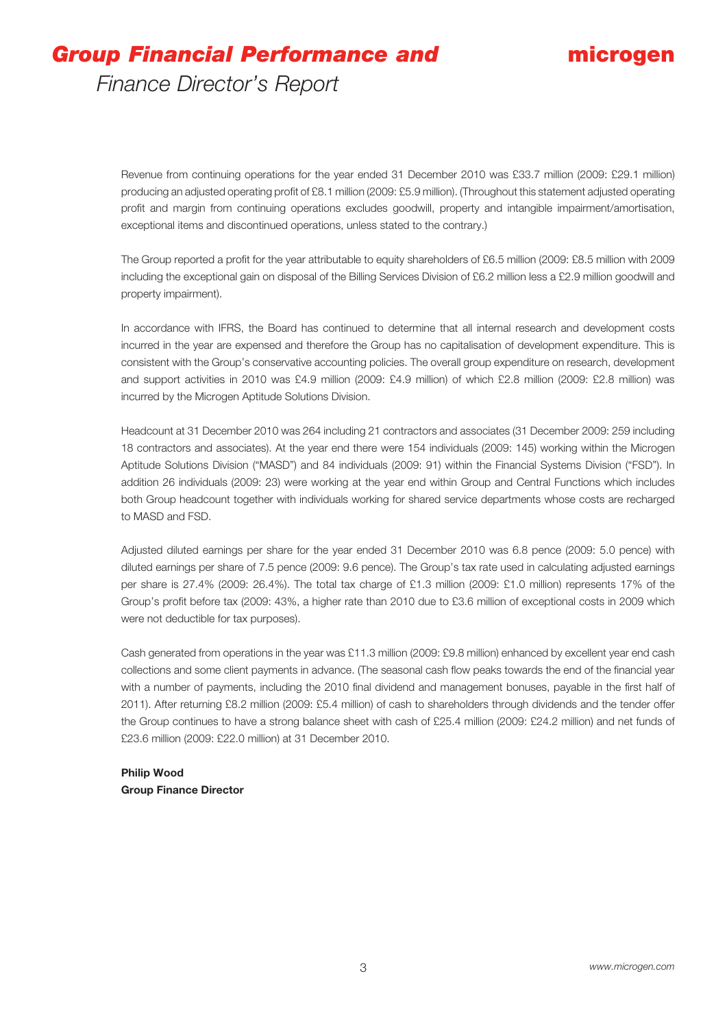# *Group Financial Performance and* Finance Director's Report

Revenue from continuing operations for the year ended 31 December 2010 was £33.7 million (2009: £29.1 million) producing an adjusted operating profit of £8.1 million (2009: £5.9 million). (Throughout this statement adjusted operating profit and margin from continuing operations excludes goodwill, property and intangible impairment/amortisation, exceptional items and discontinued operations, unless stated to the contrary.)

The Group reported a profit for the year attributable to equity shareholders of £6.5 million (2009: £8.5 million with 2009 including the exceptional gain on disposal of the Billing Services Division of £6.2 million less a £2.9 million goodwill and property impairment).

In accordance with IFRS, the Board has continued to determine that all internal research and development costs incurred in the year are expensed and therefore the Group has no capitalisation of development expenditure. This is consistent with the Group's conservative accounting policies. The overall group expenditure on research, development and support activities in 2010 was £4.9 million (2009: £4.9 million) of which £2.8 million (2009: £2.8 million) was incurred by the Microgen Aptitude Solutions Division.

Headcount at 31 December 2010 was 264 including 21 contractors and associates (31 December 2009: 259 including 18 contractors and associates). At the year end there were 154 individuals (2009: 145) working within the Microgen Aptitude Solutions Division ("MASD") and 84 individuals (2009: 91) within the Financial Systems Division ("FSD"). In addition 26 individuals (2009: 23) were working at the year end within Group and Central Functions which includes both Group headcount together with individuals working for shared service departments whose costs are recharged to MASD and FSD.

Adjusted diluted earnings per share for the year ended 31 December 2010 was 6.8 pence (2009: 5.0 pence) with diluted earnings per share of 7.5 pence (2009: 9.6 pence). The Group's tax rate used in calculating adjusted earnings per share is 27.4% (2009: 26.4%). The total tax charge of £1.3 million (2009: £1.0 million) represents 17% of the Group's profit before tax (2009: 43%, a higher rate than 2010 due to £3.6 million of exceptional costs in 2009 which were not deductible for tax purposes).

Cash generated from operations in the year was £11.3 million (2009: £9.8 million) enhanced by excellent year end cash collections and some client payments in advance. (The seasonal cash flow peaks towards the end of the financial year with a number of payments, including the 2010 final dividend and management bonuses, payable in the first half of 2011). After returning £8.2 million (2009: £5.4 million) of cash to shareholders through dividends and the tender offer the Group continues to have a strong balance sheet with cash of £25.4 million (2009: £24.2 million) and net funds of £23.6 million (2009: £22.0 million) at 31 December 2010.

**Philip Wood**
**Group Finance Director**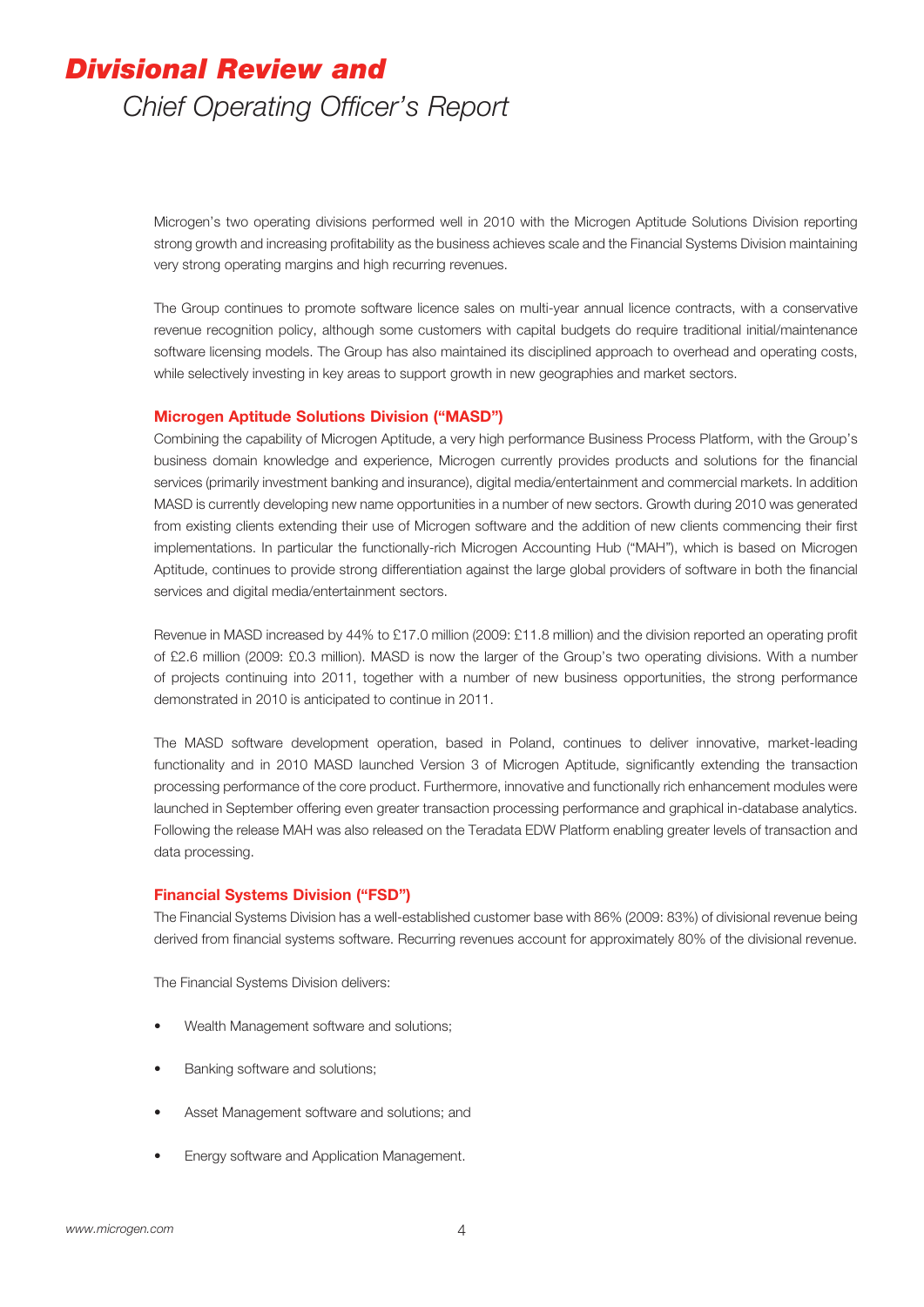# *Divisional Review and*

## *Chief Operating Officer's Report*

Microgen's two operating divisions performed well in 2010 with the Microgen Aptitude Solutions Division reporting strong growth and increasing profitability as the business achieves scale and the Financial Systems Division maintaining very strong operating margins and high recurring revenues.

The Group continues to promote software licence sales on multi-year annual licence contracts, with a conservative revenue recognition policy, although some customers with capital budgets do require traditional initial/maintenance software licensing models. The Group has also maintained its disciplined approach to overhead and operating costs, while selectively investing in key areas to support growth in new geographies and market sectors.

### Microgen Aptitude Solutions Division ("MASD")

Combining the capability of Microgen Aptitude, a very high performance Business Process Platform, with the Group's business domain knowledge and experience, Microgen currently provides products and solutions for the financial services (primarily investment banking and insurance), digital media/entertainment and commercial markets. In addition MASD is currently developing new name opportunities in a number of new sectors. Growth during 2010 was generated from existing clients extending their use of Microgen software and the addition of new clients commencing their first implementations. In particular the functionally-rich Microgen Accounting Hub ("MAH"), which is based on Microgen Aptitude, continues to provide strong differentiation against the large global providers of software in both the financial services and digital media/entertainment sectors.

Revenue in MASD increased by 44% to £17.0 million (2009: £11.8 million) and the division reported an operating profit of £2.6 million (2009: £0.3 million). MASD is now the larger of the Group's two operating divisions. With a number of projects continuing into 2011, together with a number of new business opportunities, the strong performance demonstrated in 2010 is anticipated to continue in 2011.

The MASD software development operation, based in Poland, continues to deliver innovative, market-leading functionality and in 2010 MASD launched Version 3 of Microgen Aptitude, significantly extending the transaction processing performance of the core product. Furthermore, innovative and functionally rich enhancement modules were launched in September offering even greater transaction processing performance and graphical in-database analytics. Following the release MAH was also released on the Teradata EDW Platform enabling greater levels of transaction and data processing.

### Financial Systems Division ("FSD")

The Financial Systems Division has a well-established customer base with 86% (2009: 83%) of divisional revenue being derived from financial systems software. Recurring revenues account for approximately 80% of the divisional revenue.

The Financial Systems Division delivers:

- Wealth Management software and solutions;
- Banking software and solutions;
- Asset Management software and solutions; and
- Energy software and Application Management.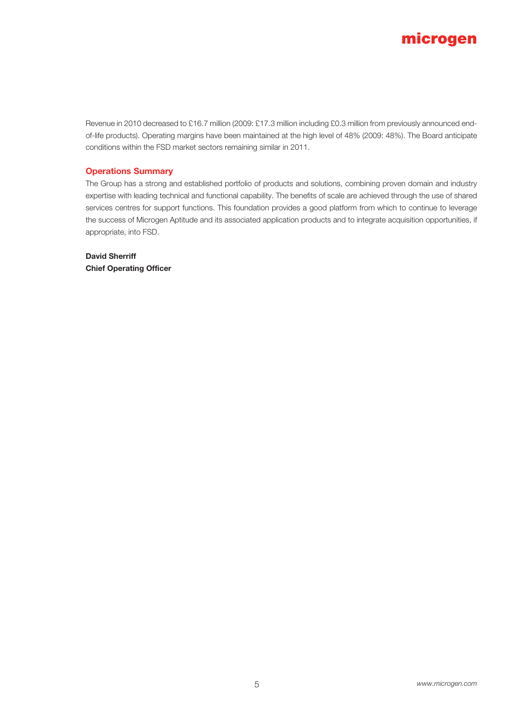Revenue in 2010 decreased to £16.7 million (2009: £17.3 million including £0.3 million from previously announced end-of-life products). Operating margins have been maintained at the high level of 48% (2009: 48%). The Board anticipate conditions within the FSD market sectors remaining similar in 2011.

## Operations Summary

The Group has a strong and established portfolio of products and solutions, combining proven domain and industry expertise with leading technical and functional capability. The benefits of scale are achieved through the use of shared services centres for support functions. This foundation provides a good platform from which to continue to leverage the success of Microgen Aptitude and its associated application products and to integrate acquisition opportunities, if appropriate, into FSD.

**David Sherriff**
**Chief Operating Officer**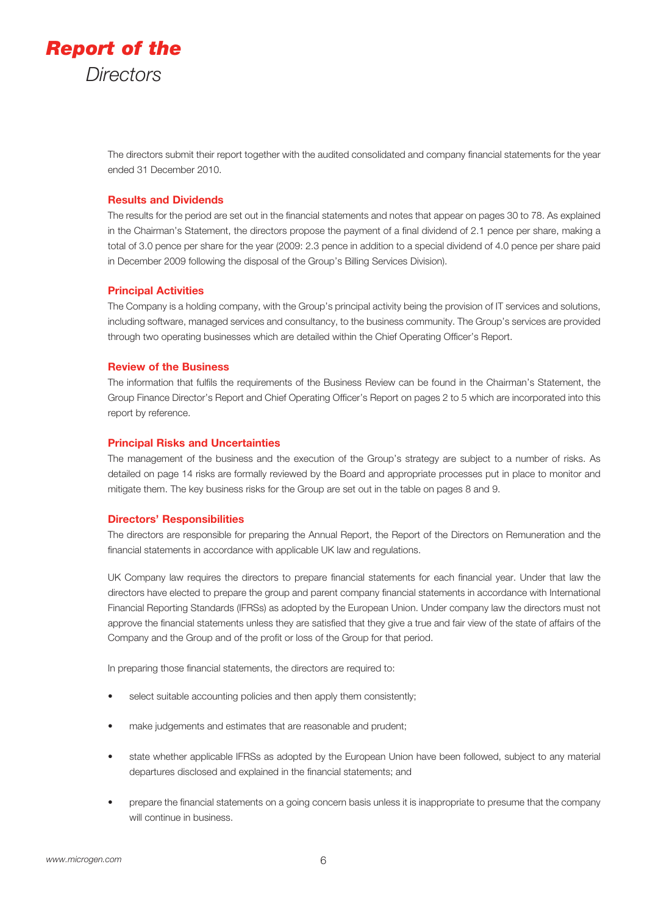# Report of the Directors

The directors submit their report together with the audited consolidated and company financial statements for the year ended 31 December 2010.

## Results and Dividends

The results for the period are set out in the financial statements and notes that appear on pages 30 to 78. As explained in the Chairman's Statement, the directors propose the payment of a final dividend of 2.1 pence per share, making a total of 3.0 pence per share for the year (2009: 2.3 pence in addition to a special dividend of 4.0 pence per share paid in December 2009 following the disposal of the Group's Billing Services Division).

## Principal Activities

The Company is a holding company, with the Group's principal activity being the provision of IT services and solutions, including software, managed services and consultancy, to the business community. The Group's services are provided through two operating businesses which are detailed within the Chief Operating Officer's Report.

## Review of the Business

The information that fulfils the requirements of the Business Review can be found in the Chairman's Statement, the Group Finance Director's Report and Chief Operating Officer's Report on pages 2 to 5 which are incorporated into this report by reference.

## Principal Risks and Uncertainties

The management of the business and the execution of the Group's strategy are subject to a number of risks. As detailed on page 14 risks are formally reviewed by the Board and appropriate processes put in place to monitor and mitigate them. The key business risks for the Group are set out in the table on pages 8 and 9.

## Directors' Responsibilities

The directors are responsible for preparing the Annual Report, the Report of the Directors on Remuneration and the financial statements in accordance with applicable UK law and regulations.

UK Company law requires the directors to prepare financial statements for each financial year. Under that law the directors have elected to prepare the group and parent company financial statements in accordance with International Financial Reporting Standards (IFRSs) as adopted by the European Union. Under company law the directors must not approve the financial statements unless they are satisfied that they give a true and fair view of the state of affairs of the Company and the Group and of the profit or loss of the Group for that period.

In preparing those financial statements, the directors are required to:

- select suitable accounting policies and then apply them consistently;
- make judgements and estimates that are reasonable and prudent;
- state whether applicable IFRSs as adopted by the European Union have been followed, subject to any material departures disclosed and explained in the financial statements; and
- prepare the financial statements on a going concern basis unless it is inappropriate to presume that the company will continue in business.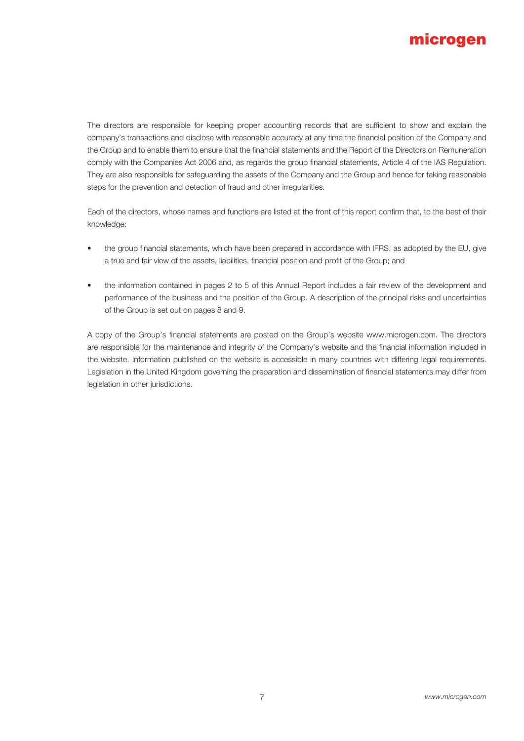The directors are responsible for keeping proper accounting records that are sufficient to show and explain the company's transactions and disclose with reasonable accuracy at any time the financial position of the Company and the Group and to enable them to ensure that the financial statements and the Report of the Directors on Remuneration comply with the Companies Act 2006 and, as regards the group financial statements, Article 4 of the IAS Regulation. They are also responsible for safeguarding the assets of the Company and the Group and hence for taking reasonable steps for the prevention and detection of fraud and other irregularities.

Each of the directors, whose names and functions are listed at the front of this report confirm that, to the best of their knowledge:

- the group financial statements, which have been prepared in accordance with IFRS, as adopted by the EU, give a true and fair view of the assets, liabilities, financial position and profit of the Group; and
- the information contained in pages 2 to 5 of this Annual Report includes a fair review of the development and performance of the business and the position of the Group. A description of the principal risks and uncertainties of the Group is set out on pages 8 and 9.

A copy of the Group's financial statements are posted on the Group's website www.microgen.com. The directors are responsible for the maintenance and integrity of the Company's website and the financial information included in the website. Information published on the website is accessible in many countries with differing legal requirements. Legislation in the United Kingdom governing the preparation and dissemination of financial statements may differ from legislation in other jurisdictions.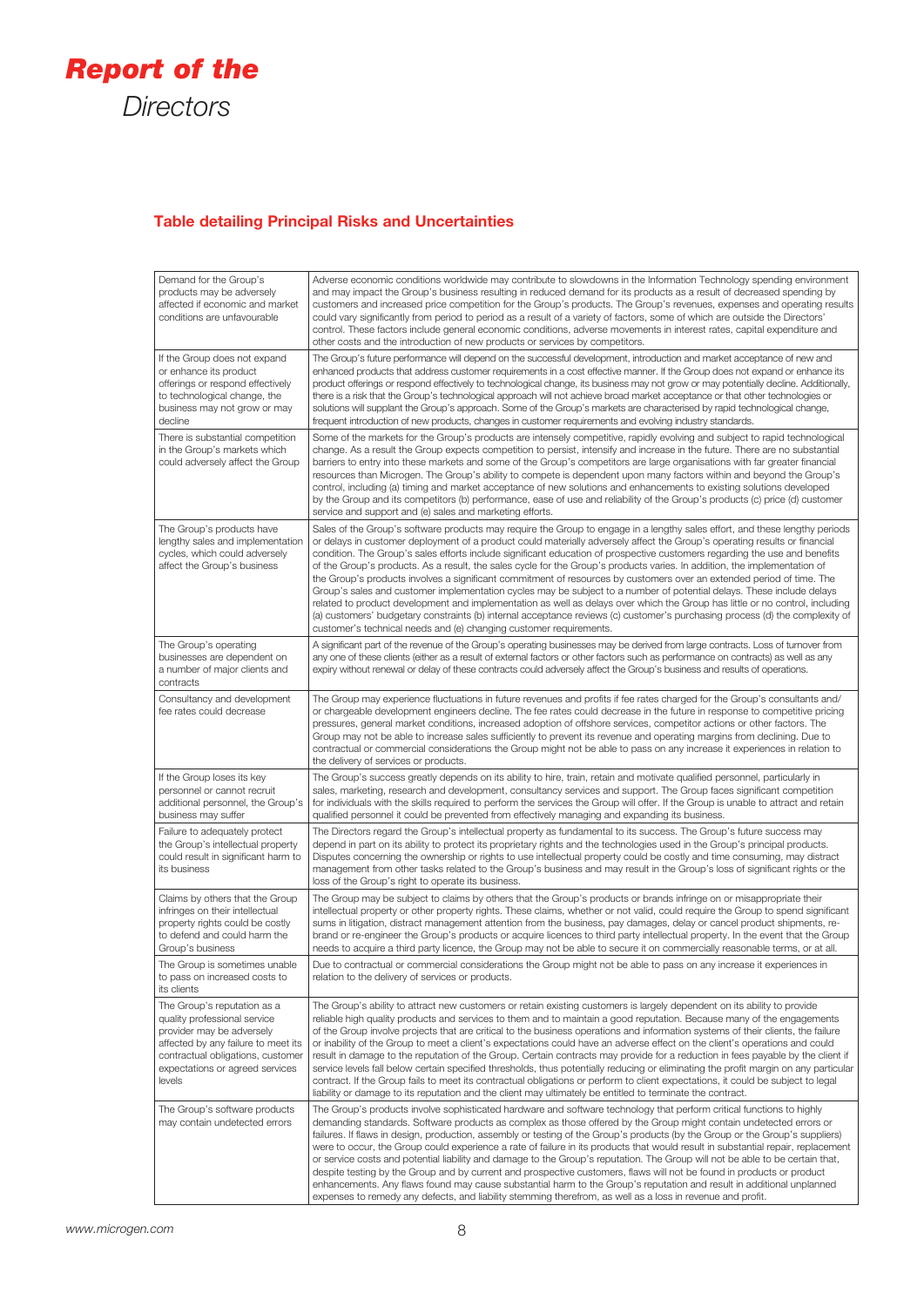# *Report of the* Directors

## Table detailing Principal Risks and Uncertainties

| | |
|---|---|
| Demand for the Group's products may be adversely affected if economic and market conditions are unfavourable | Adverse economic conditions worldwide may contribute to slowdowns in the Information Technology spending environment and may impact the Group's business resulting in reduced demand for its products as a result of decreased spending by customers and increased price competition for the Group's products. The Group's revenues, expenses and operating results could vary significantly from period to period as a result of a variety of factors, some of which are outside the Directors' control. These factors include general economic conditions, adverse movements in interest rates, capital expenditure and other costs and the introduction of new products or services by competitors. |
| If the Group does not expand or enhance its product offerings or respond effectively to technological change, the business may not grow or may decline | The Group's future performance will depend on the successful development, introduction and market acceptance of new and enhanced products that address customer requirements in a cost effective manner. If the Group does not expand or enhance its product offerings or respond effectively to technological change, its business may not grow or may potentially decline. Additionally, there is a risk that the Group's technological approach will not achieve broad market acceptance or that other technologies or solutions will supplant the Group's approach. Some of the Group's markets are characterised by rapid technological change, frequent introduction of new products, changes in customer requirements and evolving industry standards. |
| There is substantial competition in the Group's markets which could adversely affect the Group | Some of the markets for the Group's products are intensely competitive, rapidly evolving and subject to rapid technological change. As a result the Group expects competition to persist, intensify and increase in the future. There are no substantial barriers to entry into these markets and some of the Group's competitors are large organisations with far greater financial resources than Microgen. The Group's ability to compete is dependent upon many factors within and beyond the Group's control, including (a) timing and market acceptance of new solutions and enhancements to existing solutions developed by the Group and its competitors (b) performance, ease of use and reliability of the Group's products (c) price (d) customer service and support and (e) sales and marketing efforts. |
| The Group's products have lengthy sales and implementation cycles, which could adversely affect the Group's business | Sales of the Group's software products may require the Group to engage in a lengthy sales effort, and these lengthy periods or delays in customer deployment of a product could materially adversely affect the Group's operating results or financial condition. The Group's sales efforts include significant education of prospective customers regarding the use and benefits of the Group's products. As a result, the sales cycle for the Group's products varies. In addition, the implementation of the Group's products involves a significant commitment of resources by customers over an extended period of time. The Group's sales and customer implementation cycles may be subject to a number of potential delays. These include delays related to product development and implementation as well as delays over which the Group has little or no control, including (a) customers' budgetary constraints (b) internal acceptance reviews (c) customer's purchasing process (d) the complexity of customer's technical needs and (e) changing customer requirements. |
| The Group's operating businesses are dependent on a number of major clients and contracts | A significant part of the revenue of the Group's operating businesses may be derived from large contracts. Loss of turnover from any one of these clients (either as a result of external factors or other factors such as performance on contracts) as well as any expiry without renewal or delay of these contracts could adversely affect the Group's business and results of operations. |
| Consultancy and development fee rates could decrease | The Group may experience fluctuations in future revenues and profits if fee rates charged for the Group's consultants and/or chargeable development engineers decline. The fee rates could decrease in the future in response to competitive pricing pressures, general market conditions, increased adoption of offshore services, competitor actions or other factors. The Group may not be able to increase sales sufficiently to prevent its revenue and operating margins from declining. Due to contractual or commercial considerations the Group might not be able to pass on any increase it experiences in relation to the delivery of services or products. |
| If the Group loses its key personnel or cannot recruit additional personnel, the Group's business may suffer | The Group's success greatly depends on its ability to hire, train, retain and motivate qualified personnel, particularly in sales, marketing, research and development, consultancy services and support. The Group faces significant competition for individuals with the skills required to perform the services the Group will offer. If the Group is unable to attract and retain qualified personnel it could be prevented from effectively managing and expanding its business. |
| Failure to adequately protect the Group's intellectual property could result in significant harm to its business | The Directors regard the Group's intellectual property as fundamental to its success. The Group's future success may depend in part on its ability to protect its proprietary rights and the technologies used in the Group's principal products. Disputes concerning the ownership or rights to use intellectual property could be costly and time consuming, may distract management from other tasks related to the Group's business and may result in the Group's loss of significant rights or the loss of the Group's right to operate its business. |
| Claims by others that the Group infringes on their intellectual property rights could be costly to defend and could harm the Group's business | The Group may be subject to claims by others that the Group's products or brands infringe on or misappropriate their intellectual property or other property rights. These claims, whether or not valid, could require the Group to spend significant sums in litigation, distract management attention from the business, pay damages, delay or cancel product shipments, re-brand or re-engineer the Group's products or acquire licences to third party intellectual property. In the event that the Group needs to acquire a third party licence, the Group may not be able to secure it on commercially reasonable terms, or at all. |
| The Group is sometimes unable to pass on increased costs to its clients | Due to contractual or commercial considerations the Group might not be able to pass on any increase it experiences in relation to the delivery of services or products. |
| The Group's reputation as a quality professional service provider may be adversely affected by any failure to meet its contractual obligations, customer expectations or agreed services levels | The Group's ability to attract new customers or retain existing customers is largely dependent on its ability to provide reliable high quality products and services to them and to maintain a good reputation. Because many of the engagements of the Group involve projects that are critical to the business operations and information systems of their clients, the failure or inability of the Group to meet a client's expectations could have an adverse effect on the client's operations and could result in damage to the reputation of the Group. Certain contracts may provide for a reduction in fees payable by the client if service levels fall below certain specified thresholds, thus potentially reducing or eliminating the profit margin on any particular contract. If the Group fails to meet its contractual obligations or perform to client expectations, it could be subject to legal liability or damage to its reputation and the client may ultimately be entitled to terminate the contract. |
| The Group's software products may contain undetected errors | The Group's products involve sophisticated hardware and software technology that perform critical functions to highly demanding standards. Software products as complex as those offered by the Group might contain undetected errors or failures. If flaws in design, production, assembly or testing of the Group's products (by the Group or the Group's suppliers) were to occur, the Group could experience a rate of failure in its products that would result in substantial repair, replacement or service costs and potential liability and damage to the Group's reputation. The Group will not be able to be certain that, despite testing by the Group and by current and prospective customers, flaws will not be found in products or product enhancements. Any flaws found may cause substantial harm to the Group's reputation and result in additional unplanned expenses to remedy any defects, and liability stemming therefrom, as well as a loss in revenue and profit. |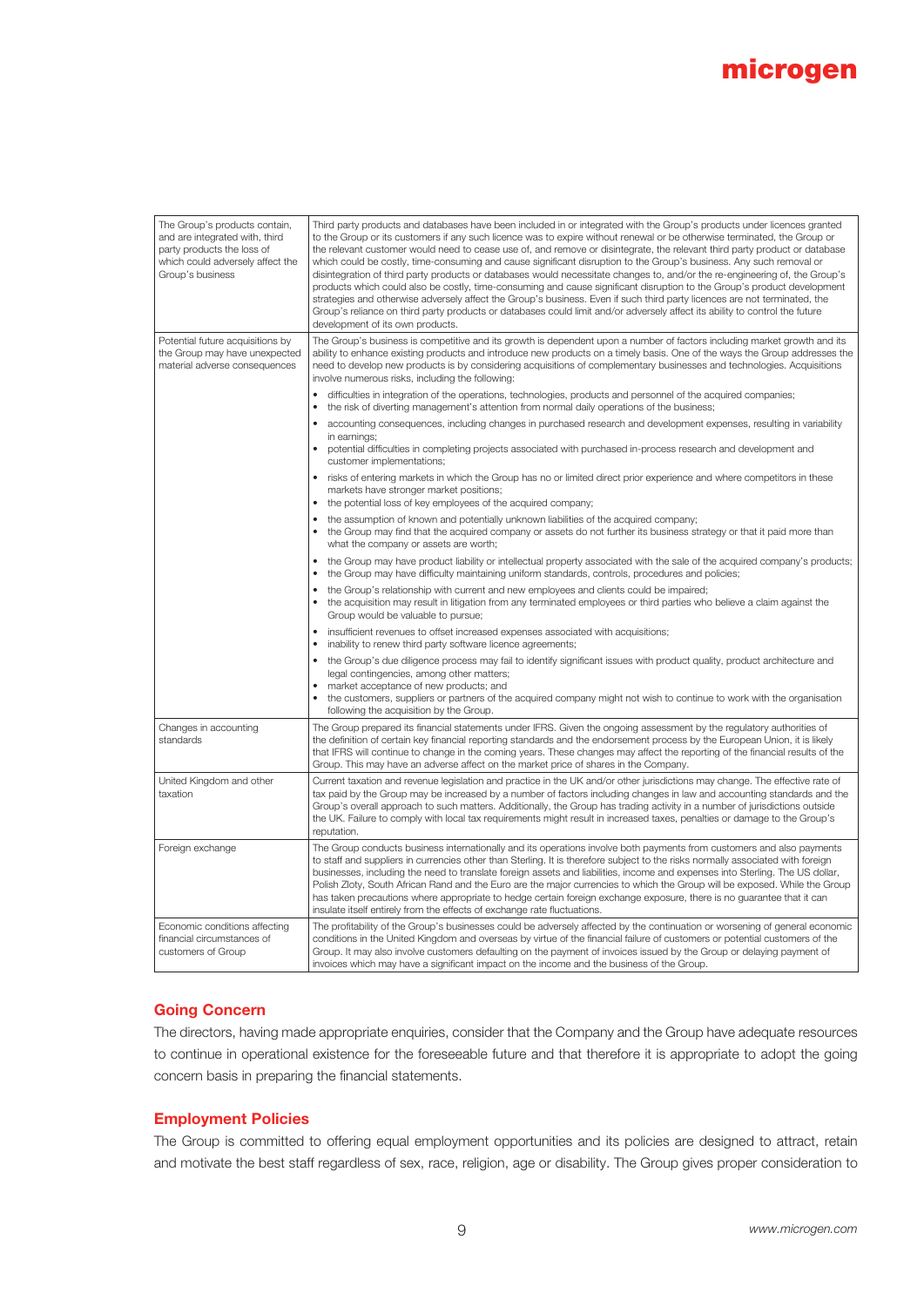| | |
|---|---|
| The Group's products contain, and are integrated with, third party products the loss of which could adversely affect the Group's business | Third party products and databases have been included in or integrated with the Group's products under licences granted to the Group or its customers if any such licence was to expire without renewal or be otherwise terminated, the Group or the relevant customer would need to cease use of, and remove or disintegrate, the relevant third party product or database which could be costly, time-consuming and cause significant disruption to the Group's business. Any such removal or disintegration of third party products or databases would necessitate changes to, and/or the re-engineering of, the Group's products which could also be costly, time-consuming and cause significant disruption to the Group's product development strategies and otherwise adversely affect the Group's business. Even if such third party licences are not terminated, the Group's reliance on third party products or databases could limit and/or adversely affect its ability to control the future development of its own products. |
| Potential future acquisitions by the Group may have unexpected material adverse consequences | The Group's business is competitive and its growth is dependent upon a number of factors including market growth and its ability to enhance existing products and introduce new products on a timely basis. One of the ways the Group addresses the need to develop new products is by considering acquisitions of complementary businesses and technologies. Acquisitions involve numerous risks, including the following:<br>• difficulties in integration of the operations, technologies, products and personnel of the acquired companies;<br>• the risk of diverting management's attention from normal daily operations of the business;<br>• accounting consequences, including changes in purchased research and development expenses, resulting in variability in earnings;<br>• potential difficulties in completing projects associated with purchased in-process research and development and customer implementations;<br>• risks of entering markets in which the Group has no or limited direct prior experience and where competitors in these markets have stronger market positions;<br>• the potential loss of key employees of the acquired company;<br>• the assumption of known and potentially unknown liabilities of the acquired company;<br>• the Group may find that the acquired company or assets do not further its business strategy or that it paid more than what the company or assets are worth;<br>• the Group may have product liability or intellectual property associated with the sale of the acquired company's products;<br>• the Group may have difficulty maintaining uniform standards, controls, procedures and policies;<br>• the Group's relationship with current and new employees and clients could be impaired;<br>• the acquisition may result in litigation from any terminated employees or third parties who believe a claim against the Group would be valuable to pursue;<br>• insufficient revenues to offset increased expenses associated with acquisitions;<br>• inability to renew third party software licence agreements;<br>• the Group's due diligence process may fail to identify significant issues with product quality, product architecture and legal contingencies, among other matters;<br>• market acceptance of new products; and<br>• the customers, suppliers or partners of the acquired company might not wish to continue to work with the organisation following the acquisition by the Group. |
| Changes in accounting standards | The Group prepared its financial statements under IFRS. Given the ongoing assessment by the regulatory authorities of the definition of certain key financial reporting standards and the endorsement process by the European Union, it is likely that IFRS will continue to change in the coming years. These changes may affect the reporting of the financial results of the Group. This may have an adverse affect on the market price of shares in the Company. |
| United Kingdom and other taxation | Current taxation and revenue legislation and practice in the UK and/or other jurisdictions may change. The effective rate of tax paid by the Group may be increased by a number of factors including changes in law and accounting standards and the Group's overall approach to such matters. Additionally, the Group has trading activity in a number of jurisdictions outside the UK. Failure to comply with local tax requirements might result in increased taxes, penalties or damage to the Group's reputation. |
| Foreign exchange | The Group conducts business internationally and its operations involve both payments from customers and also payments to staff and suppliers in currencies other than Sterling. It is therefore subject to the risks normally associated with foreign businesses, including the need to translate foreign assets and liabilities, income and expenses into Sterling. The US dollar, Polish Zloty, South African Rand and the Euro are the major currencies to which the Group will be exposed. While the Group has taken precautions where appropriate to hedge certain foreign exchange exposure, there is no guarantee that it can insulate itself entirely from the effects of exchange rate fluctuations. |
| Economic conditions affecting financial circumstances of customers of Group | The profitability of the Group's businesses could be adversely affected by the continuation or worsening of general economic conditions in the United Kingdom and overseas by virtue of the financial failure of customers or potential customers of the Group. It may also involve customers defaulting on the payment of invoices issued by the Group or delaying payment of invoices which may have a significant impact on the income and the business of the Group. |

## Going Concern

The directors, having made appropriate enquiries, consider that the Company and the Group have adequate resources to continue in operational existence for the foreseeable future and that therefore it is appropriate to adopt the going concern basis in preparing the financial statements.

## Employment Policies

The Group is committed to offering equal employment opportunities and its policies are designed to attract, retain and motivate the best staff regardless of sex, race, religion, age or disability. The Group gives proper consideration to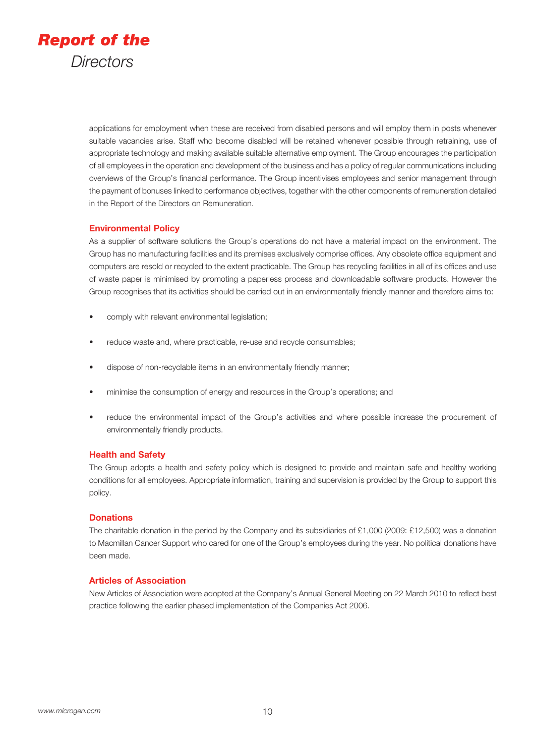applications for employment when these are received from disabled persons and will employ them in posts whenever suitable vacancies arise. Staff who become disabled will be retained whenever possible through retraining, use of appropriate technology and making available suitable alternative employment. The Group encourages the participation of all employees in the operation and development of the business and has a policy of regular communications including overviews of the Group's financial performance. The Group incentivises employees and senior management through the payment of bonuses linked to performance objectives, together with the other components of remuneration detailed in the Report of the Directors on Remuneration.

## Environmental Policy

As a supplier of software solutions the Group's operations do not have a material impact on the environment. The Group has no manufacturing facilities and its premises exclusively comprise offices. Any obsolete office equipment and computers are resold or recycled to the extent practicable. The Group has recycling facilities in all of its offices and use of waste paper is minimised by promoting a paperless process and downloadable software products. However the Group recognises that its activities should be carried out in an environmentally friendly manner and therefore aims to:

- comply with relevant environmental legislation;
- reduce waste and, where practicable, re-use and recycle consumables;
- dispose of non-recyclable items in an environmentally friendly manner;
- minimise the consumption of energy and resources in the Group's operations; and
- reduce the environmental impact of the Group's activities and where possible increase the procurement of environmentally friendly products.

## Health and Safety

The Group adopts a health and safety policy which is designed to provide and maintain safe and healthy working conditions for all employees. Appropriate information, training and supervision is provided by the Group to support this policy.

## Donations

The charitable donation in the period by the Company and its subsidiaries of £1,000 (2009: £12,500) was a donation to Macmillan Cancer Support who cared for one of the Group's employees during the year. No political donations have been made.

## Articles of Association

New Articles of Association were adopted at the Company's Annual General Meeting on 22 March 2010 to reflect best practice following the earlier phased implementation of the Companies Act 2006.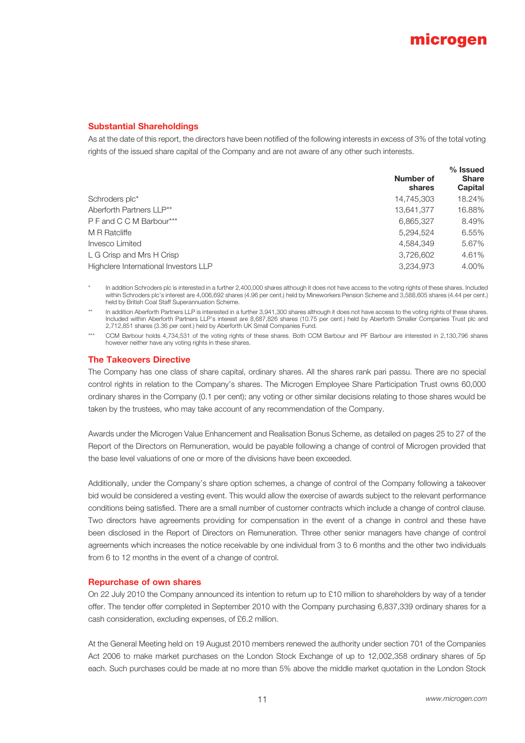## Substantial Shareholdings

As at the date of this report, the directors have been notified of the following interests in excess of 3% of the total voting rights of the issued share capital of the Company and are not aware of any other such interests.

| | Number of shares | % Issued Share Capital |
|---|---|---|
| Schroders plc* | 14,745,303 | 18.24% |
| Aberforth Partners LLP** | 13,641,377 | 16.88% |
| P F and C C M Barbour*** | 6,865,327 | 8.49% |
| M R Ratcliffe | 5,294,524 | 6.55% |
| Invesco Limited | 4,584,349 | 5.67% |
| L G Crisp and Mrs H Crisp | 3,726,602 | 4.61% |
| Highclere International Investors LLP | 3,234,973 | 4.00% |

\* In addition Schroders plc is interested in a further 2,400,000 shares although it does not have access to the voting rights of these shares. Included within Schroders plc's interest are 4,006,692 shares (4.96 per cent.) held by Mineworkers Pension Scheme and 3,588,605 shares (4.44 per cent.) held by British Coal Staff Superannuation Scheme.

\** In addition Aberforth Partners LLP is interested in a further 3,941,300 shares although it does not have access to the voting rights of these shares. Included within Aberforth Partners LLP's interest are 8,687,826 shares (10.75 per cent.) held by Aberforth Smaller Companies Trust plc and 2,712,851 shares (3.36 per cent.) held by Aberforth UK Small Companies Fund.

\*** CCM Barbour holds 4,734,531 of the voting rights of these shares. Both CCM Barbour and PF Barbour are interested in 2,130,796 shares however neither have any voting rights in these shares.

## The Takeovers Directive

The Company has one class of share capital, ordinary shares. All the shares rank pari passu. There are no special control rights in relation to the Company's shares. The Microgen Employee Share Participation Trust owns 60,000 ordinary shares in the Company (0.1 per cent); any voting or other similar decisions relating to those shares would be taken by the trustees, who may take account of any recommendation of the Company.

Awards under the Microgen Value Enhancement and Realisation Bonus Scheme, as detailed on pages 25 to 27 of the Report of the Directors on Remuneration, would be payable following a change of control of Microgen provided that the base level valuations of one or more of the divisions have been exceeded.

Additionally, under the Company's share option schemes, a change of control of the Company following a takeover bid would be considered a vesting event. This would allow the exercise of awards subject to the relevant performance conditions being satisfied. There are a small number of customer contracts which include a change of control clause. Two directors have agreements providing for compensation in the event of a change in control and these have been disclosed in the Report of Directors on Remuneration. Three other senior managers have change of control agreements which increases the notice receivable by one individual from 3 to 6 months and the other two individuals from 6 to 12 months in the event of a change of control.

## Repurchase of own shares

On 22 July 2010 the Company announced its intention to return up to £10 million to shareholders by way of a tender offer. The tender offer completed in September 2010 with the Company purchasing 6,837,339 ordinary shares for a cash consideration, excluding expenses, of £6.2 million.

At the General Meeting held on 19 August 2010 members renewed the authority under section 701 of the Companies Act 2006 to make market purchases on the London Stock Exchange of up to 12,002,358 ordinary shares of 5p each. Such purchases could be made at no more than 5% above the middle market quotation in the London Stock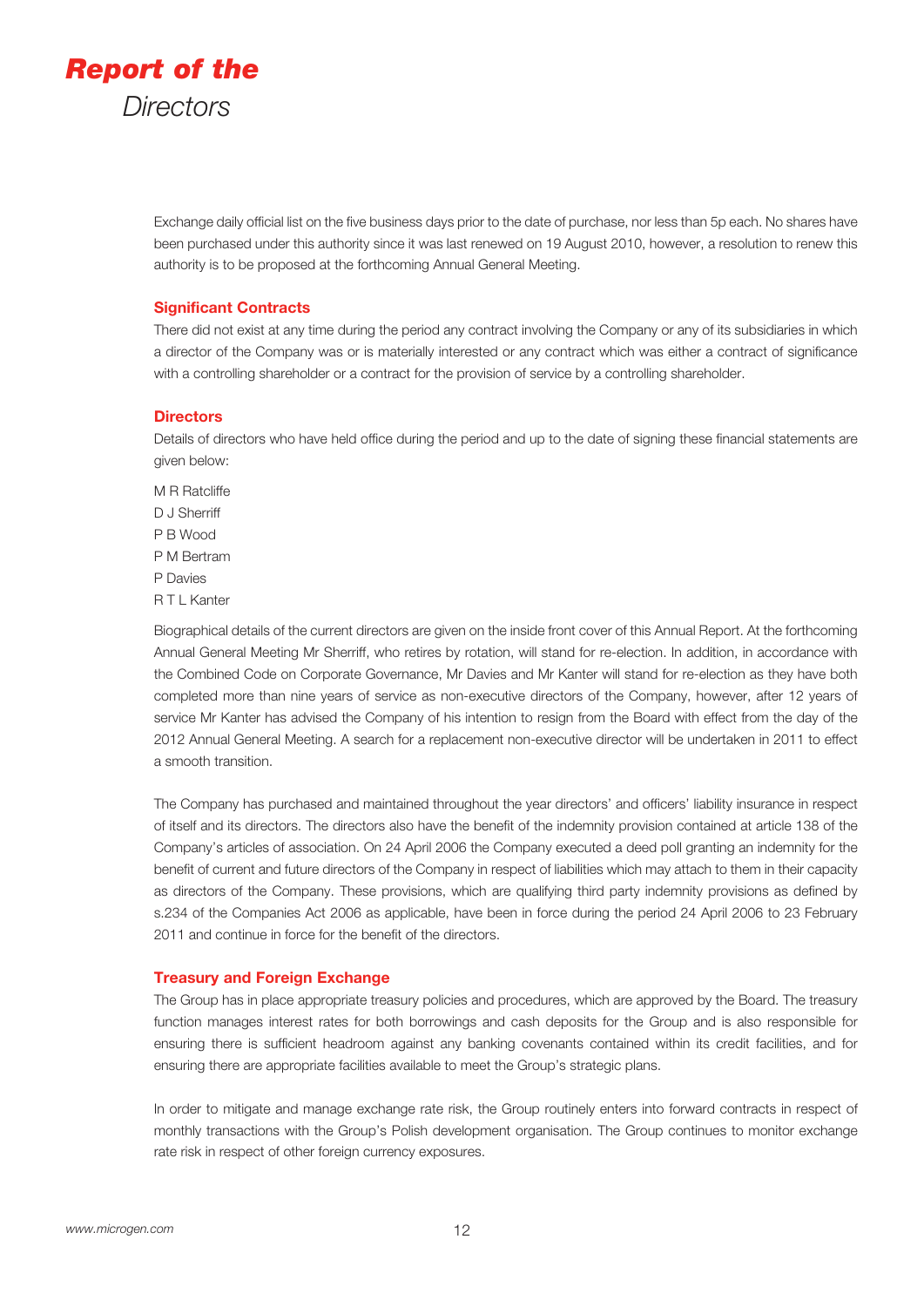Exchange daily official list on the five business days prior to the date of purchase, nor less than 5p each. No shares have been purchased under this authority since it was last renewed on 19 August 2010, however, a resolution to renew this authority is to be proposed at the forthcoming Annual General Meeting.

### Significant Contracts

There did not exist at any time during the period any contract involving the Company or any of its subsidiaries in which a director of the Company was or is materially interested or any contract which was either a contract of significance with a controlling shareholder or a contract for the provision of service by a controlling shareholder.

### Directors

Details of directors who have held office during the period and up to the date of signing these financial statements are given below:

M R Ratcliffe
D J Sherriff
P B Wood
P M Bertram
P Davies
R T L Kanter

Biographical details of the current directors are given on the inside front cover of this Annual Report. At the forthcoming Annual General Meeting Mr Sherriff, who retires by rotation, will stand for re-election. In addition, in accordance with the Combined Code on Corporate Governance, Mr Davies and Mr Kanter will stand for re-election as they have both completed more than nine years of service as non-executive directors of the Company, however, after 12 years of service Mr Kanter has advised the Company of his intention to resign from the Board with effect from the day of the 2012 Annual General Meeting. A search for a replacement non-executive director will be undertaken in 2011 to effect a smooth transition.

The Company has purchased and maintained throughout the year directors' and officers' liability insurance in respect of itself and its directors. The directors also have the benefit of the indemnity provision contained at article 138 of the Company's articles of association. On 24 April 2006 the Company executed a deed poll granting an indemnity for the benefit of current and future directors of the Company in respect of liabilities which may attach to them in their capacity as directors of the Company. These provisions, which are qualifying third party indemnity provisions as defined by s.234 of the Companies Act 2006 as applicable, have been in force during the period 24 April 2006 to 23 February 2011 and continue in force for the benefit of the directors.

### Treasury and Foreign Exchange

The Group has in place appropriate treasury policies and procedures, which are approved by the Board. The treasury function manages interest rates for both borrowings and cash deposits for the Group and is also responsible for ensuring there is sufficient headroom against any banking covenants contained within its credit facilities, and for ensuring there are appropriate facilities available to meet the Group's strategic plans.

In order to mitigate and manage exchange rate risk, the Group routinely enters into forward contracts in respect of monthly transactions with the Group's Polish development organisation. The Group continues to monitor exchange rate risk in respect of other foreign currency exposures.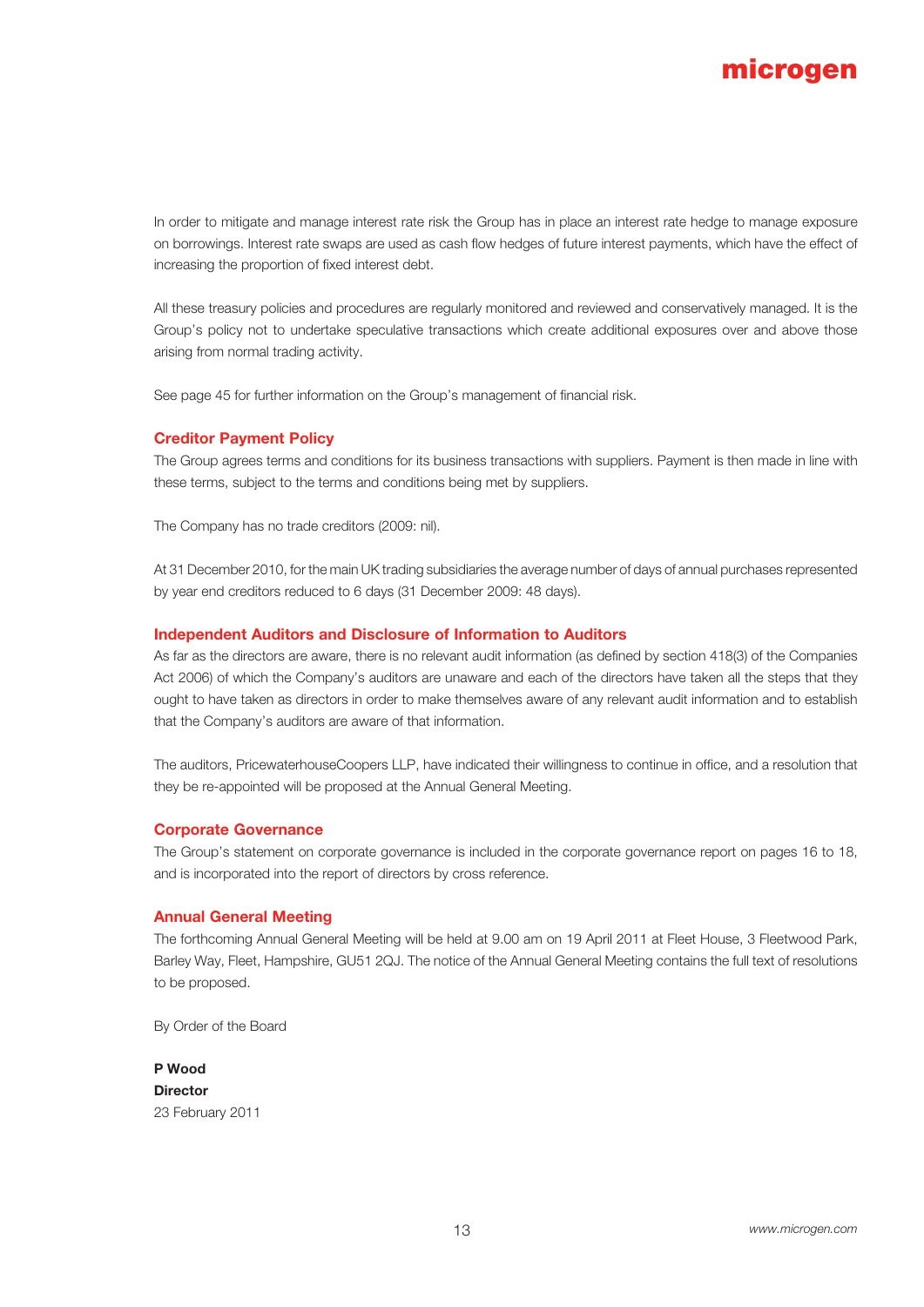In order to mitigate and manage interest rate risk the Group has in place an interest rate hedge to manage exposure on borrowings. Interest rate swaps are used as cash flow hedges of future interest payments, which have the effect of increasing the proportion of fixed interest debt.

All these treasury policies and procedures are regularly monitored and reviewed and conservatively managed. It is the Group's policy not to undertake speculative transactions which create additional exposures over and above those arising from normal trading activity.

See page 45 for further information on the Group's management of financial risk.

## Creditor Payment Policy

The Group agrees terms and conditions for its business transactions with suppliers. Payment is then made in line with these terms, subject to the terms and conditions being met by suppliers.

The Company has no trade creditors (2009: nil).

At 31 December 2010, for the main UK trading subsidiaries the average number of days of annual purchases represented by year end creditors reduced to 6 days (31 December 2009: 48 days).

## Independent Auditors and Disclosure of Information to Auditors

As far as the directors are aware, there is no relevant audit information (as defined by section 418(3) of the Companies Act 2006) of which the Company's auditors are unaware and each of the directors have taken all the steps that they ought to have taken as directors in order to make themselves aware of any relevant audit information and to establish that the Company's auditors are aware of that information.

The auditors, PricewaterhouseCoopers LLP, have indicated their willingness to continue in office, and a resolution that they be re-appointed will be proposed at the Annual General Meeting.

## Corporate Governance

The Group's statement on corporate governance is included in the corporate governance report on pages 16 to 18, and is incorporated into the report of directors by cross reference.

## Annual General Meeting

The forthcoming Annual General Meeting will be held at 9.00 am on 19 April 2011 at Fleet House, 3 Fleetwood Park, Barley Way, Fleet, Hampshire, GU51 2QJ. The notice of the Annual General Meeting contains the full text of resolutions to be proposed.

By Order of the Board

**P Wood**
**Director**
23 February 2011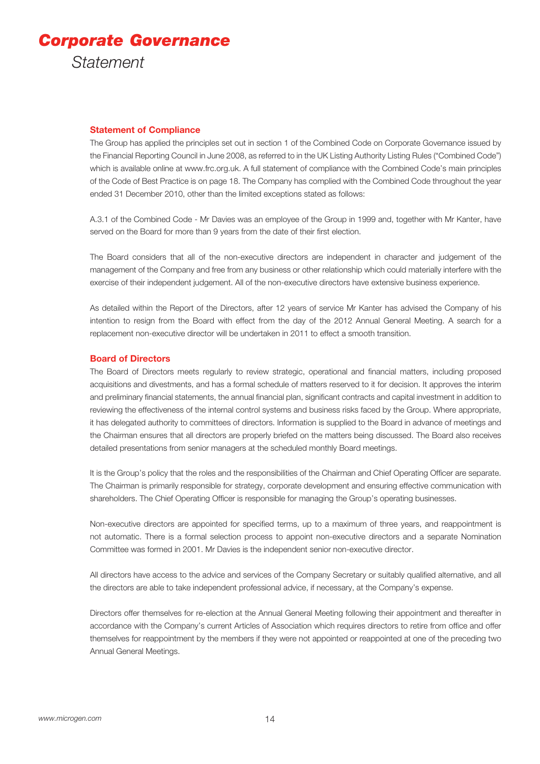# Corporate Governance

## Statement

### Statement of Compliance

The Group has applied the principles set out in section 1 of the Combined Code on Corporate Governance issued by the Financial Reporting Council in June 2008, as referred to in the UK Listing Authority Listing Rules ("Combined Code") which is available online at www.frc.org.uk. A full statement of compliance with the Combined Code's main principles of the Code of Best Practice is on page 18. The Company has complied with the Combined Code throughout the year ended 31 December 2010, other than the limited exceptions stated as follows:

A.3.1 of the Combined Code - Mr Davies was an employee of the Group in 1999 and, together with Mr Kanter, have served on the Board for more than 9 years from the date of their first election.

The Board considers that all of the non-executive directors are independent in character and judgement of the management of the Company and free from any business or other relationship which could materially interfere with the exercise of their independent judgement. All of the non-executive directors have extensive business experience.

As detailed within the Report of the Directors, after 12 years of service Mr Kanter has advised the Company of his intention to resign from the Board with effect from the day of the 2012 Annual General Meeting. A search for a replacement non-executive director will be undertaken in 2011 to effect a smooth transition.

### Board of Directors

The Board of Directors meets regularly to review strategic, operational and financial matters, including proposed acquisitions and divestments, and has a formal schedule of matters reserved to it for decision. It approves the interim and preliminary financial statements, the annual financial plan, significant contracts and capital investment in addition to reviewing the effectiveness of the internal control systems and business risks faced by the Group. Where appropriate, it has delegated authority to committees of directors. Information is supplied to the Board in advance of meetings and the Chairman ensures that all directors are properly briefed on the matters being discussed. The Board also receives detailed presentations from senior managers at the scheduled monthly Board meetings.

It is the Group's policy that the roles and the responsibilities of the Chairman and Chief Operating Officer are separate. The Chairman is primarily responsible for strategy, corporate development and ensuring effective communication with shareholders. The Chief Operating Officer is responsible for managing the Group's operating businesses.

Non-executive directors are appointed for specified terms, up to a maximum of three years, and reappointment is not automatic. There is a formal selection process to appoint non-executive directors and a separate Nomination Committee was formed in 2001. Mr Davies is the independent senior non-executive director.

All directors have access to the advice and services of the Company Secretary or suitably qualified alternative, and all the directors are able to take independent professional advice, if necessary, at the Company's expense.

Directors offer themselves for re-election at the Annual General Meeting following their appointment and thereafter in accordance with the Company's current Articles of Association which requires directors to retire from office and offer themselves for reappointment by the members if they were not appointed or reappointed at one of the preceding two Annual General Meetings.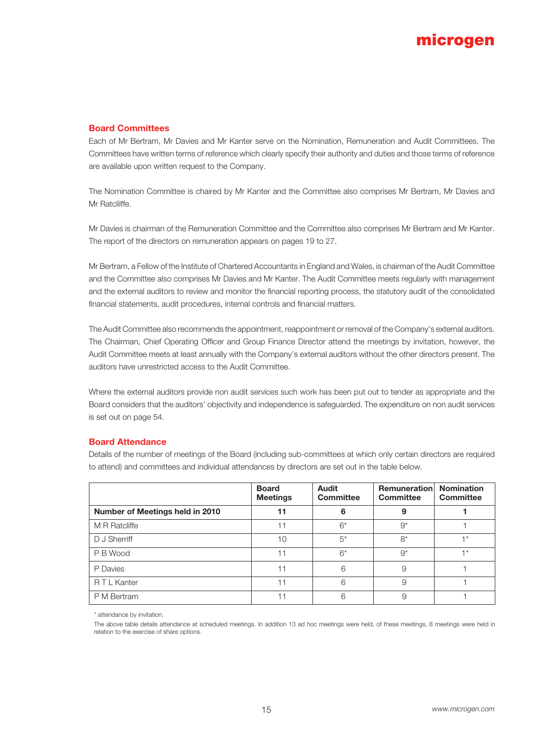## Board Committees

Each of Mr Bertram, Mr Davies and Mr Kanter serve on the Nomination, Remuneration and Audit Committees. The Committees have written terms of reference which clearly specify their authority and duties and those terms of reference are available upon written request to the Company.

The Nomination Committee is chaired by Mr Kanter and the Committee also comprises Mr Bertram, Mr Davies and Mr Ratclilffe.

Mr Davies is chairman of the Remuneration Committee and the Committee also comprises Mr Bertram and Mr Kanter. The report of the directors on remuneration appears on pages 19 to 27.

Mr Bertram, a Fellow of the Institute of Chartered Accountants in England and Wales, is chairman of the Audit Committee and the Committee also comprises Mr Davies and Mr Kanter. The Audit Committee meets regularly with management and the external auditors to review and monitor the financial reporting process, the statutory audit of the consolidated financial statements, audit procedures, internal controls and financial matters.

The Audit Committee also recommends the appointment, reappointment or removal of the Company's external auditors. The Chairman, Chief Operating Officer and Group Finance Director attend the meetings by invitation, however, the Audit Committee meets at least annually with the Company's external auditors without the other directors present. The auditors have unrestricted access to the Audit Committee.

Where the external auditors provide non audit services such work has been put out to tender as appropriate and the Board considers that the auditors' objectivity and independence is safeguarded. The expenditure on non audit services is set out on page 54.

## Board Attendance

Details of the number of meetings of the Board (including sub-committees at which only certain directors are required to attend) and committees and individual attendances by directors are set out in the table below.

| | Board Meetings | Audit Committee | Remuneration Committee | Nomination Committee |
|---|---|---|---|---|
| **Number of Meetings held in 2010** | **11** | **6** | **9** | **1** |
| M R Ratcliffe | 11 | 6* | 9* | 1 |
| D J Sherriff | 10 | 5* | 8* | 1* |
| P B Wood | 11 | 6* | 9* | 1* |
| P Davies | 11 | 6 | 9 | 1 |
| R T L Kanter | 11 | 6 | 9 | 1 |
| P M Bertram | 11 | 6 | 9 | 1 |

\* attendance by invitation.

The above table details attendance at scheduled meetings. In addition 13 ad hoc meetings were held, of these meetings, 8 meetings were held in relation to the exercise of share options.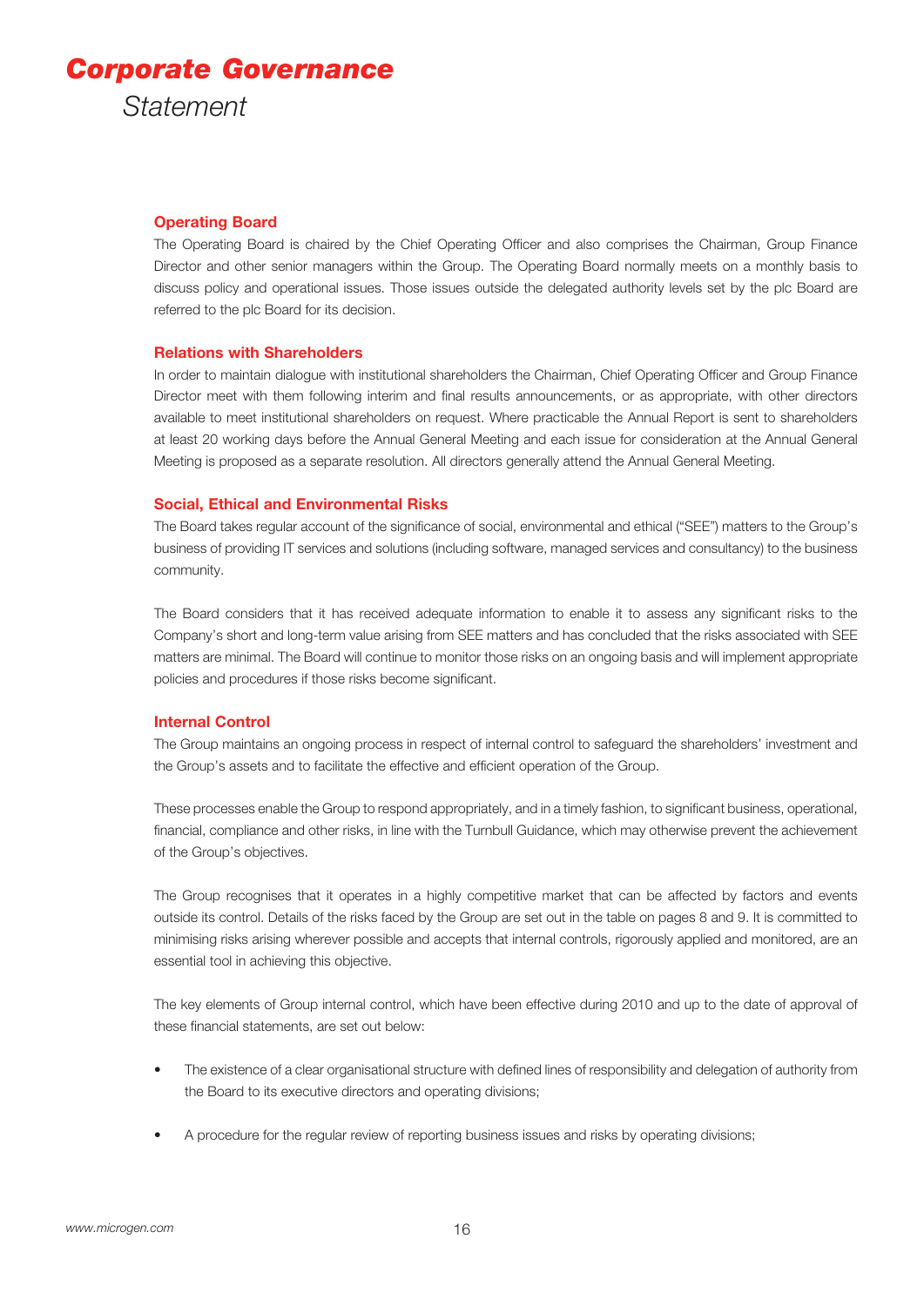# Corporate Governance Statement

### Operating Board

The Operating Board is chaired by the Chief Operating Officer and also comprises the Chairman, Group Finance Director and other senior managers within the Group. The Operating Board normally meets on a monthly basis to discuss policy and operational issues. Those issues outside the delegated authority levels set by the plc Board are referred to the plc Board for its decision.

### Relations with Shareholders

In order to maintain dialogue with institutional shareholders the Chairman, Chief Operating Officer and Group Finance Director meet with them following interim and final results announcements, or as appropriate, with other directors available to meet institutional shareholders on request. Where practicable the Annual Report is sent to shareholders at least 20 working days before the Annual General Meeting and each issue for consideration at the Annual General Meeting is proposed as a separate resolution. All directors generally attend the Annual General Meeting.

### Social, Ethical and Environmental Risks

The Board takes regular account of the significance of social, environmental and ethical ("SEE") matters to the Group's business of providing IT services and solutions (including software, managed services and consultancy) to the business community.

The Board considers that it has received adequate information to enable it to assess any significant risks to the Company's short and long-term value arising from SEE matters and has concluded that the risks associated with SEE matters are minimal. The Board will continue to monitor those risks on an ongoing basis and will implement appropriate policies and procedures if those risks become significant.

### Internal Control

The Group maintains an ongoing process in respect of internal control to safeguard the shareholders' investment and the Group's assets and to facilitate the effective and efficient operation of the Group.

These processes enable the Group to respond appropriately, and in a timely fashion, to significant business, operational, financial, compliance and other risks, in line with the Turnbull Guidance, which may otherwise prevent the achievement of the Group's objectives.

The Group recognises that it operates in a highly competitive market that can be affected by factors and events outside its control. Details of the risks faced by the Group are set out in the table on pages 8 and 9. It is committed to minimising risks arising wherever possible and accepts that internal controls, rigorously applied and monitored, are an essential tool in achieving this objective.

The key elements of Group internal control, which have been effective during 2010 and up to the date of approval of these financial statements, are set out below:

- The existence of a clear organisational structure with defined lines of responsibility and delegation of authority from the Board to its executive directors and operating divisions;
- A procedure for the regular review of reporting business issues and risks by operating divisions;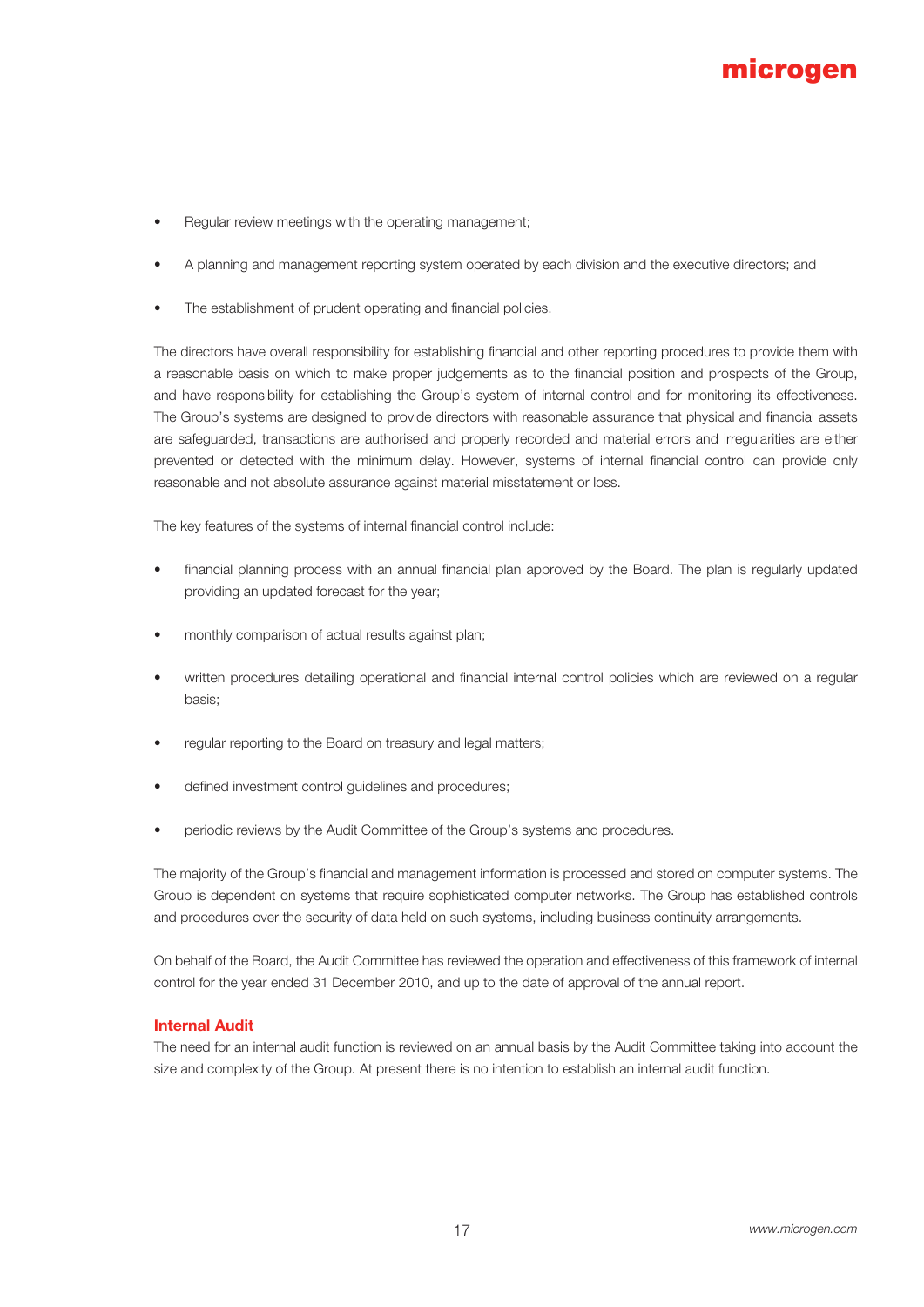- Regular review meetings with the operating management;
- A planning and management reporting system operated by each division and the executive directors; and
- The establishment of prudent operating and financial policies.

The directors have overall responsibility for establishing financial and other reporting procedures to provide them with a reasonable basis on which to make proper judgements as to the financial position and prospects of the Group, and have responsibility for establishing the Group's system of internal control and for monitoring its effectiveness. The Group's systems are designed to provide directors with reasonable assurance that physical and financial assets are safeguarded, transactions are authorised and properly recorded and material errors and irregularities are either prevented or detected with the minimum delay. However, systems of internal financial control can provide only reasonable and not absolute assurance against material misstatement or loss.

The key features of the systems of internal financial control include:

- financial planning process with an annual financial plan approved by the Board. The plan is regularly updated providing an updated forecast for the year;
- monthly comparison of actual results against plan;
- written procedures detailing operational and financial internal control policies which are reviewed on a regular basis;
- regular reporting to the Board on treasury and legal matters;
- defined investment control guidelines and procedures;
- periodic reviews by the Audit Committee of the Group's systems and procedures.

The majority of the Group's financial and management information is processed and stored on computer systems. The Group is dependent on systems that require sophisticated computer networks. The Group has established controls and procedures over the security of data held on such systems, including business continuity arrangements.

On behalf of the Board, the Audit Committee has reviewed the operation and effectiveness of this framework of internal control for the year ended 31 December 2010, and up to the date of approval of the annual report.

### Internal Audit

The need for an internal audit function is reviewed on an annual basis by the Audit Committee taking into account the size and complexity of the Group. At present there is no intention to establish an internal audit function.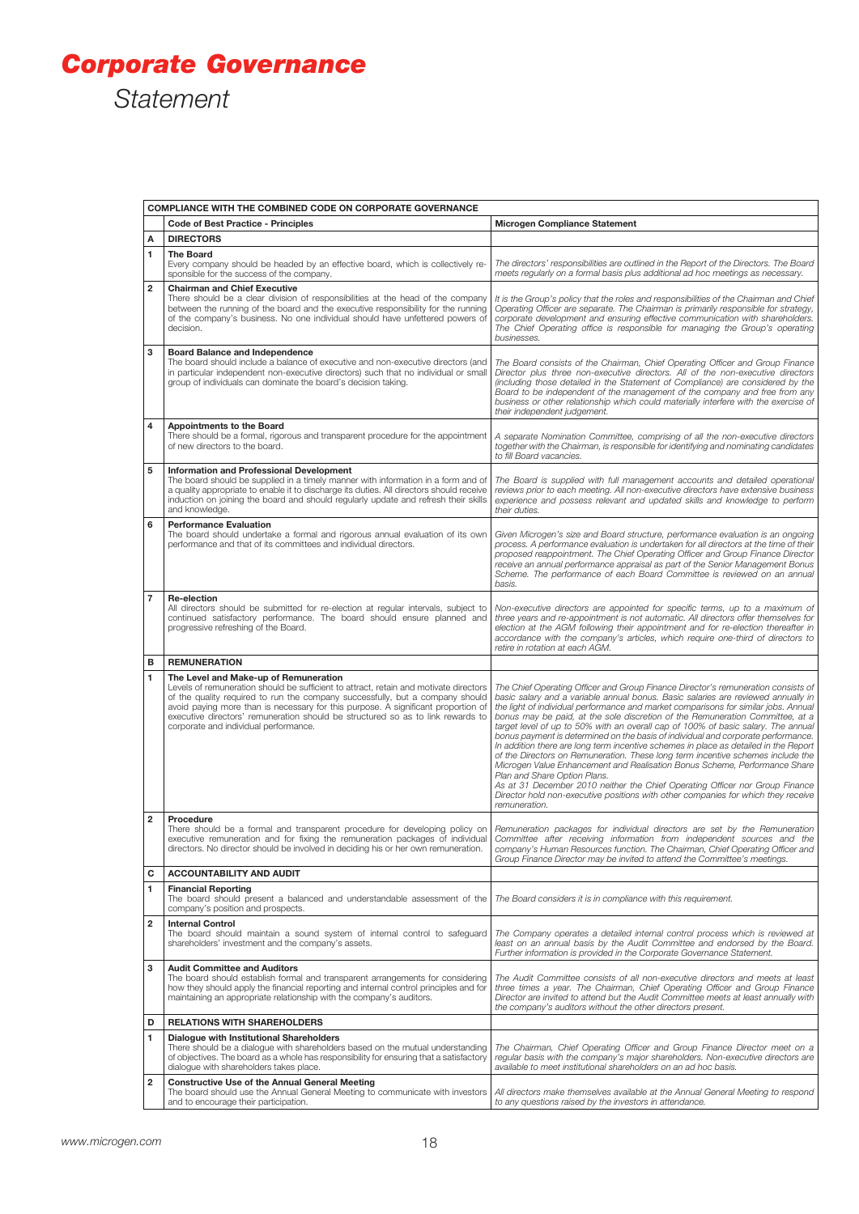# *Corporate Governance*

*Statement*

| COMPLIANCE WITH THE COMBINED CODE ON CORPORATE GOVERNANCE | | |
|---|---|---|
| | **Code of Best Practice - Principles** | **Microgen Compliance Statement** |
| **A** | **DIRECTORS** | |
| **1** | **The Board**<br>Every company should be headed by an effective board, which is collectively responsible for the success of the company. | *The directors' responsibilities are outlined in the Report of the Directors. The Board meets regularly on a formal basis plus additional ad hoc meetings as necessary.* |
| **2** | **Chairman and Chief Executive**<br>There should be a clear division of responsibilities at the head of the company between the running of the board and the executive responsibility for the running of the company's business. No one individual should have unfettered powers of decision. | *It is the Group's policy that the roles and responsibilities of the Chairman and Chief Operating Officer are separate. The Chairman is primarily responsible for strategy, corporate development and ensuring effective communication with shareholders. The Chief Operating office is responsible for managing the Group's operating businesses.* |
| **3** | **Board Balance and Independence**<br>The board should include a balance of executive and non-executive directors (and in particular independent non-executive directors) such that no individual or small group of individuals can dominate the board's decision taking. | *The Board consists of the Chairman, Chief Operating Officer and Group Finance Director plus three non-executive directors. All of the non-executive directors (including those detailed in the Statement of Compliance) are considered by the Board to be independent of the management of the company and free from any business or other relationship which could materially interfere with the exercise of their independent judgement.* |
| **4** | **Appointments to the Board**<br>There should be a formal, rigorous and transparent procedure for the appointment of new directors to the board. | *A separate Nomination Committee, comprising of all the non-executive directors together with the Chairman, is responsible for identifying and nominating candidates to fill Board vacancies.* |
| **5** | **Information and Professional Development**<br>The board should be supplied in a timely manner with information in a form and of a quality appropriate to enable it to discharge its duties. All directors should receive induction on joining the board and should regularly update and refresh their skills and knowledge. | *The Board is supplied with full management accounts and detailed operational reviews prior to each meeting. All non-executive directors have extensive business experience and possess relevant and updated skills and knowledge to perform their duties.* |
| **6** | **Performance Evaluation**<br>The board should undertake a formal and rigorous annual evaluation of its own performance and that of its committees and individual directors. | *Given Microgen's size and Board structure, performance evaluation is an ongoing process. A performance evaluation is undertaken for all directors at the time of their proposed reappointment. The Chief Operating Officer and Group Finance Director receive an annual performance appraisal as part of the Senior Management Bonus Scheme. The performance of each Board Committee is reviewed on an annual basis.* |
| **7** | **Re-election**<br>All directors should be submitted for re-election at regular intervals, subject to continued satisfactory performance. The board should ensure planned and progressive refreshing of the Board. | *Non-executive directors are appointed for specific terms, up to a maximum of three years and re-appointment is not automatic. All directors offer themselves for election at the AGM following their appointment and for re-election thereafter in accordance with the company's articles, which require one-third of directors to retire in rotation at each AGM.* |
| **B** | **REMUNERATION** | |
| **1** | **The Level and Make-up of Remuneration**<br>Levels of remuneration should be sufficient to attract, retain and motivate directors of the quality required to run the company successfully, but a company should avoid paying more than is necessary for this purpose. A significant proportion of executive directors' remuneration should be structured so as to link rewards to corporate and individual performance. | *The Chief Operating Officer and Group Finance Director's remuneration consists of basic salary and a variable annual bonus. Basic salaries are reviewed annually in the light of individual performance and market comparisons for similar jobs. Annual bonus may be paid, at the sole discretion of the Remuneration Committee, at a target level of up to 50% with an overall cap of 100% of basic salary. The annual bonus payment is determined on the basis of individual and corporate performance. In addition there are long term incentive schemes in place as detailed in the Report of the Directors on Remuneration. These long term incentive schemes include the Microgen Value Enhancement and Realisation Bonus Scheme, Performance Share Plan and Share Option Plans.*<br>*As at 31 December 2010 neither the Chief Operating Officer nor Group Finance Director hold non-executive positions with other companies for which they receive remuneration.* |
| **2** | **Procedure**<br>There should be a formal and transparent procedure for developing policy on executive remuneration and for fixing the remuneration packages of individual directors. No director should be involved in deciding his or her own remuneration. | *Remuneration packages for individual directors are set by the Remuneration Committee after receiving information from independent sources and the company's Human Resources function. The Chairman, Chief Operating Officer and Group Finance Director may be invited to attend the Committee's meetings.* |
| **C** | **ACCOUNTABILITY AND AUDIT** | |
| **1** | **Financial Reporting**<br>The board should present a balanced and understandable assessment of the company's position and prospects. | *The Board considers it is in compliance with this requirement.* |
| **2** | **Internal Control**<br>The board should maintain a sound system of internal control to safeguard shareholders' investment and the company's assets. | *The Company operates a detailed internal control process which is reviewed at least on an annual basis by the Audit Committee and endorsed by the Board. Further information is provided in the Corporate Governance Statement.* |
| **3** | **Audit Committee and Auditors**<br>The board should establish formal and transparent arrangements for considering how they should apply the financial reporting and internal control principles and for maintaining an appropriate relationship with the company's auditors. | *The Audit Committee consists of all non-executive directors and meets at least three times a year. The Chairman, Chief Operating Officer and Group Finance Director are invited to attend but the Audit Committee meets at least annually with the company's auditors without the other directors present.* |
| **D** | **RELATIONS WITH SHAREHOLDERS** | |
| **1** | **Dialogue with Institutional Shareholders**<br>There should be a dialogue with shareholders based on the mutual understanding of objectives. The board as a whole has responsibility for ensuring that a satisfactory dialogue with shareholders takes place. | *The Chairman, Chief Operating Officer and Group Finance Director meet on a regular basis with the company's major shareholders. Non-executive directors are available to meet institutional shareholders on an ad hoc basis.* |
| **2** | **Constructive Use of the Annual General Meeting**<br>The board should use the Annual General Meeting to communicate with investors and to encourage their participation. | *All directors make themselves available at the Annual General Meeting to respond to any questions raised by the investors in attendance.* |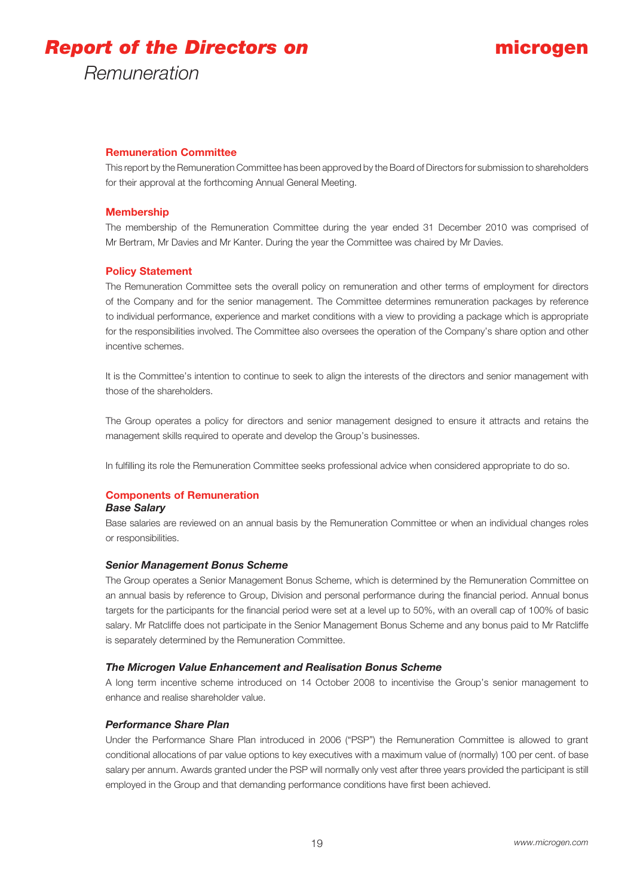# *Report of the Directors on* Remuneration

## Remuneration Committee

This report by the Remuneration Committee has been approved by the Board of Directors for submission to shareholders for their approval at the forthcoming Annual General Meeting.

## Membership

The membership of the Remuneration Committee during the year ended 31 December 2010 was comprised of Mr Bertram, Mr Davies and Mr Kanter. During the year the Committee was chaired by Mr Davies.

## Policy Statement

The Remuneration Committee sets the overall policy on remuneration and other terms of employment for directors of the Company and for the senior management. The Committee determines remuneration packages by reference to individual performance, experience and market conditions with a view to providing a package which is appropriate for the responsibilities involved. The Committee also oversees the operation of the Company's share option and other incentive schemes.

It is the Committee's intention to continue to seek to align the interests of the directors and senior management with those of the shareholders.

The Group operates a policy for directors and senior management designed to ensure it attracts and retains the management skills required to operate and develop the Group's businesses.

In fulfilling its role the Remuneration Committee seeks professional advice when considered appropriate to do so.

## Components of Remuneration

### *Base Salary*

Base salaries are reviewed on an annual basis by the Remuneration Committee or when an individual changes roles or responsibilities.

### *Senior Management Bonus Scheme*

The Group operates a Senior Management Bonus Scheme, which is determined by the Remuneration Committee on an annual basis by reference to Group, Division and personal performance during the financial period. Annual bonus targets for the participants for the financial period were set at a level up to 50%, with an overall cap of 100% of basic salary. Mr Ratcliffe does not participate in the Senior Management Bonus Scheme and any bonus paid to Mr Ratcliffe is separately determined by the Remuneration Committee.

### *The Microgen Value Enhancement and Realisation Bonus Scheme*

A long term incentive scheme introduced on 14 October 2008 to incentivise the Group's senior management to enhance and realise shareholder value.

### *Performance Share Plan*

Under the Performance Share Plan introduced in 2006 ("PSP") the Remuneration Committee is allowed to grant conditional allocations of par value options to key executives with a maximum value of (normally) 100 per cent. of base salary per annum. Awards granted under the PSP will normally only vest after three years provided the participant is still employed in the Group and that demanding performance conditions have first been achieved.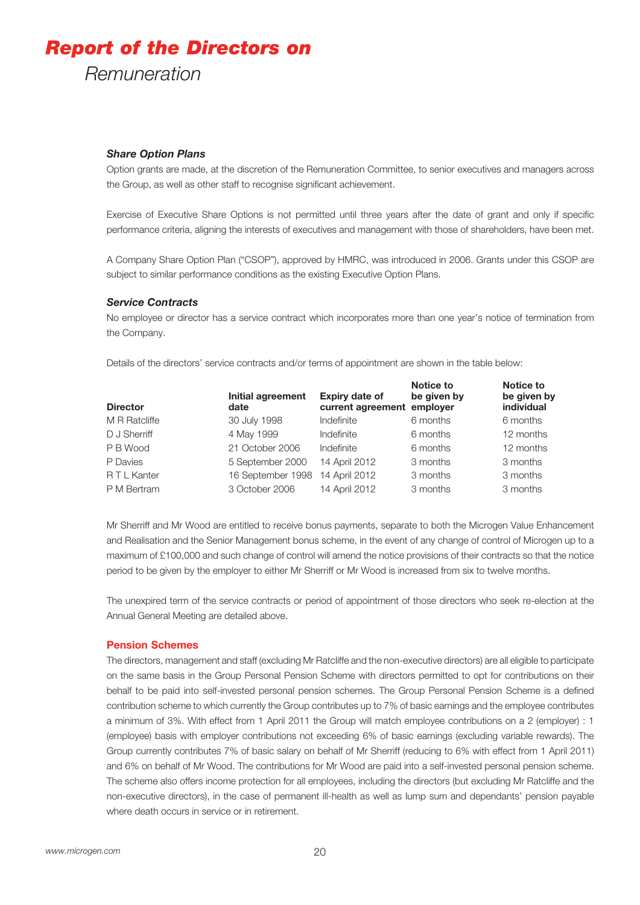# Report of the Directors on
## Remuneration

### Share Option Plans

Option grants are made, at the discretion of the Remuneration Committee, to senior executives and managers across the Group, as well as other staff to recognise significant achievement.

Exercise of Executive Share Options is not permitted until three years after the date of grant and only if specific performance criteria, aligning the interests of executives and management with those of shareholders, have been met.

A Company Share Option Plan ("CSOP"), approved by HMRC, was introduced in 2006. Grants under this CSOP are subject to similar performance conditions as the existing Executive Option Plans.

### Service Contracts

No employee or director has a service contract which incorporates more than one year's notice of termination from the Company.

Details of the directors' service contracts and/or terms of appointment are shown in the table below:

| Director | Initial agreement date | Expiry date of current agreement | Notice to be given by employer | Notice to be given by individual |
|---|---|---|---|---|
| M R Ratcliffe | 30 July 1998 | Indefinite | 6 months | 6 months |
| D J Sherriff | 4 May 1999 | Indefinite | 6 months | 12 months |
| P B Wood | 21 October 2006 | Indefinite | 6 months | 12 months |
| P Davies | 5 September 2000 | 14 April 2012 | 3 months | 3 months |
| R T L Kanter | 16 September 1998 | 14 April 2012 | 3 months | 3 months |
| P M Bertram | 3 October 2006 | 14 April 2012 | 3 months | 3 months |

Mr Sherriff and Mr Wood are entitled to receive bonus payments, separate to both the Microgen Value Enhancement and Realisation and the Senior Management bonus scheme, in the event of any change of control of Microgen up to a maximum of £100,000 and such change of control will amend the notice provisions of their contracts so that the notice period to be given by the employer to either Mr Sherriff or Mr Wood is increased from six to twelve months.

The unexpired term of the service contracts or period of appointment of those directors who seek re-election at the Annual General Meeting are detailed above.

### Pension Schemes

The directors, management and staff (excluding Mr Ratcliffe and the non-executive directors) are all eligible to participate on the same basis in the Group Personal Pension Scheme with directors permitted to opt for contributions on their behalf to be paid into self-invested personal pension schemes. The Group Personal Pension Scheme is a defined contribution scheme to which currently the Group contributes up to 7% of basic earnings and the employee contributes a minimum of 3%. With effect from 1 April 2011 the Group will match employee contributions on a 2 (employer) : 1 (employee) basis with employer contributions not exceeding 6% of basic earnings (excluding variable rewards). The Group currently contributes 7% of basic salary on behalf of Mr Sherriff (reducing to 6% with effect from 1 April 2011) and 6% on behalf of Mr Wood. The contributions for Mr Wood are paid into a self-invested personal pension scheme. The scheme also offers income protection for all employees, including the directors (but excluding Mr Ratcliffe and the non-executive directors), in the case of permanent ill-health as well as lump sum and dependants' pension payable where death occurs in service or in retirement.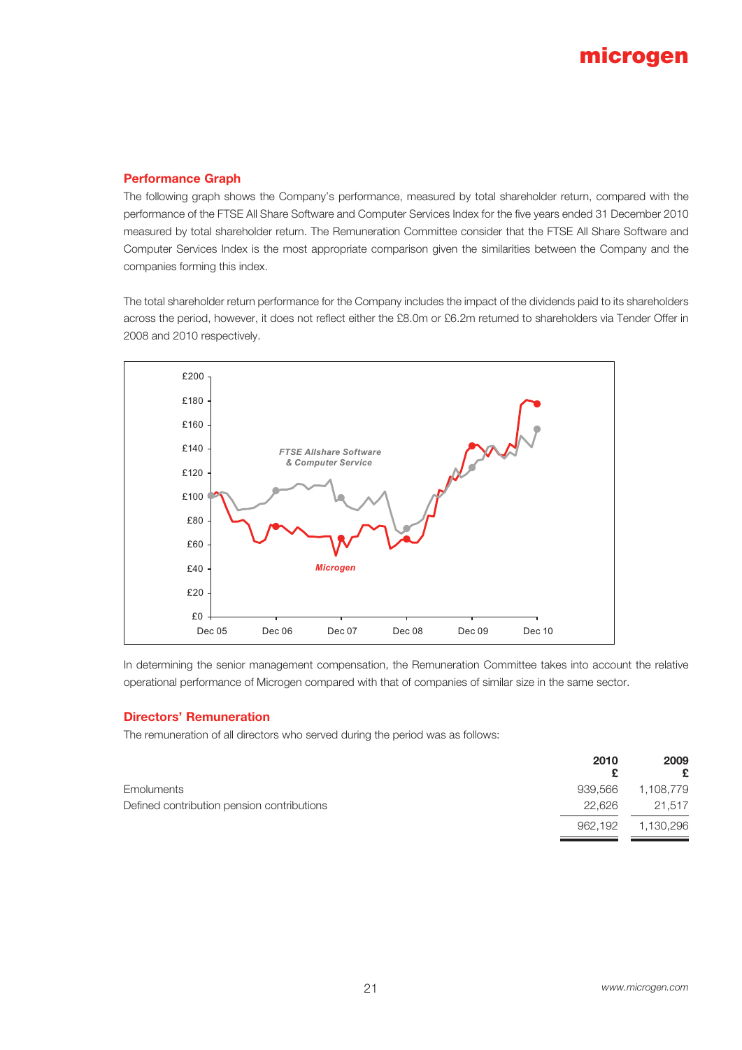## Performance Graph

The following graph shows the Company's performance, measured by total shareholder return, compared with the performance of the FTSE All Share Software and Computer Services Index for the five years ended 31 December 2010 measured by total shareholder return. The Remuneration Committee consider that the FTSE All Share Software and Computer Services Index is the most appropriate comparison given the similarities between the Company and the companies forming this index.

The total shareholder return performance for the Company includes the impact of the dividends paid to its shareholders across the period, however, it does not reflect either the £8.0m or £6.2m returned to shareholders via Tender Offer in 2008 and 2010 respectively.

In determining the senior management compensation, the Remuneration Committee takes into account the relative operational performance of Microgen compared with that of companies of similar size in the same sector.

## Directors' Remuneration

The remuneration of all directors who served during the period was as follows:

| | 2010 £ | 2009 £ |
|---|---|---|
| Emoluments | 939,566 | 1,108,779 |
| Defined contribution pension contributions | 22,626 | 21,517 |
| | 962,192 | 1,130,296 |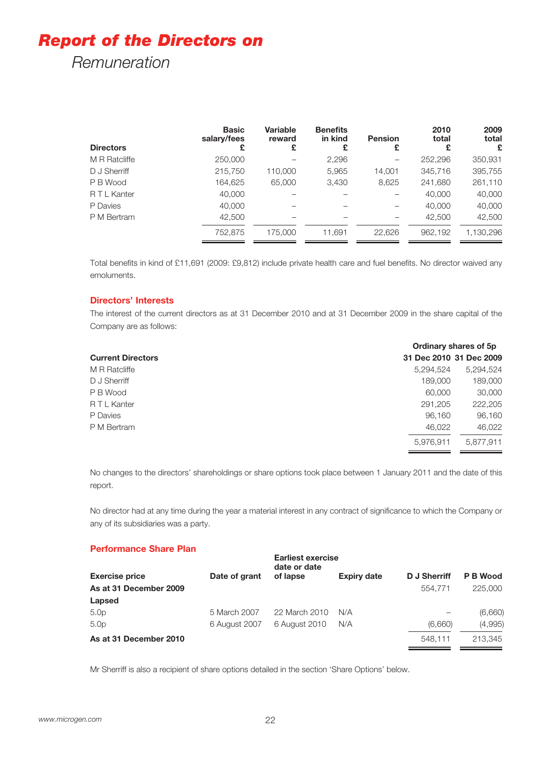# *Report of the Directors on*

## *Remuneration*

| Directors | Basic salary/fees £ | Variable reward £ | Benefits in kind £ | Pension £ | 2010 total £ | 2009 total £ |
|---|---|---|---|---|---|---|
| M R Ratcliffe | 250,000 | – | 2,296 | – | 252,296 | 350,931 |
| D J Sherriff | 215,750 | 110,000 | 5,965 | 14,001 | 345,716 | 395,755 |
| P B Wood | 164,625 | 65,000 | 3,430 | 8,625 | 241,680 | 261,110 |
| R T L Kanter | 40,000 | – | – | – | 40,000 | 40,000 |
| P Davies | 40,000 | – | – | – | 40,000 | 40,000 |
| P M Bertram | 42,500 | – | – | – | 42,500 | 42,500 |
| | 752,875 | 175,000 | 11,691 | 22,626 | 962,192 | 1,130,296 |

Total benefits in kind of £11,691 (2009: £9,812) include private health care and fuel benefits. No director waived any emoluments.

### Directors' Interests

The interest of the current directors as at 31 December 2010 and at 31 December 2009 in the share capital of the Company are as follows:

| | Ordinary shares of 5p | |
|---|---|---|
| **Current Directors** | **31 Dec 2010** | **31 Dec 2009** |
| M R Ratcliffe | 5,294,524 | 5,294,524 |
| D J Sherriff | 189,000 | 189,000 |
| P B Wood | 60,000 | 30,000 |
| R T L Kanter | 291,205 | 222,205 |
| P Davies | 96,160 | 96,160 |
| P M Bertram | 46,022 | 46,022 |
| | 5,976,911 | 5,877,911 |

No changes to the directors' shareholdings or share options took place between 1 January 2011 and the date of this report.

No director had at any time during the year a material interest in any contract of significance to which the Company or any of its subsidiaries was a party.

### Performance Share Plan

| Exercise price | Date of grant | Earliest exercise date or date of lapse | Expiry date | D J Sherriff | P B Wood |
|---|---|---|---|---|---|
| **As at 31 December 2009** | | | | 554,771 | 225,000 |
| **Lapsed** | | | | | |
| 5.0p | 5 March 2007 | 22 March 2010 | N/A | – | (6,660) |
| 5.0p | 6 August 2007 | 6 August 2010 | N/A | (6,660) | (4,995) |
| **As at 31 December 2010** | | | | 548,111 | 213,345 |

Mr Sherriff is also a recipient of share options detailed in the section 'Share Options' below.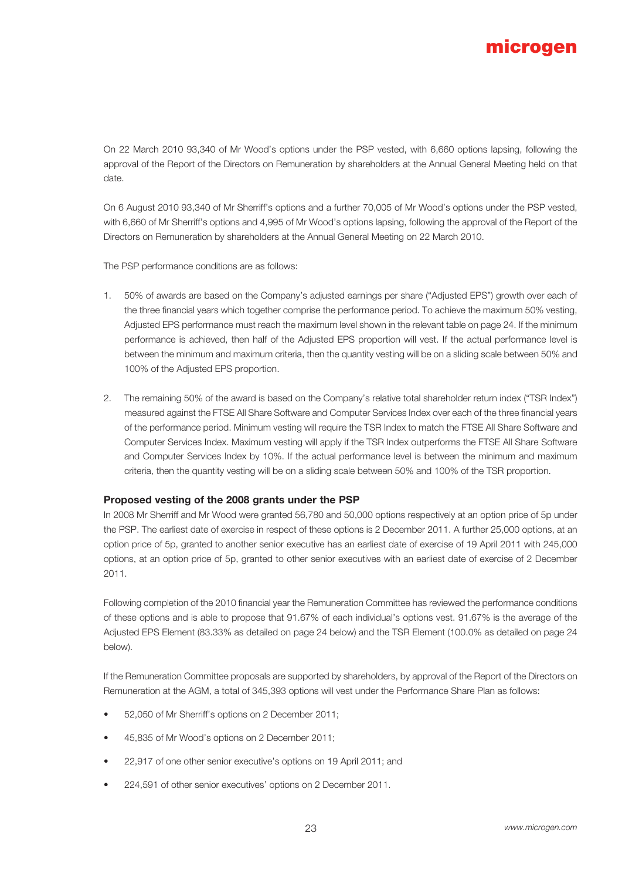On 22 March 2010 93,340 of Mr Wood's options under the PSP vested, with 6,660 options lapsing, following the approval of the Report of the Directors on Remuneration by shareholders at the Annual General Meeting held on that date.

On 6 August 2010 93,340 of Mr Sherriff's options and a further 70,005 of Mr Wood's options under the PSP vested, with 6,660 of Mr Sherriff's options and 4,995 of Mr Wood's options lapsing, following the approval of the Report of the Directors on Remuneration by shareholders at the Annual General Meeting on 22 March 2010.

The PSP performance conditions are as follows:

1. 50% of awards are based on the Company's adjusted earnings per share ("Adjusted EPS") growth over each of the three financial years which together comprise the performance period. To achieve the maximum 50% vesting, Adjusted EPS performance must reach the maximum level shown in the relevant table on page 24. If the minimum performance is achieved, then half of the Adjusted EPS proportion will vest. If the actual performance level is between the minimum and maximum criteria, then the quantity vesting will be on a sliding scale between 50% and 100% of the Adjusted EPS proportion.

2. The remaining 50% of the award is based on the Company's relative total shareholder return index ("TSR Index") measured against the FTSE All Share Software and Computer Services Index over each of the three financial years of the performance period. Minimum vesting will require the TSR Index to match the FTSE All Share Software and Computer Services Index. Maximum vesting will apply if the TSR Index outperforms the FTSE All Share Software and Computer Services Index by 10%. If the actual performance level is between the minimum and maximum criteria, then the quantity vesting will be on a sliding scale between 50% and 100% of the TSR proportion.

### Proposed vesting of the 2008 grants under the PSP

In 2008 Mr Sherriff and Mr Wood were granted 56,780 and 50,000 options respectively at an option price of 5p under the PSP. The earliest date of exercise in respect of these options is 2 December 2011. A further 25,000 options, at an option price of 5p, granted to another senior executive has an earliest date of exercise of 19 April 2011 with 245,000 options, at an option price of 5p, granted to other senior executives with an earliest date of exercise of 2 December 2011.

Following completion of the 2010 financial year the Remuneration Committee has reviewed the performance conditions of these options and is able to propose that 91.67% of each individual's options vest. 91.67% is the average of the Adjusted EPS Element (83.33% as detailed on page 24 below) and the TSR Element (100.0% as detailed on page 24 below).

If the Remuneration Committee proposals are supported by shareholders, by approval of the Report of the Directors on Remuneration at the AGM, a total of 345,393 options will vest under the Performance Share Plan as follows:

- 52,050 of Mr Sherriff's options on 2 December 2011;
- 45,835 of Mr Wood's options on 2 December 2011;
- 22,917 of one other senior executive's options on 19 April 2011; and
- 224,591 of other senior executives' options on 2 December 2011.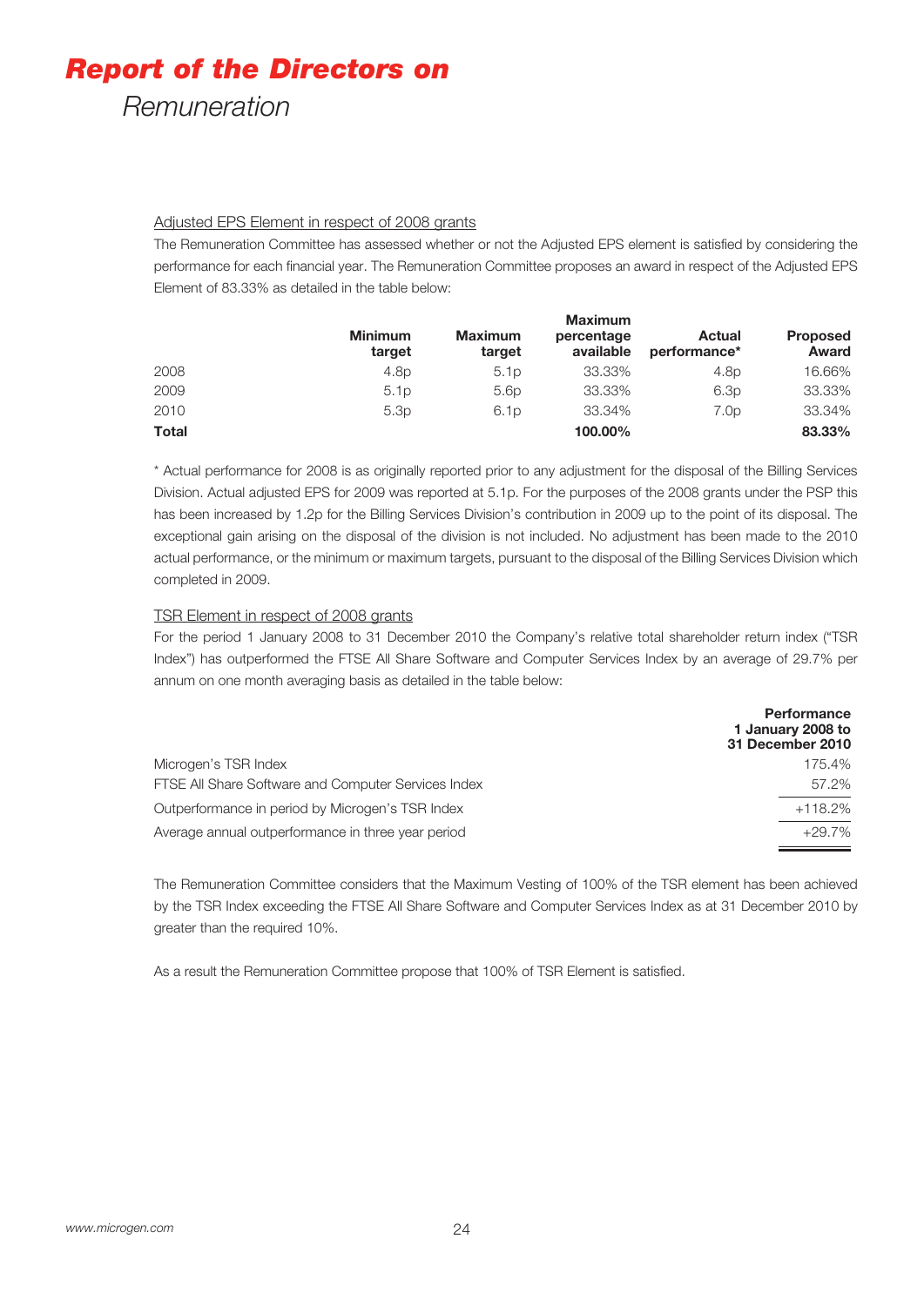# *Report of the Directors on*

## Remuneration

### Adjusted EPS Element in respect of 2008 grants

The Remuneration Committee has assessed whether or not the Adjusted EPS element is satisfied by considering the performance for each financial year. The Remuneration Committee proposes an award in respect of the Adjusted EPS Element of 83.33% as detailed in the table below:

| | Minimum target | Maximum target | Maximum percentage available | Actual performance* | Proposed Award |
|---|---|---|---|---|---|
| 2008 | 4.8p | 5.1p | 33.33% | 4.8p | 16.66% |
| 2009 | 5.1p | 5.6p | 33.33% | 6.3p | 33.33% |
| 2010 | 5.3p | 6.1p | 33.34% | 7.0p | 33.34% |
| **Total** | | | **100.00%** | | **83.33%** |

\* Actual performance for 2008 is as originally reported prior to any adjustment for the disposal of the Billing Services Division. Actual adjusted EPS for 2009 was reported at 5.1p. For the purposes of the 2008 grants under the PSP this has been increased by 1.2p for the Billing Services Division's contribution in 2009 up to the point of its disposal. The exceptional gain arising on the disposal of the division is not included. No adjustment has been made to the 2010 actual performance, or the minimum or maximum targets, pursuant to the disposal of the Billing Services Division which completed in 2009.

### TSR Element in respect of 2008 grants

For the period 1 January 2008 to 31 December 2010 the Company's relative total shareholder return index ("TSR Index") has outperformed the FTSE All Share Software and Computer Services Index by an average of 29.7% per annum on one month averaging basis as detailed in the table below:

| | Performance 1 January 2008 to 31 December 2010 |
|---|---|
| Microgen's TSR Index | 175.4% |
| FTSE All Share Software and Computer Services Index | 57.2% |
| Outperformance in period by Microgen's TSR Index | +118.2% |
| Average annual outperformance in three year period | +29.7% |

The Remuneration Committee considers that the Maximum Vesting of 100% of the TSR element has been achieved by the TSR Index exceeding the FTSE All Share Software and Computer Services Index as at 31 December 2010 by greater than the required 10%.

As a result the Remuneration Committee propose that 100% of TSR Element is satisfied.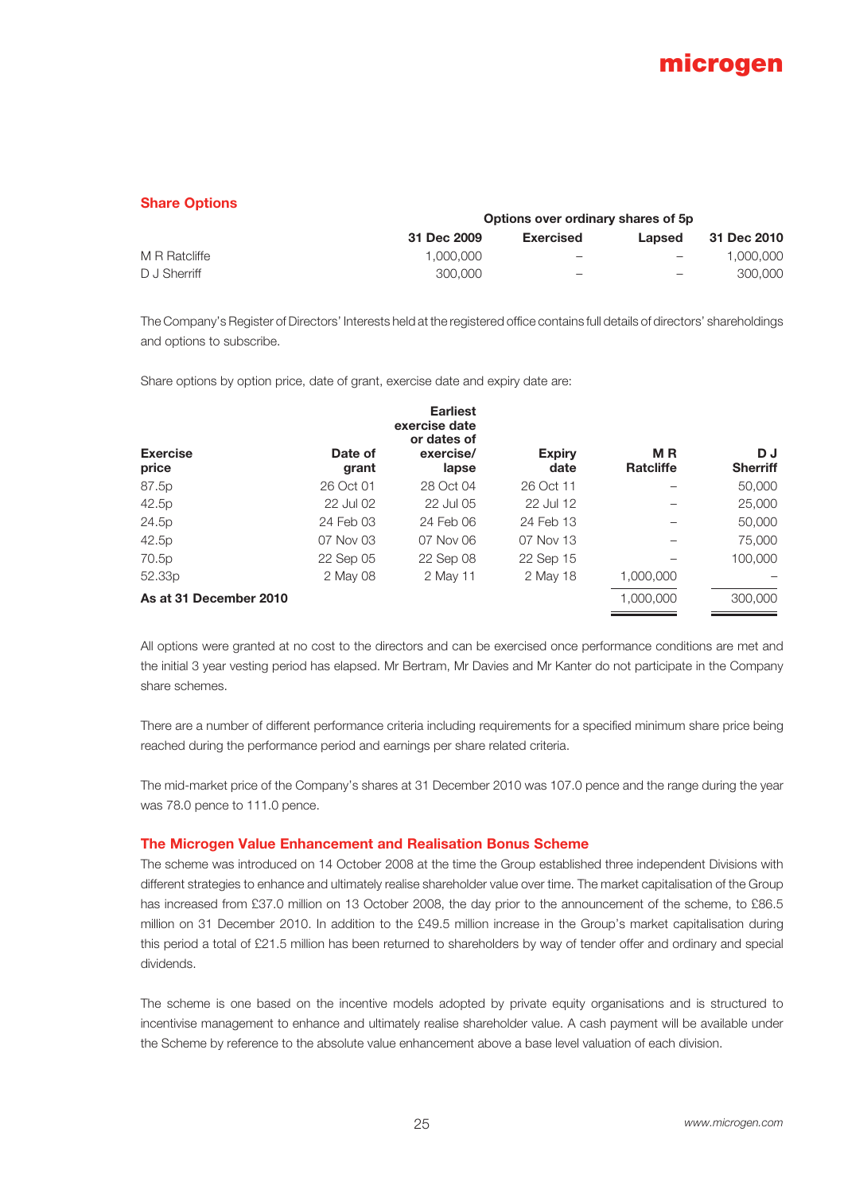## Share Options

| | Options over ordinary shares of 5p | | | |
|---|---|---|---|---|
| | **31 Dec 2009** | **Exercised** | **Lapsed** | **31 Dec 2010** |
| M R Ratcliffe | 1,000,000 | – | – | 1,000,000 |
| D J Sherriff | 300,000 | – | – | 300,000 |

The Company's Register of Directors' Interests held at the registered office contains full details of directors' shareholdings and options to subscribe.

Share options by option price, date of grant, exercise date and expiry date are:

| **Exercise price** | **Date of grant** | **Earliest exercise date or dates of exercise/ lapse** | **Expiry date** | **M R Ratcliffe** | **D J Sherriff** |
|---|---|---|---|---|---|
| 87.5p | 26 Oct 01 | 28 Oct 04 | 26 Oct 11 | – | 50,000 |
| 42.5p | 22 Jul 02 | 22 Jul 05 | 22 Jul 12 | – | 25,000 |
| 24.5p | 24 Feb 03 | 24 Feb 06 | 24 Feb 13 | – | 50,000 |
| 42.5p | 07 Nov 03 | 07 Nov 06 | 07 Nov 13 | – | 75,000 |
| 70.5p | 22 Sep 05 | 22 Sep 08 | 22 Sep 15 | – | 100,000 |
| 52.33p | 2 May 08 | 2 May 11 | 2 May 18 | 1,000,000 | – |
| **As at 31 December 2010** | | | | 1,000,000 | 300,000 |

All options were granted at no cost to the directors and can be exercised once performance conditions are met and the initial 3 year vesting period has elapsed. Mr Bertram, Mr Davies and Mr Kanter do not participate in the Company share schemes.

There are a number of different performance criteria including requirements for a specified minimum share price being reached during the performance period and earnings per share related criteria.

The mid-market price of the Company's shares at 31 December 2010 was 107.0 pence and the range during the year was 78.0 pence to 111.0 pence.

### The Microgen Value Enhancement and Realisation Bonus Scheme

The scheme was introduced on 14 October 2008 at the time the Group established three independent Divisions with different strategies to enhance and ultimately realise shareholder value over time. The market capitalisation of the Group has increased from £37.0 million on 13 October 2008, the day prior to the announcement of the scheme, to £86.5 million on 31 December 2010. In addition to the £49.5 million increase in the Group's market capitalisation during this period a total of £21.5 million has been returned to shareholders by way of tender offer and ordinary and special dividends.

The scheme is one based on the incentive models adopted by private equity organisations and is structured to incentivise management to enhance and ultimately realise shareholder value. A cash payment will be available under the Scheme by reference to the absolute value enhancement above a base level valuation of each division.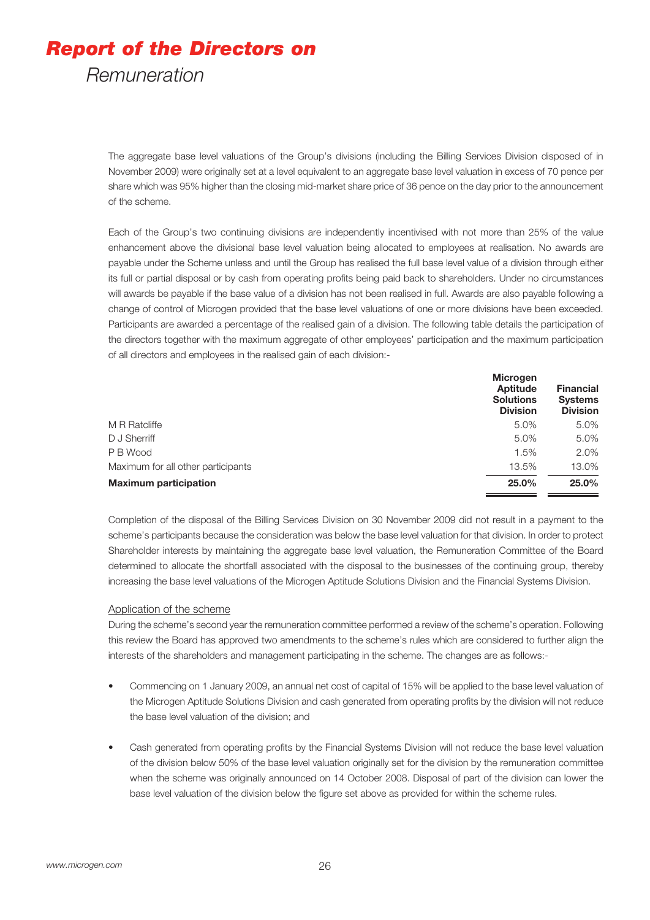# Report of the Directors on

## Remuneration

The aggregate base level valuations of the Group's divisions (including the Billing Services Division disposed of in November 2009) were originally set at a level equivalent to an aggregate base level valuation in excess of 70 pence per share which was 95% higher than the closing mid-market share price of 36 pence on the day prior to the announcement of the scheme.

Each of the Group's two continuing divisions are independently incentivised with not more than 25% of the value enhancement above the divisional base level valuation being allocated to employees at realisation. No awards are payable under the Scheme unless and until the Group has realised the full base level value of a division through either its full or partial disposal or by cash from operating profits being paid back to shareholders. Under no circumstances will awards be payable if the base value of a division has not been realised in full. Awards are also payable following a change of control of Microgen provided that the base level valuations of one or more divisions have been exceeded. Participants are awarded a percentage of the realised gain of a division. The following table details the participation of the directors together with the maximum aggregate of other employees' participation and the maximum participation of all directors and employees in the realised gain of each division:-

| | Microgen Aptitude Solutions Division | Financial Systems Division |
|---|---|---|
| M R Ratcliffe | 5.0% | 5.0% |
| D J Sherriff | 5.0% | 5.0% |
| P B Wood | 1.5% | 2.0% |
| Maximum for all other participants | 13.5% | 13.0% |
| **Maximum participation** | **25.0%** | **25.0%** |

Completion of the disposal of the Billing Services Division on 30 November 2009 did not result in a payment to the scheme's participants because the consideration was below the base level valuation for that division. In order to protect Shareholder interests by maintaining the aggregate base level valuation, the Remuneration Committee of the Board determined to allocate the shortfall associated with the disposal to the businesses of the continuing group, thereby increasing the base level valuations of the Microgen Aptitude Solutions Division and the Financial Systems Division.

### Application of the scheme

During the scheme's second year the remuneration committee performed a review of the scheme's operation. Following this review the Board has approved two amendments to the scheme's rules which are considered to further align the interests of the shareholders and management participating in the scheme. The changes are as follows:-

- Commencing on 1 January 2009, an annual net cost of capital of 15% will be applied to the base level valuation of the Microgen Aptitude Solutions Division and cash generated from operating profits by the division will not reduce the base level valuation of the division; and

- Cash generated from operating profits by the Financial Systems Division will not reduce the base level valuation of the division below 50% of the base level valuation originally set for the division by the remuneration committee when the scheme was originally announced on 14 October 2008. Disposal of part of the division can lower the base level valuation of the division below the figure set above as provided for within the scheme rules.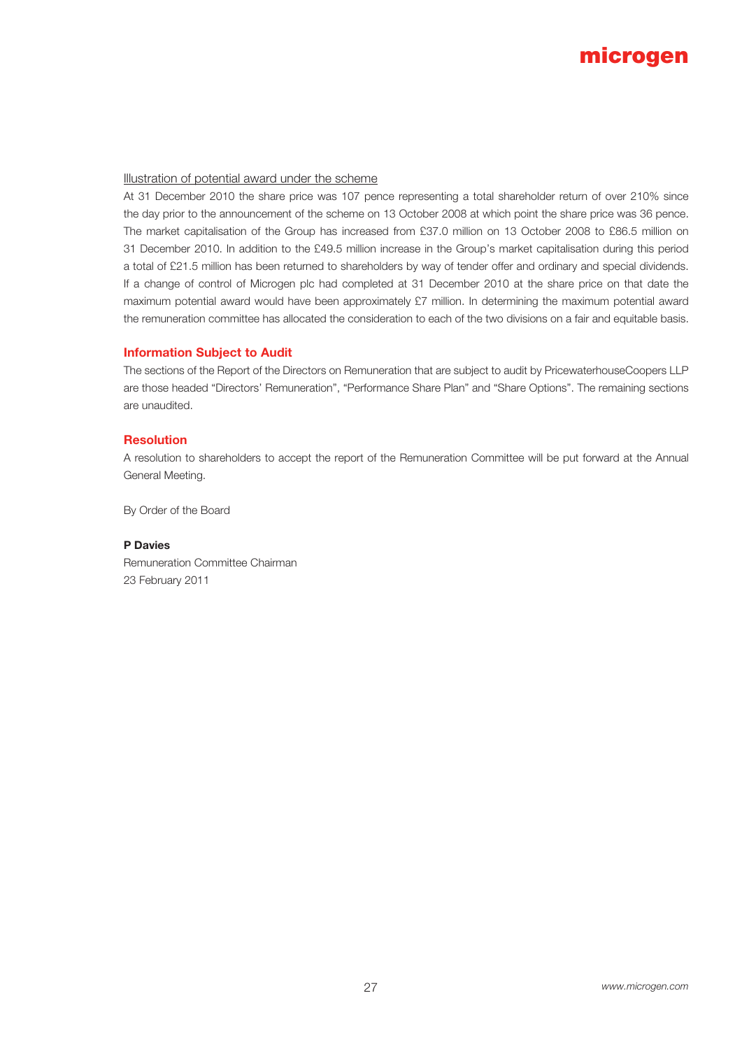Illustration of potential award under the scheme

At 31 December 2010 the share price was 107 pence representing a total shareholder return of over 210% since the day prior to the announcement of the scheme on 13 October 2008 at which point the share price was 36 pence. The market capitalisation of the Group has increased from £37.0 million on 13 October 2008 to £86.5 million on 31 December 2010. In addition to the £49.5 million increase in the Group's market capitalisation during this period a total of £21.5 million has been returned to shareholders by way of tender offer and ordinary and special dividends. If a change of control of Microgen plc had completed at 31 December 2010 at the share price on that date the maximum potential award would have been approximately £7 million. In determining the maximum potential award the remuneration committee has allocated the consideration to each of the two divisions on a fair and equitable basis.

## Information Subject to Audit

The sections of the Report of the Directors on Remuneration that are subject to audit by PricewaterhouseCoopers LLP are those headed "Directors' Remuneration", "Performance Share Plan" and "Share Options". The remaining sections are unaudited.

## Resolution

A resolution to shareholders to accept the report of the Remuneration Committee will be put forward at the Annual General Meeting.

By Order of the Board

**P Davies**
Remuneration Committee Chairman
23 February 2011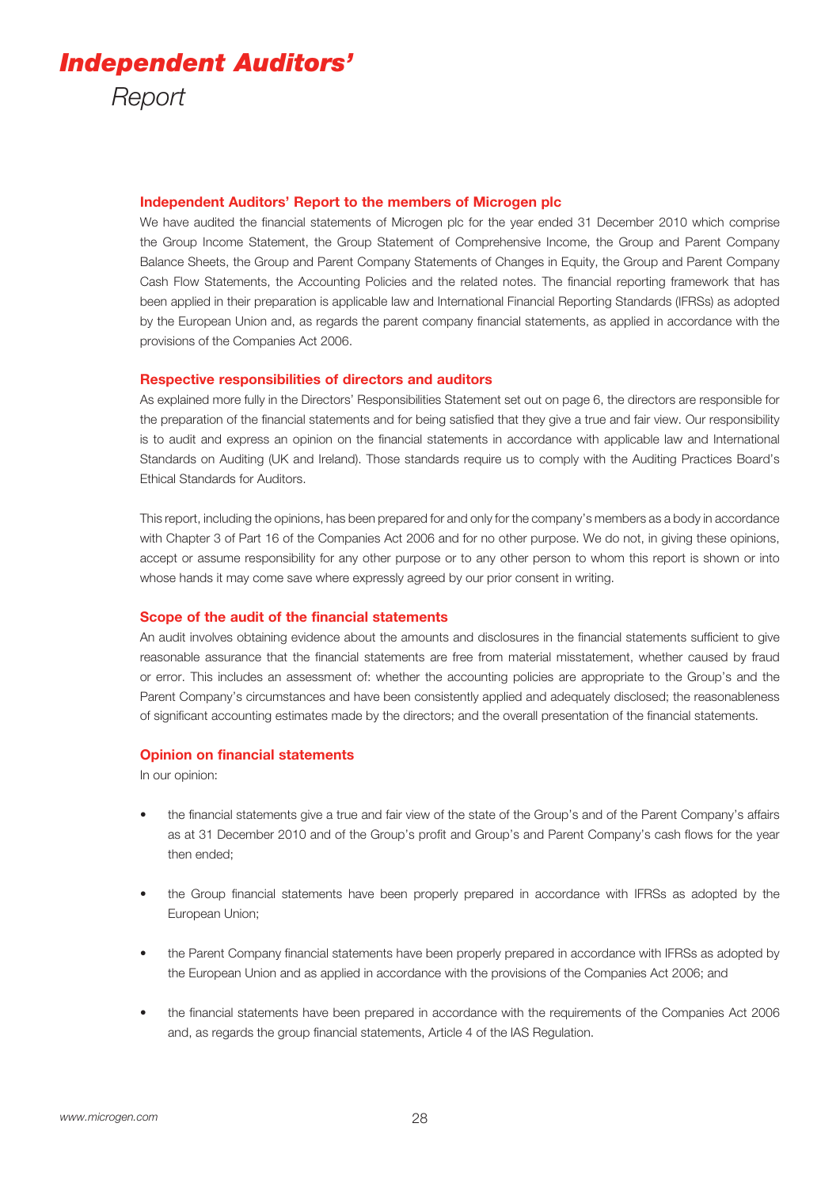# *Independent Auditors'*
*Report*

### Independent Auditors' Report to the members of Microgen plc

We have audited the financial statements of Microgen plc for the year ended 31 December 2010 which comprise the Group Income Statement, the Group Statement of Comprehensive Income, the Group and Parent Company Balance Sheets, the Group and Parent Company Statements of Changes in Equity, the Group and Parent Company Cash Flow Statements, the Accounting Policies and the related notes. The financial reporting framework that has been applied in their preparation is applicable law and International Financial Reporting Standards (IFRSs) as adopted by the European Union and, as regards the parent company financial statements, as applied in accordance with the provisions of the Companies Act 2006.

### Respective responsibilities of directors and auditors

As explained more fully in the Directors' Responsibilities Statement set out on page 6, the directors are responsible for the preparation of the financial statements and for being satisfied that they give a true and fair view. Our responsibility is to audit and express an opinion on the financial statements in accordance with applicable law and International Standards on Auditing (UK and Ireland). Those standards require us to comply with the Auditing Practices Board's Ethical Standards for Auditors.

This report, including the opinions, has been prepared for and only for the company's members as a body in accordance with Chapter 3 of Part 16 of the Companies Act 2006 and for no other purpose. We do not, in giving these opinions, accept or assume responsibility for any other purpose or to any other person to whom this report is shown or into whose hands it may come save where expressly agreed by our prior consent in writing.

### Scope of the audit of the financial statements

An audit involves obtaining evidence about the amounts and disclosures in the financial statements sufficient to give reasonable assurance that the financial statements are free from material misstatement, whether caused by fraud or error. This includes an assessment of: whether the accounting policies are appropriate to the Group's and the Parent Company's circumstances and have been consistently applied and adequately disclosed; the reasonableness of significant accounting estimates made by the directors; and the overall presentation of the financial statements.

### Opinion on financial statements

In our opinion:

- the financial statements give a true and fair view of the state of the Group's and of the Parent Company's affairs as at 31 December 2010 and of the Group's profit and Group's and Parent Company's cash flows for the year then ended;
- the Group financial statements have been properly prepared in accordance with IFRSs as adopted by the European Union;
- the Parent Company financial statements have been properly prepared in accordance with IFRSs as adopted by the European Union and as applied in accordance with the provisions of the Companies Act 2006; and
- the financial statements have been prepared in accordance with the requirements of the Companies Act 2006 and, as regards the group financial statements, Article 4 of the IAS Regulation.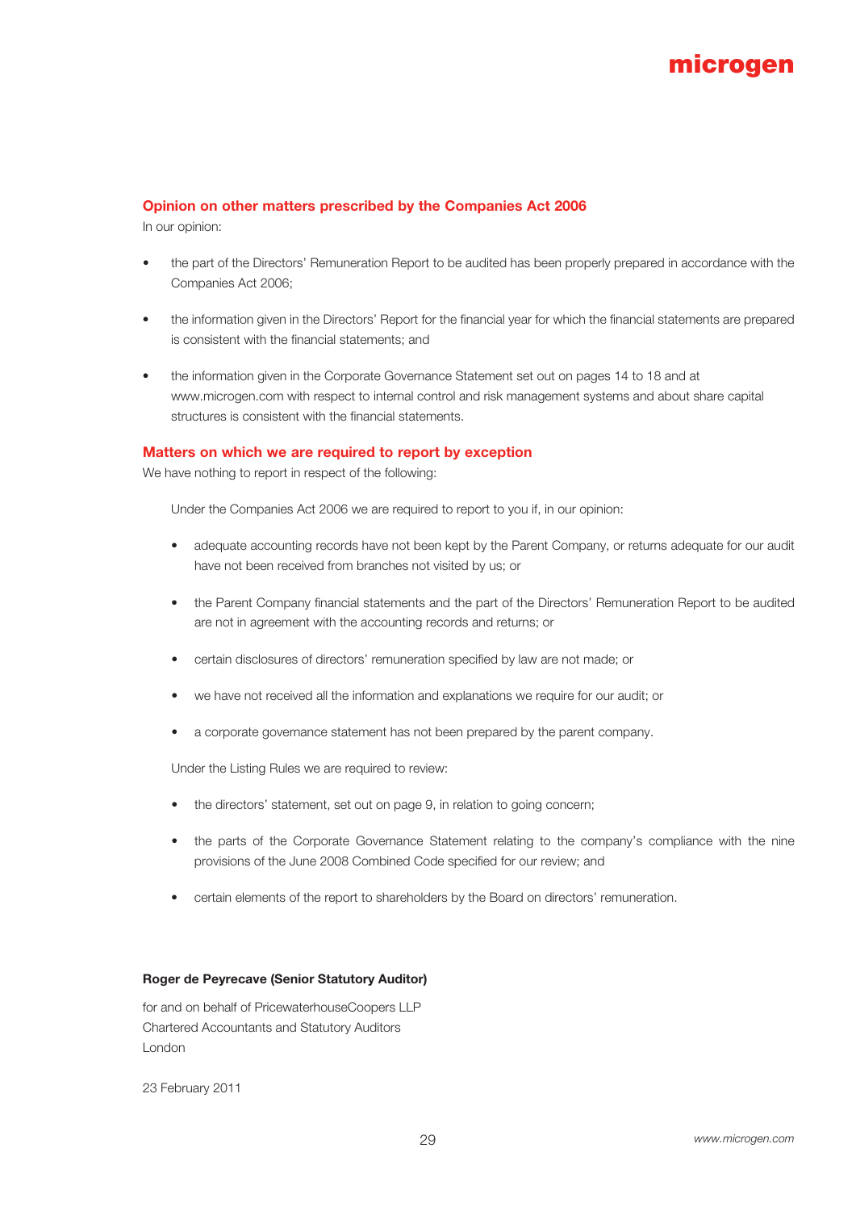## Opinion on other matters prescribed by the Companies Act 2006

In our opinion:

- the part of the Directors' Remuneration Report to be audited has been properly prepared in accordance with the Companies Act 2006;
- the information given in the Directors' Report for the financial year for which the financial statements are prepared is consistent with the financial statements; and
- the information given in the Corporate Governance Statement set out on pages 14 to 18 and at www.microgen.com with respect to internal control and risk management systems and about share capital structures is consistent with the financial statements.

## Matters on which we are required to report by exception

We have nothing to report in respect of the following:

Under the Companies Act 2006 we are required to report to you if, in our opinion:

- adequate accounting records have not been kept by the Parent Company, or returns adequate for our audit have not been received from branches not visited by us; or
- the Parent Company financial statements and the part of the Directors' Remuneration Report to be audited are not in agreement with the accounting records and returns; or
- certain disclosures of directors' remuneration specified by law are not made; or
- we have not received all the information and explanations we require for our audit; or
- a corporate governance statement has not been prepared by the parent company.

Under the Listing Rules we are required to review:

- the directors' statement, set out on page 9, in relation to going concern;
- the parts of the Corporate Governance Statement relating to the company's compliance with the nine provisions of the June 2008 Combined Code specified for our review; and
- certain elements of the report to shareholders by the Board on directors' remuneration.

**Roger de Peyrecave (Senior Statutory Auditor)**

for and on behalf of PricewaterhouseCoopers LLP
Chartered Accountants and Statutory Auditors
London

23 February 2011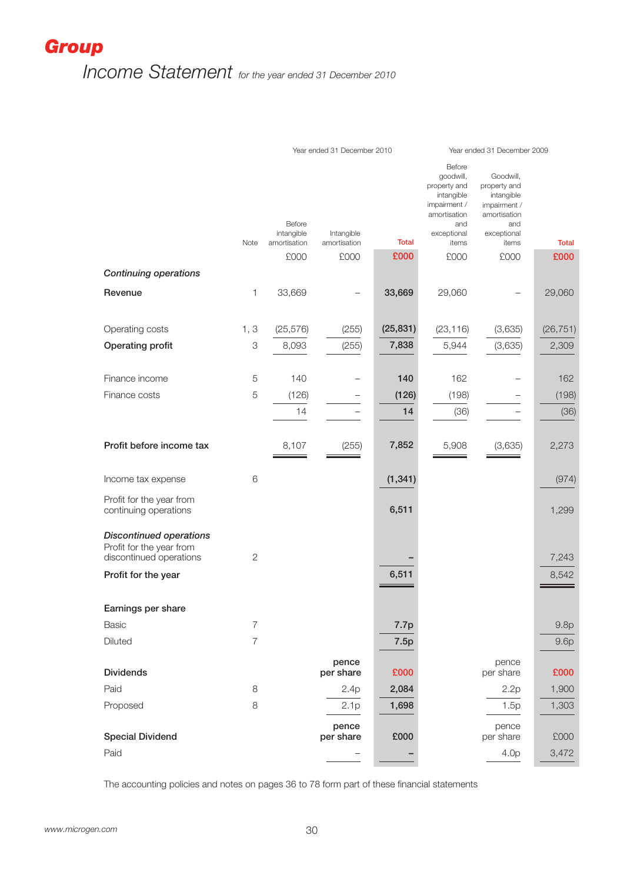# Group

## Income Statement *for the year ended 31 December 2010*

| | Note | Year ended 31 December 2010 | | | Year ended 31 December 2009 | | |
|---|---|---|---|---|---|---|---|
| | | Before intangible amortisation | Intangible amortisation | **Total** | Before goodwill, property and intangible impairment / amortisation and exceptional items | Goodwill, property and intangible impairment / amortisation and exceptional items | **Total** |
| | | £000 | £000 | **£000** | £000 | £000 | **£000** |
| ***Continuing operations*** | | | | | | | |
| **Revenue** | 1 | 33,669 | – | **33,669** | 29,060 | – | 29,060 |
| Operating costs | 1, 3 | (25,576) | (255) | **(25,831)** | (23,116) | (3,635) | (26,751) |
| **Operating profit** | 3 | 8,093 | (255) | **7,838** | 5,944 | (3,635) | 2,309 |
| Finance income | 5 | 140 | – | **140** | 162 | – | 162 |
| Finance costs | 5 | (126) | – | **(126)** | (198) | – | (198) |
| | | 14 | – | **14** | (36) | – | (36) |
| **Profit before income tax** | | 8,107 | (255) | **7,852** | 5,908 | (3,635) | 2,273 |
| Income tax expense | 6 | | | **(1,341)** | | | (974) |
| Profit for the year from continuing operations | | | | **6,511** | | | 1,299 |
| ***Discontinued operations*** | | | | | | | |
| Profit for the year from discontinued operations | 2 | | | **–** | | | 7,243 |
| **Profit for the year** | | | | **6,511** | | | 8,542 |
| **Earnings per share** | | | | | | | |
| Basic | 7 | | | **7.7p** | | | 9.8p |
| Diluted | 7 | | | **7.5p** | | | 9.6p |
| **Dividends** | | | pence per share | **£000** | | pence per share | **£000** |
| Paid | 8 | | 2.4p | **2,084** | | 2.2p | 1,900 |
| Proposed | 8 | | 2.1p | **1,698** | | 1.5p | 1,303 |
| **Special Dividend** | | | pence per share | **£000** | | pence per share | £000 |
| Paid | | | – | **–** | | 4.0p | 3,472 |

The accounting policies and notes on pages 36 to 78 form part of these financial statements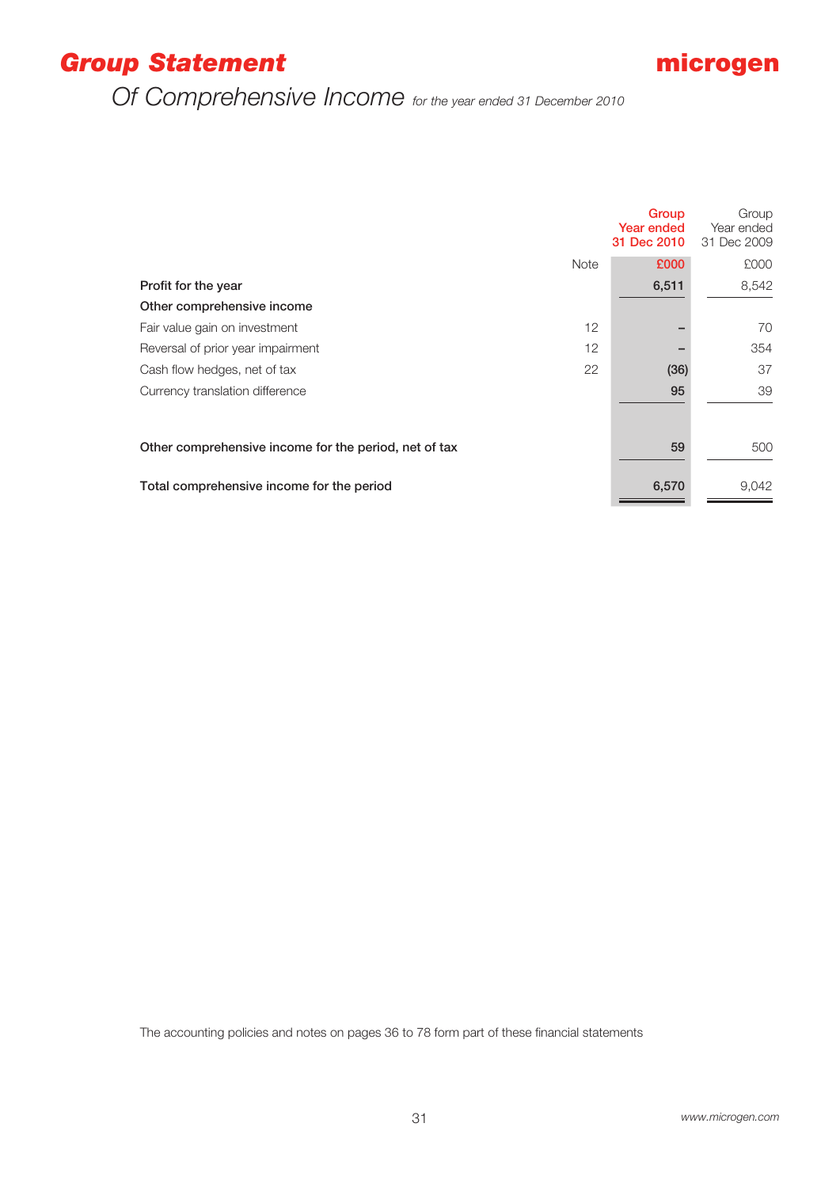# Group Statement

## Of Comprehensive Income *for the year ended 31 December 2010*

| | Note | Group Year ended 31 Dec 2010 | Group Year ended 31 Dec 2009 |
|---|---|---|---|
| | | £000 | £000 |
| **Profit for the year** | | **6,511** | 8,542 |
| **Other comprehensive income** | | | |
| Fair value gain on investment | 12 | – | 70 |
| Reversal of prior year impairment | 12 | – | 354 |
| Cash flow hedges, net of tax | 22 | (36) | 37 |
| Currency translation difference | | 95 | 39 |
| **Other comprehensive income for the period, net of tax** | | **59** | 500 |
| **Total comprehensive income for the period** | | **6,570** | 9,042 |

The accounting policies and notes on pages 36 to 78 form part of these financial statements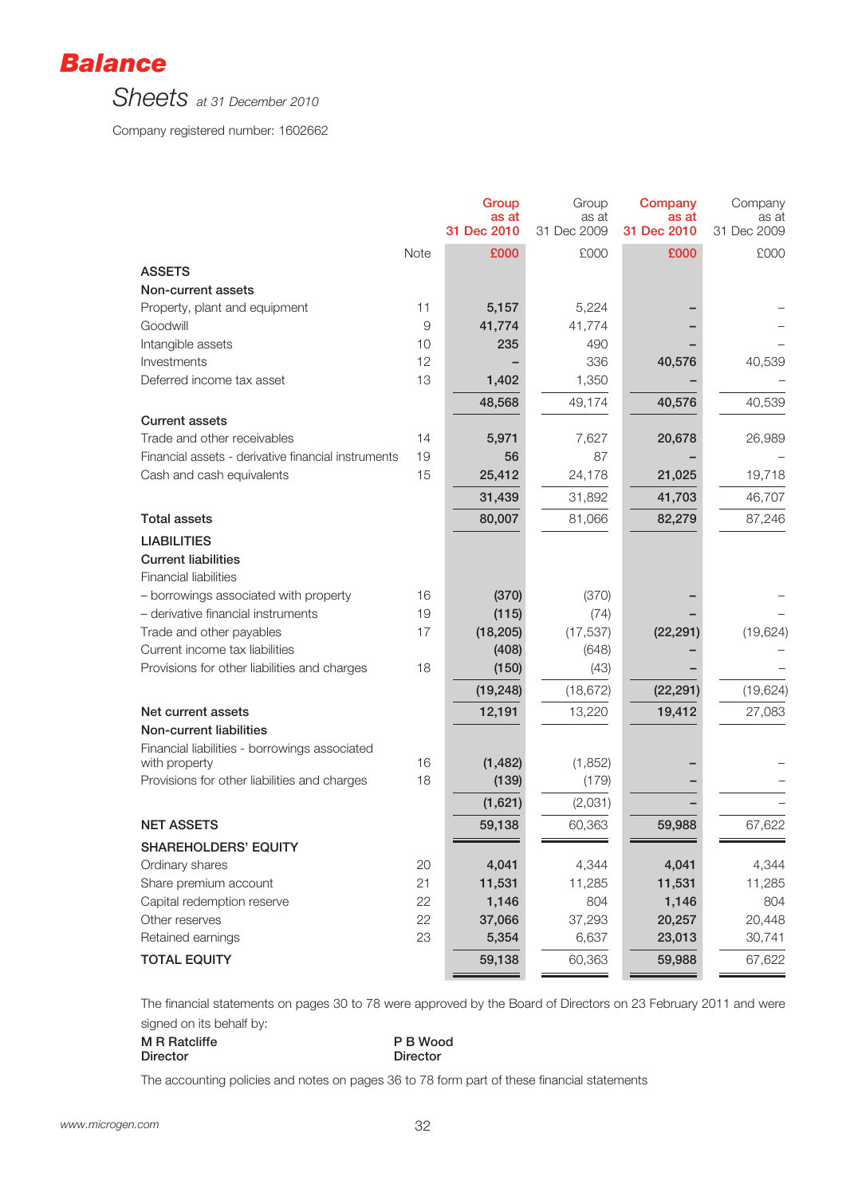# Balance Sheets *at 31 December 2010*

Company registered number: 1602662

| | Note | Group as at 31 Dec 2010 | Group as at 31 Dec 2009 | Company as at 31 Dec 2010 | Company as at 31 Dec 2009 |
|---|---|---|---|---|---|
| | | £000 | £000 | £000 | £000 |
| **ASSETS** | | | | | |
| **Non-current assets** | | | | | |
| Property, plant and equipment | 11 | 5,157 | 5,224 | – | – |
| Goodwill | 9 | 41,774 | 41,774 | – | – |
| Intangible assets | 10 | 235 | 490 | – | – |
| Investments | 12 | – | 336 | 40,576 | 40,539 |
| Deferred income tax asset | 13 | 1,402 | 1,350 | – | – |
| | | 48,568 | 49,174 | 40,576 | 40,539 |
| **Current assets** | | | | | |
| Trade and other receivables | 14 | 5,971 | 7,627 | 20,678 | 26,989 |
| Financial assets - derivative financial instruments | 19 | 56 | 87 | – | – |
| Cash and cash equivalents | 15 | 25,412 | 24,178 | 21,025 | 19,718 |
| | | 31,439 | 31,892 | 41,703 | 46,707 |
| **Total assets** | | 80,007 | 81,066 | 82,279 | 87,246 |
| **LIABILITIES** | | | | | |
| **Current liabilities** | | | | | |
| Financial liabilities | | | | | |
| – borrowings associated with property | 16 | (370) | (370) | – | – |
| – derivative financial instruments | 19 | (115) | (74) | – | – |
| Trade and other payables | 17 | (18,205) | (17,537) | (22,291) | (19,624) |
| Current income tax liabilities | | (408) | (648) | – | – |
| Provisions for other liabilities and charges | 18 | (150) | (43) | – | – |
| | | (19,248) | (18,672) | (22,291) | (19,624) |
| **Net current assets** | | 12,191 | 13,220 | 19,412 | 27,083 |
| **Non-current liabilities** | | | | | |
| Financial liabilities - borrowings associated with property | 16 | (1,482) | (1,852) | – | – |
| Provisions for other liabilities and charges | 18 | (139) | (179) | – | – |
| | | (1,621) | (2,031) | – | – |
| **NET ASSETS** | | 59,138 | 60,363 | 59,988 | 67,622 |
| **SHAREHOLDERS' EQUITY** | | | | | |
| Ordinary shares | 20 | 4,041 | 4,344 | 4,041 | 4,344 |
| Share premium account | 21 | 11,531 | 11,285 | 11,531 | 11,285 |
| Capital redemption reserve | 22 | 1,146 | 804 | 1,146 | 804 |
| Other reserves | 22 | 37,066 | 37,293 | 20,257 | 20,448 |
| Retained earnings | 23 | 5,354 | 6,637 | 23,013 | 30,741 |
| **TOTAL EQUITY** | | 59,138 | 60,363 | 59,988 | 67,622 |

The financial statements on pages 30 to 78 were approved by the Board of Directors on 23 February 2011 and were signed on its behalf by:

**M R Ratcliffe**
**Director**

**P B Wood**
**Director**

The accounting policies and notes on pages 36 to 78 form part of these financial statements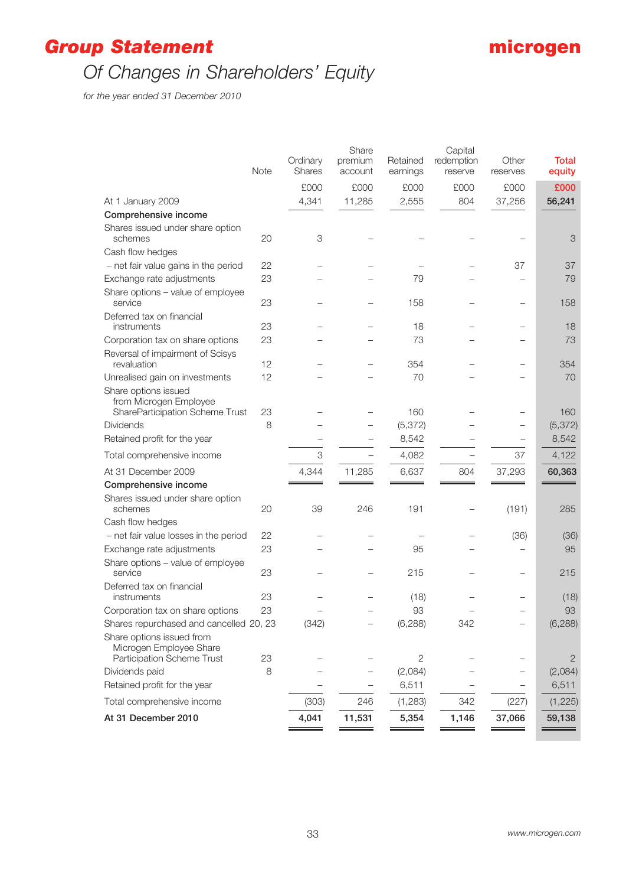# Group Statement

## Of Changes in Shareholders' Equity

*for the year ended 31 December 2010*

| | Note | Ordinary Shares | Share premium account | Retained earnings | Capital redemption reserve | Other reserves | Total equity |
|---|---|---|---|---|---|---|---|
| | | £000 | £000 | £000 | £000 | £000 | £000 |
| At 1 January 2009 | | 4,341 | 11,285 | 2,555 | 804 | 37,256 | **56,241** |
| **Comprehensive income** | | | | | | | |
| Shares issued under share option schemes | 20 | 3 | – | – | – | – | 3 |
| Cash flow hedges | | | | | | | |
| – net fair value gains in the period | 22 | – | – | – | – | 37 | 37 |
| Exchange rate adjustments | 23 | – | – | 79 | – | – | 79 |
| Share options – value of employee service | 23 | – | – | 158 | – | – | 158 |
| Deferred tax on financial instruments | 23 | – | – | 18 | – | – | 18 |
| Corporation tax on share options | 23 | – | – | 73 | – | – | 73 |
| Reversal of impairment of Scisys revaluation | 12 | – | – | 354 | – | – | 354 |
| Unrealised gain on investments | 12 | – | – | 70 | – | – | 70 |
| Share options issued from Microgen Employee SharePaticipation Scheme Trust | 23 | – | – | 160 | – | – | 160 |
| Dividends | 8 | – | – | (5,372) | – | – | (5,372) |
| Retained profit for the year | | – | – | 8,542 | – | – | 8,542 |
| Total comprehensive income | | 3 | – | 4,082 | – | 37 | 4,122 |
| At 31 December 2009 | | 4,344 | 11,285 | 6,637 | 804 | 37,293 | **60,363** |
| **Comprehensive income** | | | | | | | |
| Shares issued under share option schemes | 20 | 39 | 246 | 191 | – | (191) | 285 |
| Cash flow hedges | | | | | | | |
| – net fair value losses in the period | 22 | – | – | – | – | (36) | (36) |
| Exchange rate adjustments | 23 | – | – | 95 | – | – | 95 |
| Share options – value of employee service | 23 | – | – | 215 | – | – | 215 |
| Deferred tax on financial instruments | 23 | – | – | (18) | – | – | (18) |
| Corporation tax on share options | 23 | – | – | 93 | – | – | 93 |
| Shares repurchased and cancelled | 20, 23 | (342) | – | (6,288) | 342 | – | (6,288) |
| Share options issued from Microgen Employee Share Participation Scheme Trust | 23 | – | – | 2 | – | – | 2 |
| Dividends paid | 8 | – | – | (2,084) | – | – | (2,084) |
| Retained profit for the year | | – | – | 6,511 | – | – | 6,511 |
| Total comprehensive income | | (303) | 246 | (1,283) | 342 | (227) | (1,225) |
| **At 31 December 2010** | | **4,041** | **11,531** | **5,354** | **1,146** | **37,066** | **59,138** |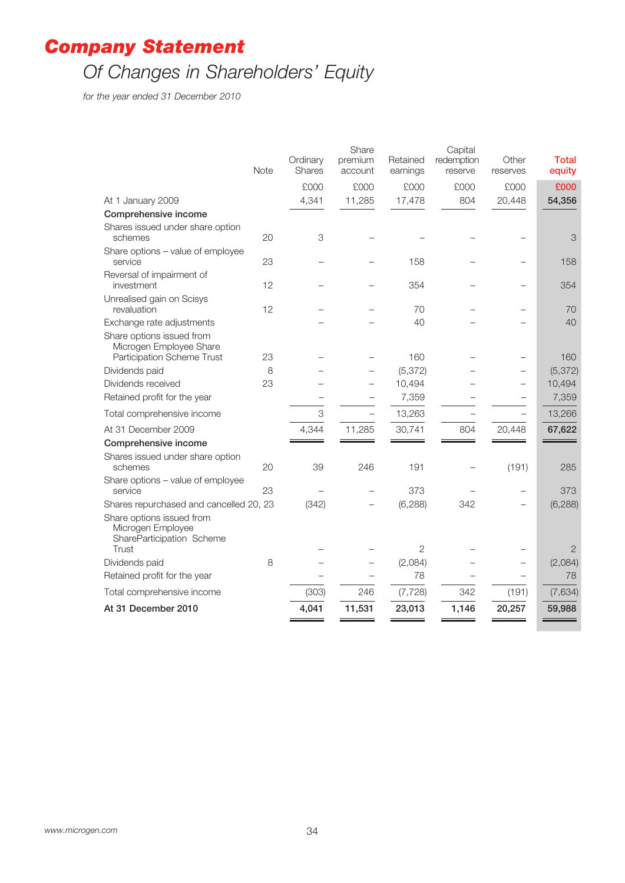# Company Statement

## Of Changes in Shareholders' Equity

*for the year ended 31 December 2010*

| | Note | Ordinary Shares | Share premium account | Retained earnings | Capital redemption reserve | Other reserves | Total equity |
|---|---|---|---|---|---|---|---|
| | | £000 | £000 | £000 | £000 | £000 | £000 |
| At 1 January 2009 | | 4,341 | 11,285 | 17,478 | 804 | 20,448 | **54,356** |
| **Comprehensive income** | | | | | | | |
| Shares issued under share option schemes | 20 | 3 | – | – | – | – | 3 |
| Share options – value of employee service | 23 | – | – | 158 | – | – | 158 |
| Reversal of impairment of investment | 12 | – | – | 354 | – | – | 354 |
| Unrealised gain on Scisys revaluation | 12 | – | – | 70 | – | – | 70 |
| Exchange rate adjustments | | – | – | 40 | – | – | 40 |
| Share options issued from Microgen Employee Share Participation Scheme Trust | 23 | – | – | 160 | – | – | 160 |
| Dividends paid | 8 | – | – | (5,372) | – | – | (5,372) |
| Dividends received | 23 | – | – | 10,494 | – | – | 10,494 |
| Retained profit for the year | | – | – | 7,359 | – | – | 7,359 |
| Total comprehensive income | | 3 | – | 13,263 | – | – | 13,266 |
| At 31 December 2009 | | 4,344 | 11,285 | 30,741 | 804 | 20,448 | **67,622** |
| **Comprehensive income** | | | | | | | |
| Shares issued under share option schemes | 20 | 39 | 246 | 191 | – | (191) | 285 |
| Share options – value of employee service | 23 | – | – | 373 | – | – | 373 |
| Shares repurchased and cancelled | 20, 23 | (342) | – | (6,288) | 342 | – | (6,288) |
| Share options issued from Microgen Employee ShareParticipation Scheme Trust | | – | – | 2 | – | – | 2 |
| Dividends paid | 8 | – | – | (2,084) | – | – | (2,084) |
| Retained profit for the year | | – | – | 78 | – | – | 78 |
| Total comprehensive income | | (303) | 246 | (7,728) | 342 | (191) | (7,634) |
| **At 31 December 2010** | | **4,041** | **11,531** | **23,013** | **1,146** | **20,257** | **59,988** |

www.microgen.com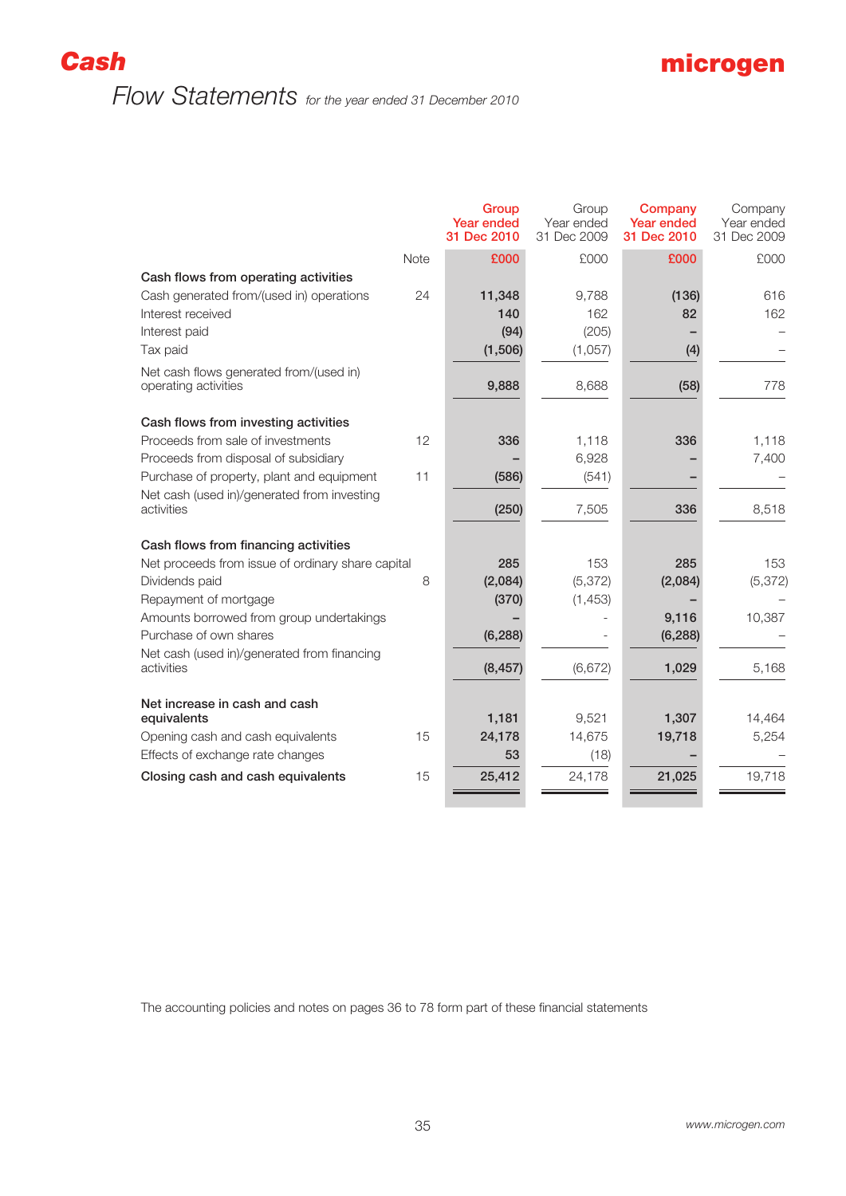# Cash Flow Statements *for the year ended 31 December 2010*

| | Note | Group Year ended 31 Dec 2010 | Group Year ended 31 Dec 2009 | Company Year ended 31 Dec 2010 | Company Year ended 31 Dec 2009 |
|---|---|---|---|---|---|
| | | £000 | £000 | £000 | £000 |
| **Cash flows from operating activities** | | | | | |
| Cash generated from/(used in) operations | 24 | **11,348** | 9,788 | **(136)** | 616 |
| Interest received | | **140** | 162 | **82** | 162 |
| Interest paid | | **(94)** | (205) | **–** | – |
| Tax paid | | **(1,506)** | (1,057) | **(4)** | – |
| Net cash flows generated from/(used in) operating activities | | **9,888** | 8,688 | **(58)** | 778 |
| **Cash flows from investing activities** | | | | | |
| Proceeds from sale of investments | 12 | **336** | 1,118 | **336** | 1,118 |
| Proceeds from disposal of subsidiary | | **–** | 6,928 | **–** | 7,400 |
| Purchase of property, plant and equipment | 11 | **(586)** | (541) | **–** | – |
| Net cash (used in)/generated from investing activities | | **(250)** | 7,505 | **336** | 8,518 |
| **Cash flows from financing activities** | | | | | |
| Net proceeds from issue of ordinary share capital | | **285** | 153 | **285** | 153 |
| Dividends paid | 8 | **(2,084)** | (5,372) | **(2,084)** | (5,372) |
| Repayment of mortgage | | **(370)** | (1,453) | **–** | – |
| Amounts borrowed from group undertakings | | **–** | - | **9,116** | 10,387 |
| Purchase of own shares | | **(6,288)** | - | **(6,288)** | – |
| Net cash (used in)/generated from financing activities | | **(8,457)** | (6,672) | **1,029** | 5,168 |
| **Net increase in cash and cash equivalents** | | **1,181** | 9,521 | **1,307** | 14,464 |
| Opening cash and cash equivalents | 15 | **24,178** | 14,675 | **19,718** | 5,254 |
| Effects of exchange rate changes | | **53** | (18) | **–** | – |
| **Closing cash and cash equivalents** | 15 | **25,412** | 24,178 | **21,025** | 19,718 |

The accounting policies and notes on pages 36 to 78 form part of these financial statements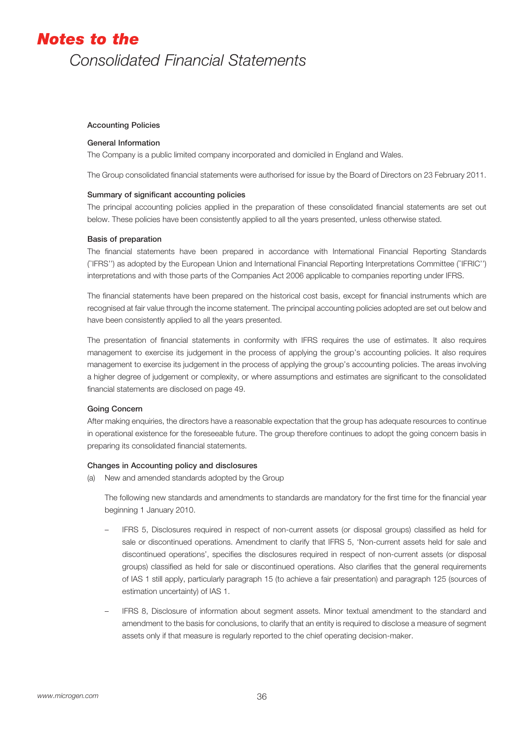# Notes to the Consolidated Financial Statements

### Accounting Policies

**General Information**

The Company is a public limited company incorporated and domiciled in England and Wales.

The Group consolidated financial statements were authorised for issue by the Board of Directors on 23 February 2011.

**Summary of significant accounting policies**

The principal accounting policies applied in the preparation of these consolidated financial statements are set out below. These policies have been consistently applied to all the years presented, unless otherwise stated.

**Basis of preparation**

The financial statements have been prepared in accordance with International Financial Reporting Standards (`IFRS'') as adopted by the European Union and International Financial Reporting Interpretations Committee (`IFRIC'') interpretations and with those parts of the Companies Act 2006 applicable to companies reporting under IFRS.

The financial statements have been prepared on the historical cost basis, except for financial instruments which are recognised at fair value through the income statement. The principal accounting policies adopted are set out below and have been consistently applied to all the years presented.

The presentation of financial statements in conformity with IFRS requires the use of estimates. It also requires management to exercise its judgement in the process of applying the group's accounting policies. It also requires management to exercise its judgement in the process of applying the group's accounting policies. The areas involving a higher degree of judgement or complexity, or where assumptions and estimates are significant to the consolidated financial statements are disclosed on page 49.

**Going Concern**

After making enquiries, the directors have a reasonable expectation that the group has adequate resources to continue in operational existence for the foreseeable future. The group therefore continues to adopt the going concern basis in preparing its consolidated financial statements.

**Changes in Accounting policy and disclosures**

(a) New and amended standards adopted by the Group

The following new standards and amendments to standards are mandatory for the first time for the financial year beginning 1 January 2010.

- IFRS 5, Disclosures required in respect of non-current assets (or disposal groups) classified as held for sale or discontinued operations. Amendment to clarify that IFRS 5, 'Non-current assets held for sale and discontinued operations', specifies the disclosures required in respect of non-current assets (or disposal groups) classified as held for sale or discontinued operations. Also clarifies that the general requirements of IAS 1 still apply, particularly paragraph 15 (to achieve a fair presentation) and paragraph 125 (sources of estimation uncertainty) of IAS 1.

- IFRS 8, Disclosure of information about segment assets. Minor textual amendment to the standard and amendment to the basis for conclusions, to clarify that an entity is required to disclose a measure of segment assets only if that measure is regularly reported to the chief operating decision-maker.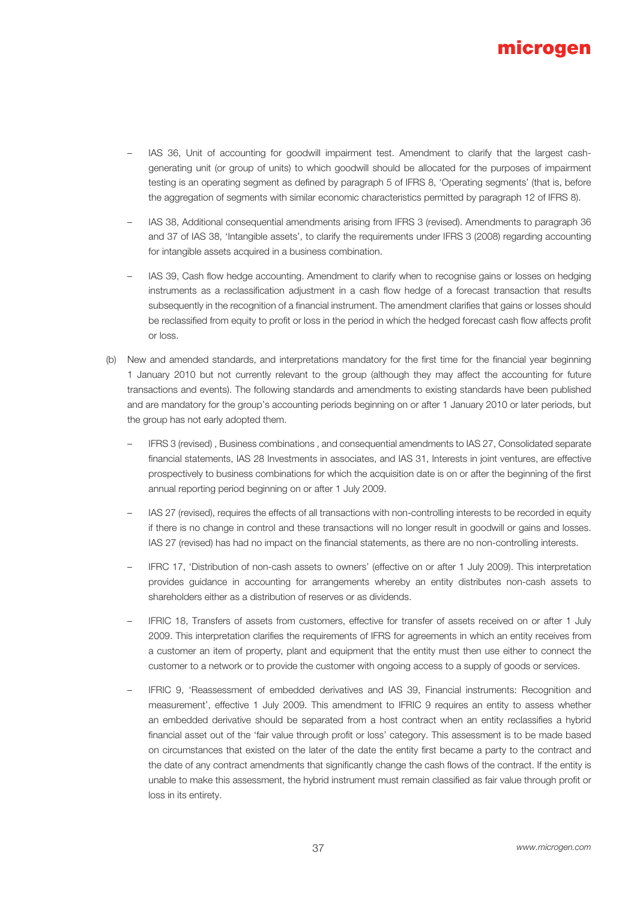- IAS 36, Unit of accounting for goodwill impairment test. Amendment to clarify that the largest cash-generating unit (or group of units) to which goodwill should be allocated for the purposes of impairment testing is an operating segment as defined by paragraph 5 of IFRS 8, 'Operating segments' (that is, before the aggregation of segments with similar economic characteristics permitted by paragraph 12 of IFRS 8).

- IAS 38, Additional consequential amendments arising from IFRS 3 (revised). Amendments to paragraph 36 and 37 of IAS 38, 'Intangible assets', to clarify the requirements under IFRS 3 (2008) regarding accounting for intangible assets acquired in a business combination.

- IAS 39, Cash flow hedge accounting. Amendment to clarify when to recognise gains or losses on hedging instruments as a reclassification adjustment in a cash flow hedge of a forecast transaction that results subsequently in the recognition of a financial instrument. The amendment clarifies that gains or losses should be reclassified from equity to profit or loss in the period in which the hedged forecast cash flow affects profit or loss.

(b) New and amended standards, and interpretations mandatory for the first time for the financial year beginning 1 January 2010 but not currently relevant to the group (although they may affect the accounting for future transactions and events). The following standards and amendments to existing standards have been published and are mandatory for the group's accounting periods beginning on or after 1 January 2010 or later periods, but the group has not early adopted them.

  - IFRS 3 (revised) , Business combinations , and consequential amendments to IAS 27, Consolidated separate financial statements, IAS 28 Investments in associates, and IAS 31, Interests in joint ventures, are effective prospectively to business combinations for which the acquisition date is on or after the beginning of the first annual reporting period beginning on or after 1 July 2009.

  - IAS 27 (revised), requires the effects of all transactions with non-controlling interests to be recorded in equity if there is no change in control and these transactions will no longer result in goodwill or gains and losses. IAS 27 (revised) has had no impact on the financial statements, as there are no non-controlling interests.

  - IFRC 17, 'Distribution of non-cash assets to owners' (effective on or after 1 July 2009). This interpretation provides guidance in accounting for arrangements whereby an entity distributes non-cash assets to shareholders either as a distribution of reserves or as dividends.

  - IFRIC 18, Transfers of assets from customers, effective for transfer of assets received on or after 1 July 2009. This interpretation clarifies the requirements of IFRS for agreements in which an entity receives from a customer an item of property, plant and equipment that the entity must then use either to connect the customer to a network or to provide the customer with ongoing access to a supply of goods or services.

  - IFRIC 9, 'Reassessment of embedded derivatives and IAS 39, Financial instruments: Recognition and measurement', effective 1 July 2009. This amendment to IFRIC 9 requires an entity to assess whether an embedded derivative should be separated from a host contract when an entity reclassifies a hybrid financial asset out of the 'fair value through profit or loss' category. This assessment is to be made based on circumstances that existed on the later of the date the entity first became a party to the contract and the date of any contract amendments that significantly change the cash flows of the contract. If the entity is unable to make this assessment, the hybrid instrument must remain classified as fair value through profit or loss in its entirety.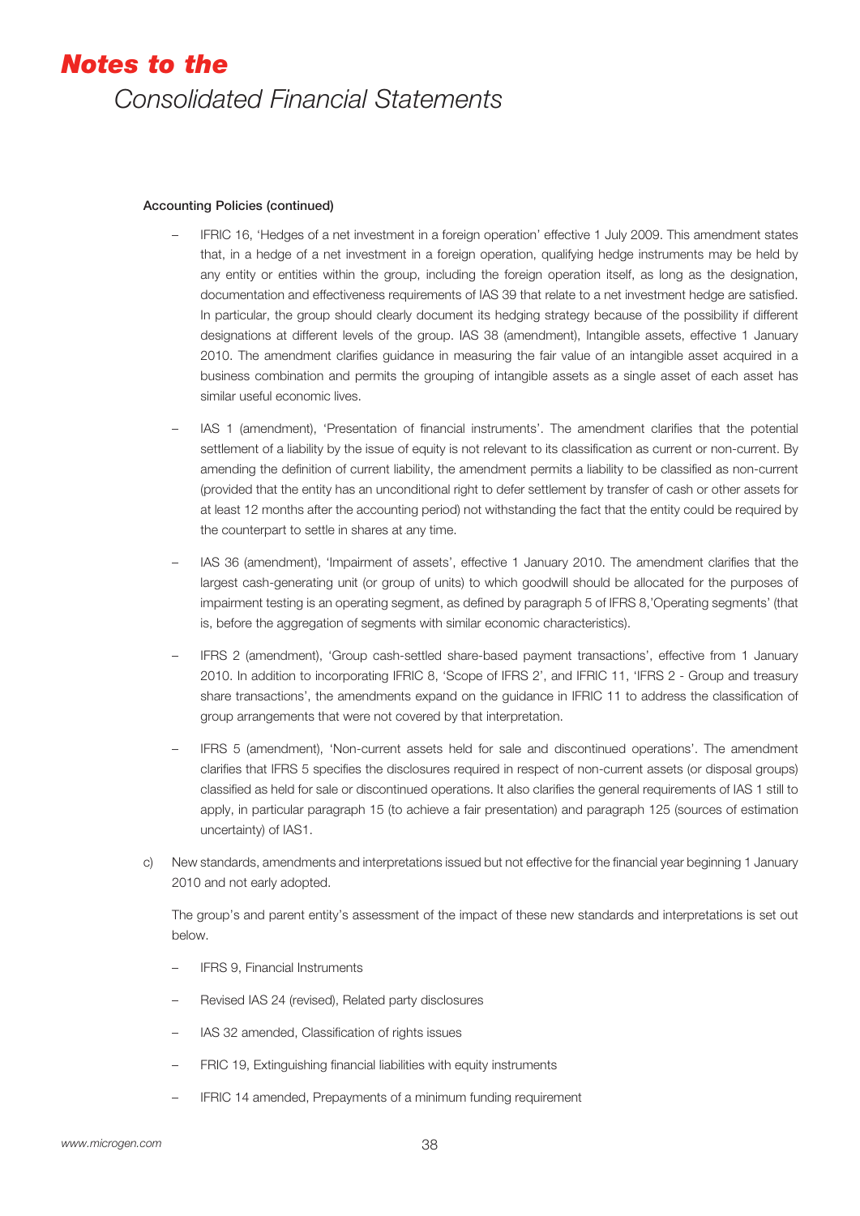# *Notes to the*
## Consolidated Financial Statements

**Accounting Policies (continued)**

- IFRIC 16, 'Hedges of a net investment in a foreign operation' effective 1 July 2009. This amendment states that, in a hedge of a net investment in a foreign operation, qualifying hedge instruments may be held by any entity or entities within the group, including the foreign operation itself, as long as the designation, documentation and effectiveness requirements of IAS 39 that relate to a net investment hedge are satisfied. In particular, the group should clearly document its hedging strategy because of the possibility if different designations at different levels of the group. IAS 38 (amendment), Intangible assets, effective 1 January 2010. The amendment clarifies guidance in measuring the fair value of an intangible asset acquired in a business combination and permits the grouping of intangible assets as a single asset of each asset has similar useful economic lives.

- IAS 1 (amendment), 'Presentation of financial instruments'. The amendment clarifies that the potential settlement of a liability by the issue of equity is not relevant to its classification as current or non-current. By amending the definition of current liability, the amendment permits a liability to be classified as non-current (provided that the entity has an unconditional right to defer settlement by transfer of cash or other assets for at least 12 months after the accounting period) not withstanding the fact that the entity could be required by the counterpart to settle in shares at any time.

- IAS 36 (amendment), 'Impairment of assets', effective 1 January 2010. The amendment clarifies that the largest cash-generating unit (or group of units) to which goodwill should be allocated for the purposes of impairment testing is an operating segment, as defined by paragraph 5 of IFRS 8,'Operating segments' (that is, before the aggregation of segments with similar economic characteristics).

- IFRS 2 (amendment), 'Group cash-settled share-based payment transactions', effective from 1 January 2010. In addition to incorporating IFRIC 8, 'Scope of IFRS 2', and IFRIC 11, 'IFRS 2 - Group and treasury share transactions', the amendments expand on the guidance in IFRIC 11 to address the classification of group arrangements that were not covered by that interpretation.

- IFRS 5 (amendment), 'Non-current assets held for sale and discontinued operations'. The amendment clarifies that IFRS 5 specifies the disclosures required in respect of non-current assets (or disposal groups) classified as held for sale or discontinued operations. It also clarifies the general requirements of IAS 1 still to apply, in particular paragraph 15 (to achieve a fair presentation) and paragraph 125 (sources of estimation uncertainty) of IAS1.

c) New standards, amendments and interpretations issued but not effective for the financial year beginning 1 January 2010 and not early adopted.

The group's and parent entity's assessment of the impact of these new standards and interpretations is set out below.

- IFRS 9, Financial Instruments
- Revised IAS 24 (revised), Related party disclosures
- IAS 32 amended, Classification of rights issues
- FRIC 19, Extinguishing financial liabilities with equity instruments
- IFRIC 14 amended, Prepayments of a minimum funding requirement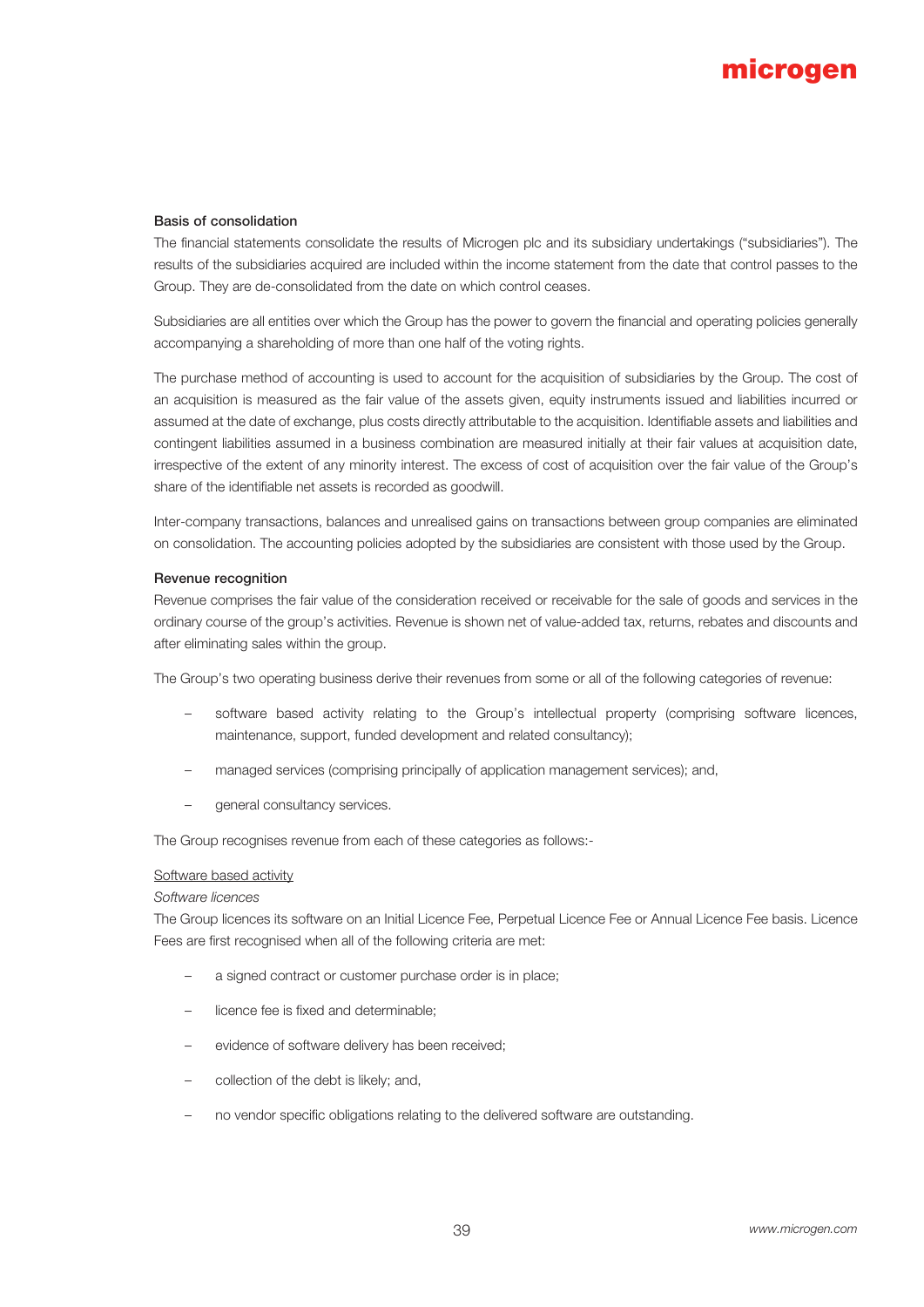#### Basis of consolidation

The financial statements consolidate the results of Microgen plc and its subsidiary undertakings ("subsidiaries"). The results of the subsidiaries acquired are included within the income statement from the date that control passes to the Group. They are de-consolidated from the date on which control ceases.

Subsidiaries are all entities over which the Group has the power to govern the financial and operating policies generally accompanying a shareholding of more than one half of the voting rights.

The purchase method of accounting is used to account for the acquisition of subsidiaries by the Group. The cost of an acquisition is measured as the fair value of the assets given, equity instruments issued and liabilities incurred or assumed at the date of exchange, plus costs directly attributable to the acquisition. Identifiable assets and liabilities and contingent liabilities assumed in a business combination are measured initially at their fair values at acquisition date, irrespective of the extent of any minority interest. The excess of cost of acquisition over the fair value of the Group's share of the identifiable net assets is recorded as goodwill.

Inter-company transactions, balances and unrealised gains on transactions between group companies are eliminated on consolidation. The accounting policies adopted by the subsidiaries are consistent with those used by the Group.

#### Revenue recognition

Revenue comprises the fair value of the consideration received or receivable for the sale of goods and services in the ordinary course of the group's activities. Revenue is shown net of value-added tax, returns, rebates and discounts and after eliminating sales within the group.

The Group's two operating business derive their revenues from some or all of the following categories of revenue:

- software based activity relating to the Group's intellectual property (comprising software licences, maintenance, support, funded development and related consultancy);
- managed services (comprising principally of application management services); and,
- general consultancy services.

The Group recognises revenue from each of these categories as follows:-

<u>Software based activity</u>

*Software licences*

The Group licences its software on an Initial Licence Fee, Perpetual Licence Fee or Annual Licence Fee basis. Licence Fees are first recognised when all of the following criteria are met:

- a signed contract or customer purchase order is in place;
- licence fee is fixed and determinable;
- evidence of software delivery has been received;
- collection of the debt is likely; and,
- no vendor specific obligations relating to the delivered software are outstanding.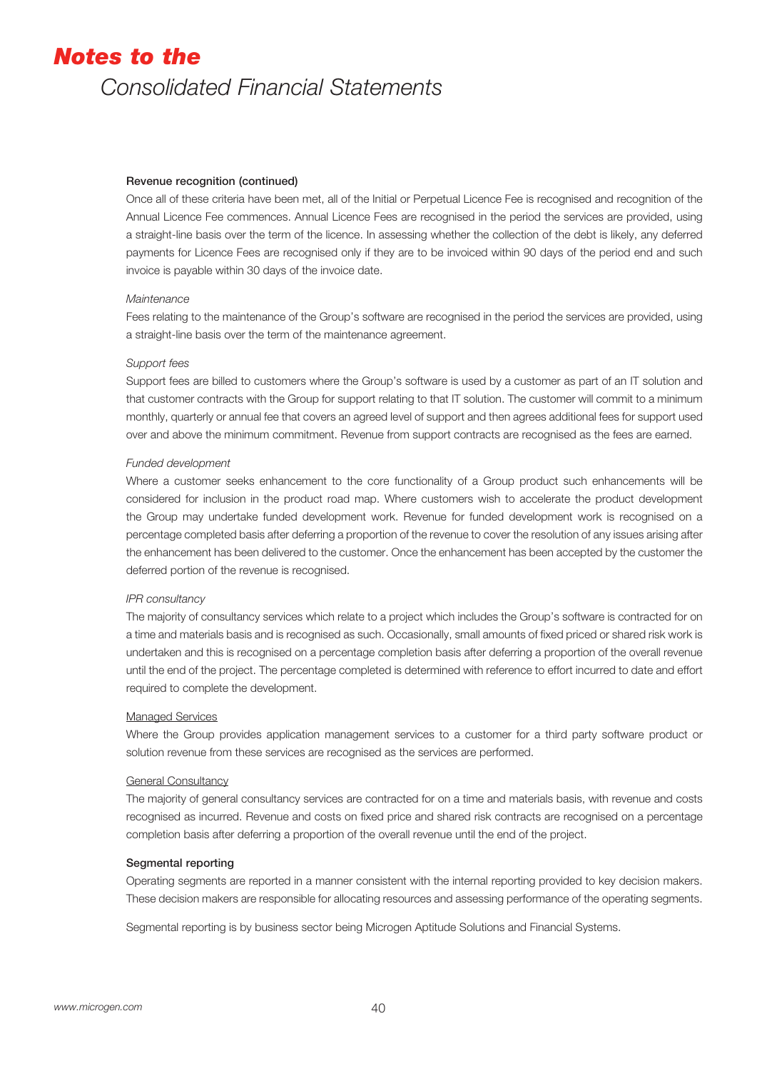# *Notes to the*
## *Consolidated Financial Statements*

**Revenue recognition (continued)**

Once all of these criteria have been met, all of the Initial or Perpetual Licence Fee is recognised and recognition of the Annual Licence Fee commences. Annual Licence Fees are recognised in the period the services are provided, using a straight-line basis over the term of the licence. In assessing whether the collection of the debt is likely, any deferred payments for Licence Fees are recognised only if they are to be invoiced within 90 days of the period end and such invoice is payable within 30 days of the invoice date.

*Maintenance*

Fees relating to the maintenance of the Group's software are recognised in the period the services are provided, using a straight-line basis over the term of the maintenance agreement.

*Support fees*

Support fees are billed to customers where the Group's software is used by a customer as part of an IT solution and that customer contracts with the Group for support relating to that IT solution. The customer will commit to a minimum monthly, quarterly or annual fee that covers an agreed level of support and then agrees additional fees for support used over and above the minimum commitment. Revenue from support contracts are recognised as the fees are earned.

*Funded development*

Where a customer seeks enhancement to the core functionality of a Group product such enhancements will be considered for inclusion in the product road map. Where customers wish to accelerate the product development the Group may undertake funded development work. Revenue for funded development work is recognised on a percentage completed basis after deferring a proportion of the revenue to cover the resolution of any issues arising after the enhancement has been delivered to the customer. Once the enhancement has been accepted by the customer the deferred portion of the revenue is recognised.

*IPR consultancy*

The majority of consultancy services which relate to a project which includes the Group's software is contracted for on a time and materials basis and is recognised as such. Occasionally, small amounts of fixed priced or shared risk work is undertaken and this is recognised on a percentage completion basis after deferring a proportion of the overall revenue until the end of the project. The percentage completed is determined with reference to effort incurred to date and effort required to complete the development.

Managed Services

Where the Group provides application management services to a customer for a third party software product or solution revenue from these services are recognised as the services are performed.

General Consultancy

The majority of general consultancy services are contracted for on a time and materials basis, with revenue and costs recognised as incurred. Revenue and costs on fixed price and shared risk contracts are recognised on a percentage completion basis after deferring a proportion of the overall revenue until the end of the project.

**Segmental reporting**

Operating segments are reported in a manner consistent with the internal reporting provided to key decision makers. These decision makers are responsible for allocating resources and assessing performance of the operating segments.

Segmental reporting is by business sector being Microgen Aptitude Solutions and Financial Systems.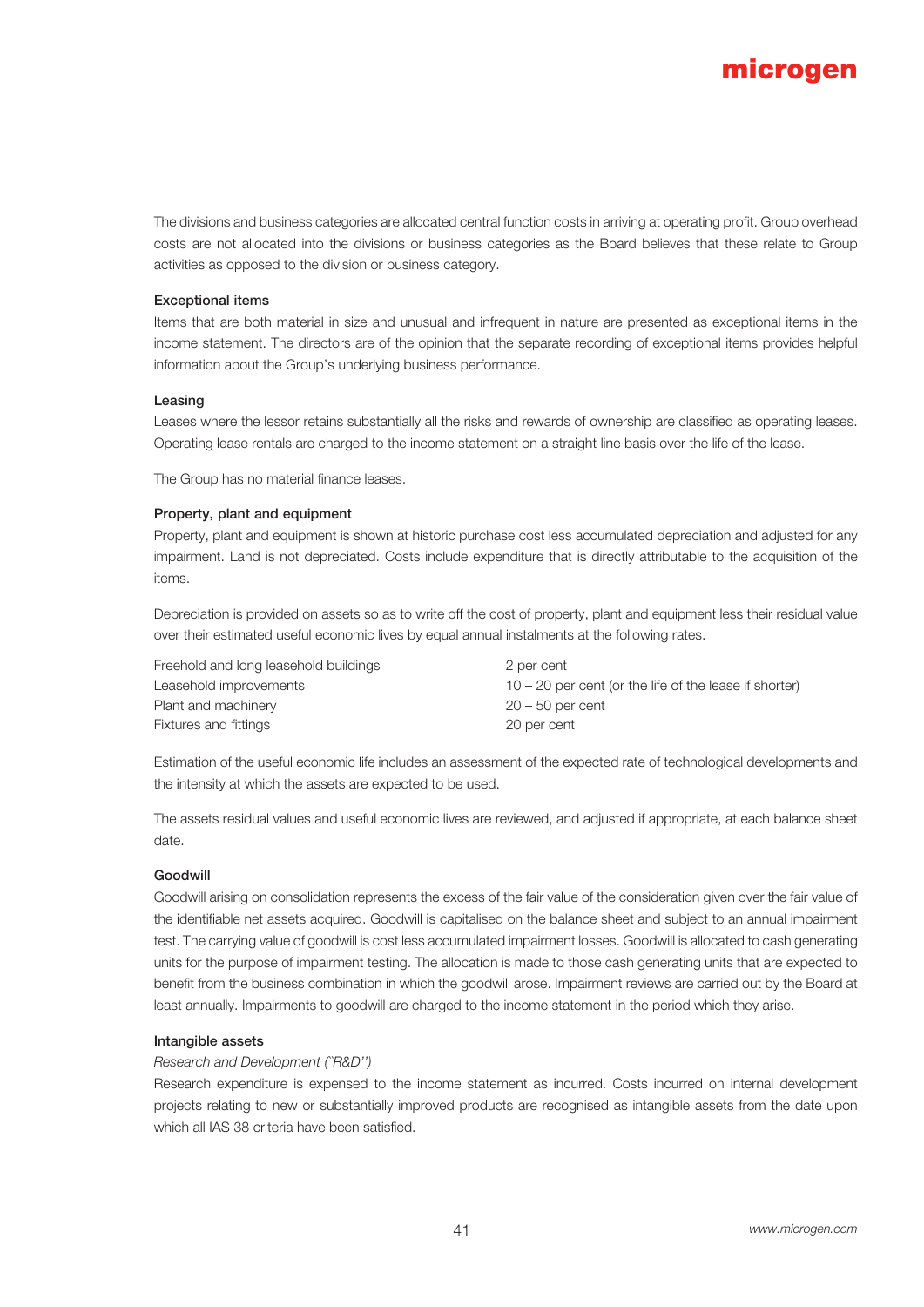The divisions and business categories are allocated central function costs in arriving at operating profit. Group overhead costs are not allocated into the divisions or business categories as the Board believes that these relate to Group activities as opposed to the division or business category.

**Exceptional items**

Items that are both material in size and unusual and infrequent in nature are presented as exceptional items in the income statement. The directors are of the opinion that the separate recording of exceptional items provides helpful information about the Group's underlying business performance.

**Leasing**

Leases where the lessor retains substantially all the risks and rewards of ownership are classified as operating leases. Operating lease rentals are charged to the income statement on a straight line basis over the life of the lease.

The Group has no material finance leases.

**Property, plant and equipment**

Property, plant and equipment is shown at historic purchase cost less accumulated depreciation and adjusted for any impairment. Land is not depreciated. Costs include expenditure that is directly attributable to the acquisition of the items.

Depreciation is provided on assets so as to write off the cost of property, plant and equipment less their residual value over their estimated useful economic lives by equal annual instalments at the following rates.

| | |
|---|---|
| Freehold and long leasehold buildings | 2 per cent |
| Leasehold improvements | 10 – 20 per cent (or the life of the lease if shorter) |
| Plant and machinery | 20 – 50 per cent |
| Fixtures and fittings | 20 per cent |

Estimation of the useful economic life includes an assessment of the expected rate of technological developments and the intensity at which the assets are expected to be used.

The assets residual values and useful economic lives are reviewed, and adjusted if appropriate, at each balance sheet date.

**Goodwill**

Goodwill arising on consolidation represents the excess of the fair value of the consideration given over the fair value of the identifiable net assets acquired. Goodwill is capitalised on the balance sheet and subject to an annual impairment test. The carrying value of goodwill is cost less accumulated impairment losses. Goodwill is allocated to cash generating units for the purpose of impairment testing. The allocation is made to those cash generating units that are expected to benefit from the business combination in which the goodwill arose. Impairment reviews are carried out by the Board at least annually. Impairments to goodwill are charged to the income statement in the period which they arise.

**Intangible assets**

*Research and Development (`R&D'')*

Research expenditure is expensed to the income statement as incurred. Costs incurred on internal development projects relating to new or substantially improved products are recognised as intangible assets from the date upon which all IAS 38 criteria have been satisfied.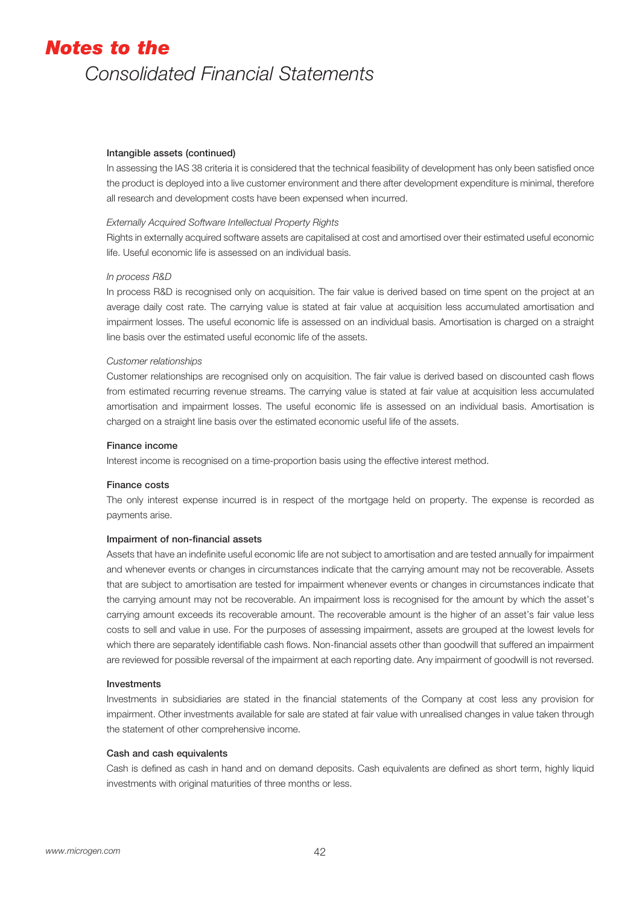#### Intangible assets (continued)

In assessing the IAS 38 criteria it is considered that the technical feasibility of development has only been satisfied once the product is deployed into a live customer environment and there after development expenditure is minimal, therefore all research and development costs have been expensed when incurred.

*Externally Acquired Software Intellectual Property Rights*

Rights in externally acquired software assets are capitalised at cost and amortised over their estimated useful economic life. Useful economic life is assessed on an individual basis.

*In process R&D*

In process R&D is recognised only on acquisition. The fair value is derived based on time spent on the project at an average daily cost rate. The carrying value is stated at fair value at acquisition less accumulated amortisation and impairment losses. The useful economic life is assessed on an individual basis. Amortisation is charged on a straight line basis over the estimated useful economic life of the assets.

*Customer relationships*

Customer relationships are recognised only on acquisition. The fair value is derived based on discounted cash flows from estimated recurring revenue streams. The carrying value is stated at fair value at acquisition less accumulated amortisation and impairment losses. The useful economic life is assessed on an individual basis. Amortisation is charged on a straight line basis over the estimated economic useful life of the assets.

#### Finance income

Interest income is recognised on a time-proportion basis using the effective interest method.

#### Finance costs

The only interest expense incurred is in respect of the mortgage held on property. The expense is recorded as payments arise.

#### Impairment of non-financial assets

Assets that have an indefinite useful economic life are not subject to amortisation and are tested annually for impairment and whenever events or changes in circumstances indicate that the carrying amount may not be recoverable. Assets that are subject to amortisation are tested for impairment whenever events or changes in circumstances indicate that the carrying amount may not be recoverable. An impairment loss is recognised for the amount by which the asset's carrying amount exceeds its recoverable amount. The recoverable amount is the higher of an asset's fair value less costs to sell and value in use. For the purposes of assessing impairment, assets are grouped at the lowest levels for which there are separately identifiable cash flows. Non-financial assets other than goodwill that suffered an impairment are reviewed for possible reversal of the impairment at each reporting date. Any impairment of goodwill is not reversed.

#### Investments

Investments in subsidiaries are stated in the financial statements of the Company at cost less any provision for impairment. Other investments available for sale are stated at fair value with unrealised changes in value taken through the statement of other comprehensive income.

#### Cash and cash equivalents

Cash is defined as cash in hand and on demand deposits. Cash equivalents are defined as short term, highly liquid investments with original maturities of three months or less.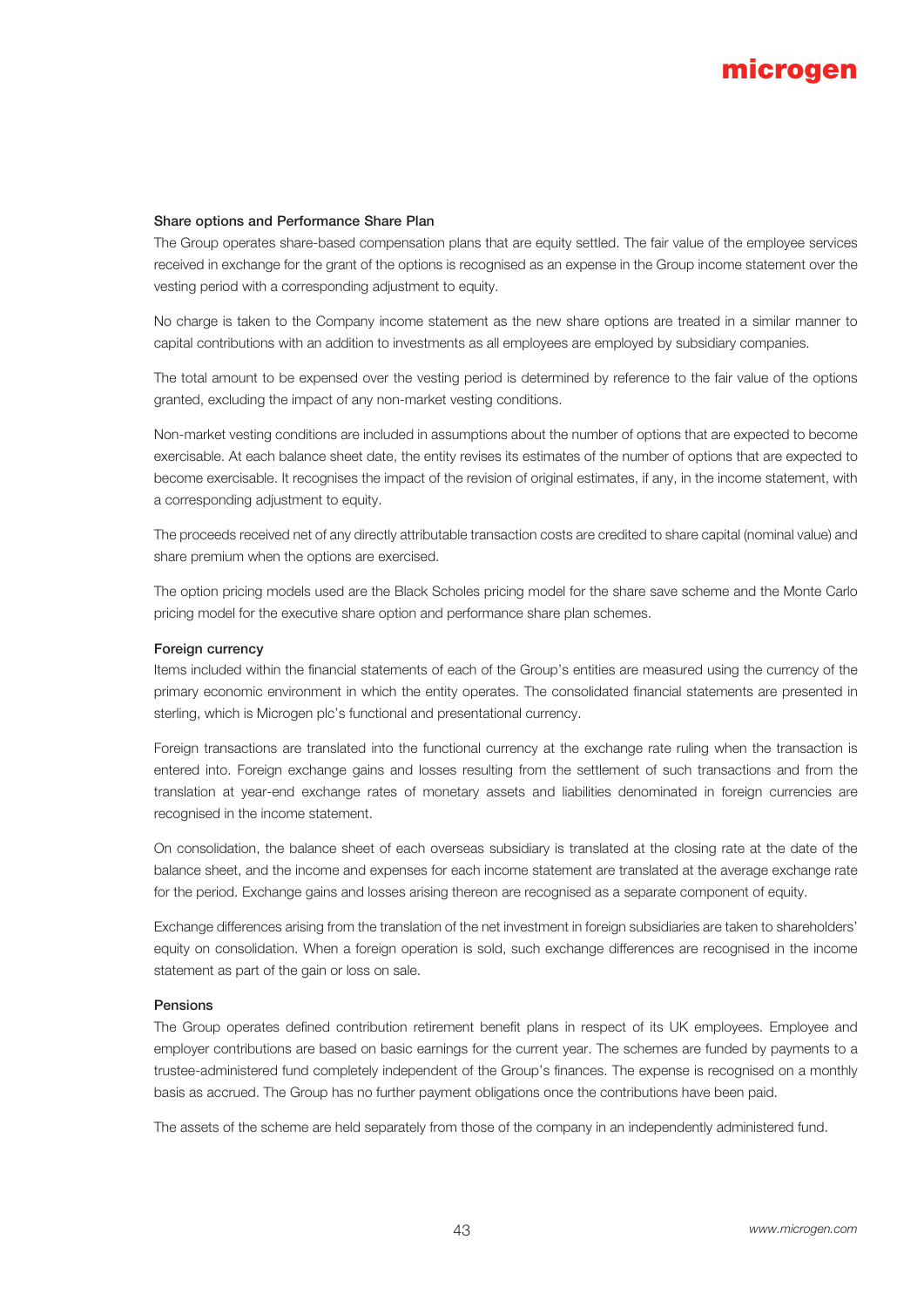### Share options and Performance Share Plan

The Group operates share-based compensation plans that are equity settled. The fair value of the employee services received in exchange for the grant of the options is recognised as an expense in the Group income statement over the vesting period with a corresponding adjustment to equity.

No charge is taken to the Company income statement as the new share options are treated in a similar manner to capital contributions with an addition to investments as all employees are employed by subsidiary companies.

The total amount to be expensed over the vesting period is determined by reference to the fair value of the options granted, excluding the impact of any non-market vesting conditions.

Non-market vesting conditions are included in assumptions about the number of options that are expected to become exercisable. At each balance sheet date, the entity revises its estimates of the number of options that are expected to become exercisable. It recognises the impact of the revision of original estimates, if any, in the income statement, with a corresponding adjustment to equity.

The proceeds received net of any directly attributable transaction costs are credited to share capital (nominal value) and share premium when the options are exercised.

The option pricing models used are the Black Scholes pricing model for the share save scheme and the Monte Carlo pricing model for the executive share option and performance share plan schemes.

### Foreign currency

Items included within the financial statements of each of the Group's entities are measured using the currency of the primary economic environment in which the entity operates. The consolidated financial statements are presented in sterling, which is Microgen plc's functional and presentational currency.

Foreign transactions are translated into the functional currency at the exchange rate ruling when the transaction is entered into. Foreign exchange gains and losses resulting from the settlement of such transactions and from the translation at year-end exchange rates of monetary assets and liabilities denominated in foreign currencies are recognised in the income statement.

On consolidation, the balance sheet of each overseas subsidiary is translated at the closing rate at the date of the balance sheet, and the income and expenses for each income statement are translated at the average exchange rate for the period. Exchange gains and losses arising thereon are recognised as a separate component of equity.

Exchange differences arising from the translation of the net investment in foreign subsidiaries are taken to shareholders' equity on consolidation. When a foreign operation is sold, such exchange differences are recognised in the income statement as part of the gain or loss on sale.

### Pensions

The Group operates defined contribution retirement benefit plans in respect of its UK employees. Employee and employer contributions are based on basic earnings for the current year. The schemes are funded by payments to a trustee-administered fund completely independent of the Group's finances. The expense is recognised on a monthly basis as accrued. The Group has no further payment obligations once the contributions have been paid.

The assets of the scheme are held separately from those of the company in an independently administered fund.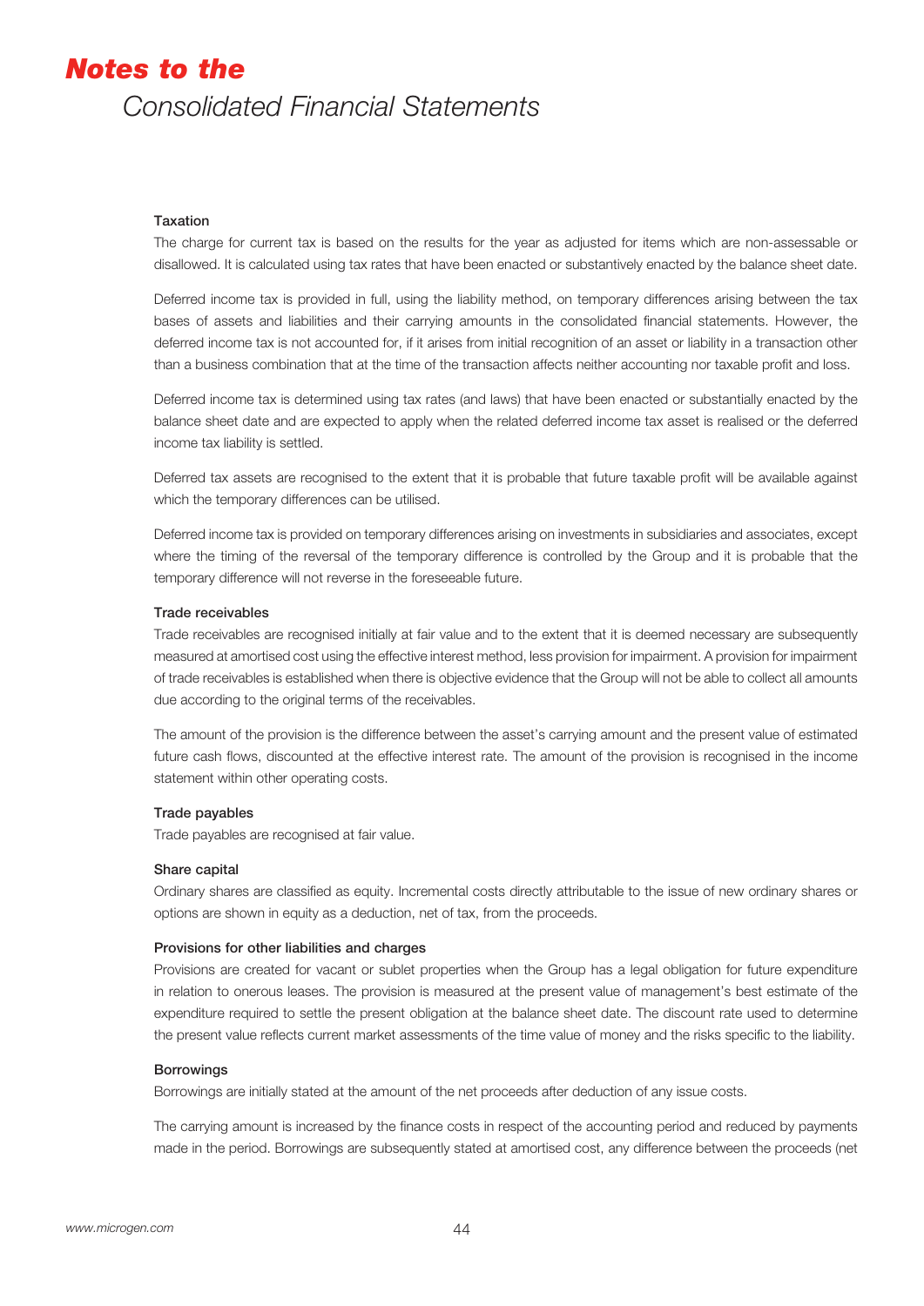#### Taxation

The charge for current tax is based on the results for the year as adjusted for items which are non-assessable or disallowed. It is calculated using tax rates that have been enacted or substantively enacted by the balance sheet date.

Deferred income tax is provided in full, using the liability method, on temporary differences arising between the tax bases of assets and liabilities and their carrying amounts in the consolidated financial statements. However, the deferred income tax is not accounted for, if it arises from initial recognition of an asset or liability in a transaction other than a business combination that at the time of the transaction affects neither accounting nor taxable profit and loss.

Deferred income tax is determined using tax rates (and laws) that have been enacted or substantially enacted by the balance sheet date and are expected to apply when the related deferred income tax asset is realised or the deferred income tax liability is settled.

Deferred tax assets are recognised to the extent that it is probable that future taxable profit will be available against which the temporary differences can be utilised.

Deferred income tax is provided on temporary differences arising on investments in subsidiaries and associates, except where the timing of the reversal of the temporary difference is controlled by the Group and it is probable that the temporary difference will not reverse in the foreseeable future.

#### Trade receivables

Trade receivables are recognised initially at fair value and to the extent that it is deemed necessary are subsequently measured at amortised cost using the effective interest method, less provision for impairment. A provision for impairment of trade receivables is established when there is objective evidence that the Group will not be able to collect all amounts due according to the original terms of the receivables.

The amount of the provision is the difference between the asset's carrying amount and the present value of estimated future cash flows, discounted at the effective interest rate. The amount of the provision is recognised in the income statement within other operating costs.

#### Trade payables

Trade payables are recognised at fair value.

#### Share capital

Ordinary shares are classified as equity. Incremental costs directly attributable to the issue of new ordinary shares or options are shown in equity as a deduction, net of tax, from the proceeds.

#### Provisions for other liabilities and charges

Provisions are created for vacant or sublet properties when the Group has a legal obligation for future expenditure in relation to onerous leases. The provision is measured at the present value of management's best estimate of the expenditure required to settle the present obligation at the balance sheet date. The discount rate used to determine the present value reflects current market assessments of the time value of money and the risks specific to the liability.

#### Borrowings

Borrowings are initially stated at the amount of the net proceeds after deduction of any issue costs.

The carrying amount is increased by the finance costs in respect of the accounting period and reduced by payments made in the period. Borrowings are subsequently stated at amortised cost, any difference between the proceeds (net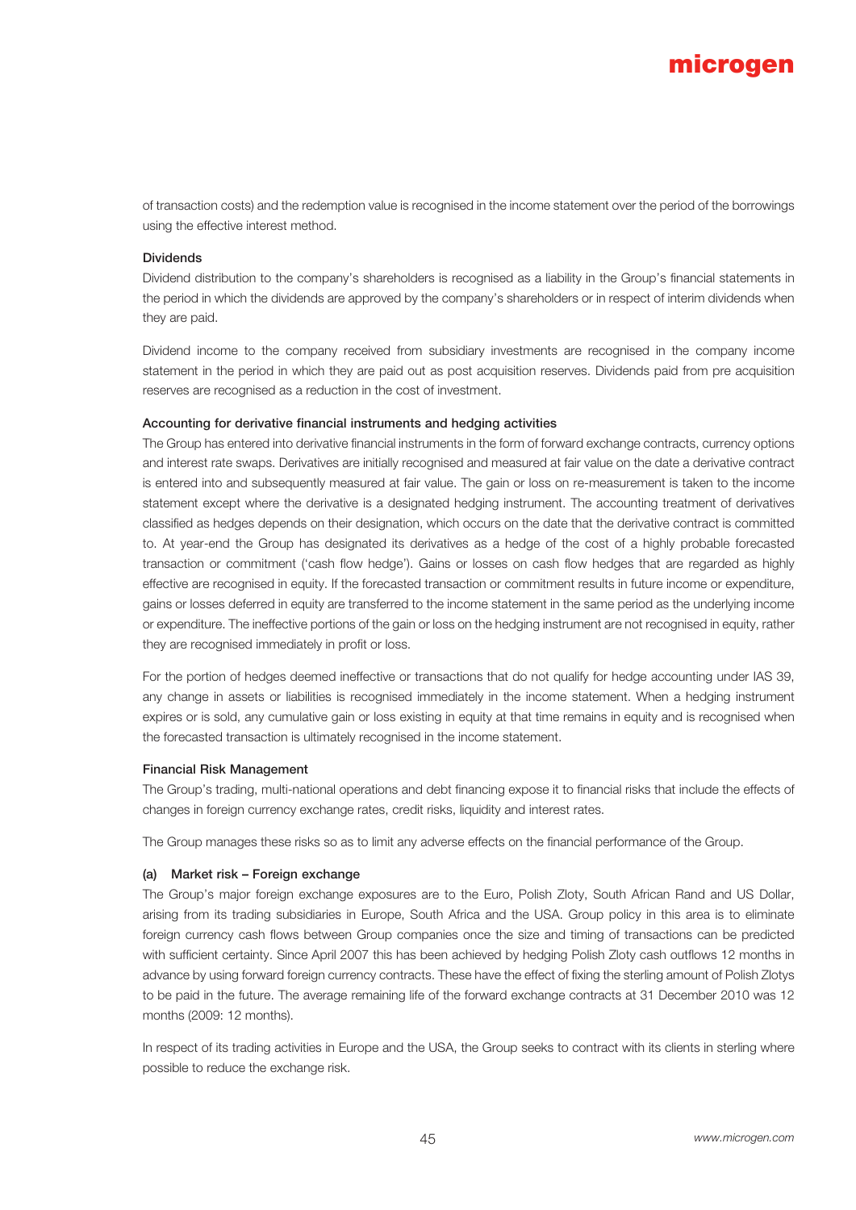of transaction costs) and the redemption value is recognised in the income statement over the period of the borrowings using the effective interest method.

**Dividends**

Dividend distribution to the company's shareholders is recognised as a liability in the Group's financial statements in the period in which the dividends are approved by the company's shareholders or in respect of interim dividends when they are paid.

Dividend income to the company received from subsidiary investments are recognised in the company income statement in the period in which they are paid out as post acquisition reserves. Dividends paid from pre acquisition reserves are recognised as a reduction in the cost of investment.

**Accounting for derivative financial instruments and hedging activities**

The Group has entered into derivative financial instruments in the form of forward exchange contracts, currency options and interest rate swaps. Derivatives are initially recognised and measured at fair value on the date a derivative contract is entered into and subsequently measured at fair value. The gain or loss on re-measurement is taken to the income statement except where the derivative is a designated hedging instrument. The accounting treatment of derivatives classified as hedges depends on their designation, which occurs on the date that the derivative contract is committed to. At year-end the Group has designated its derivatives as a hedge of the cost of a highly probable forecasted transaction or commitment ('cash flow hedge'). Gains or losses on cash flow hedges that are regarded as highly effective are recognised in equity. If the forecasted transaction or commitment results in future income or expenditure, gains or losses deferred in equity are transferred to the income statement in the same period as the underlying income or expenditure. The ineffective portions of the gain or loss on the hedging instrument are not recognised in equity, rather they are recognised immediately in profit or loss.

For the portion of hedges deemed ineffective or transactions that do not qualify for hedge accounting under IAS 39, any change in assets or liabilities is recognised immediately in the income statement. When a hedging instrument expires or is sold, any cumulative gain or loss existing in equity at that time remains in equity and is recognised when the forecasted transaction is ultimately recognised in the income statement.

**Financial Risk Management**

The Group's trading, multi-national operations and debt financing expose it to financial risks that include the effects of changes in foreign currency exchange rates, credit risks, liquidity and interest rates.

The Group manages these risks so as to limit any adverse effects on the financial performance of the Group.

**(a) Market risk – Foreign exchange**

The Group's major foreign exchange exposures are to the Euro, Polish Zloty, South African Rand and US Dollar, arising from its trading subsidiaries in Europe, South Africa and the USA. Group policy in this area is to eliminate foreign currency cash flows between Group companies once the size and timing of transactions can be predicted with sufficient certainty. Since April 2007 this has been achieved by hedging Polish Zloty cash outflows 12 months in advance by using forward foreign currency contracts. These have the effect of fixing the sterling amount of Polish Zlotys to be paid in the future. The average remaining life of the forward exchange contracts at 31 December 2010 was 12 months (2009: 12 months).

In respect of its trading activities in Europe and the USA, the Group seeks to contract with its clients in sterling where possible to reduce the exchange risk.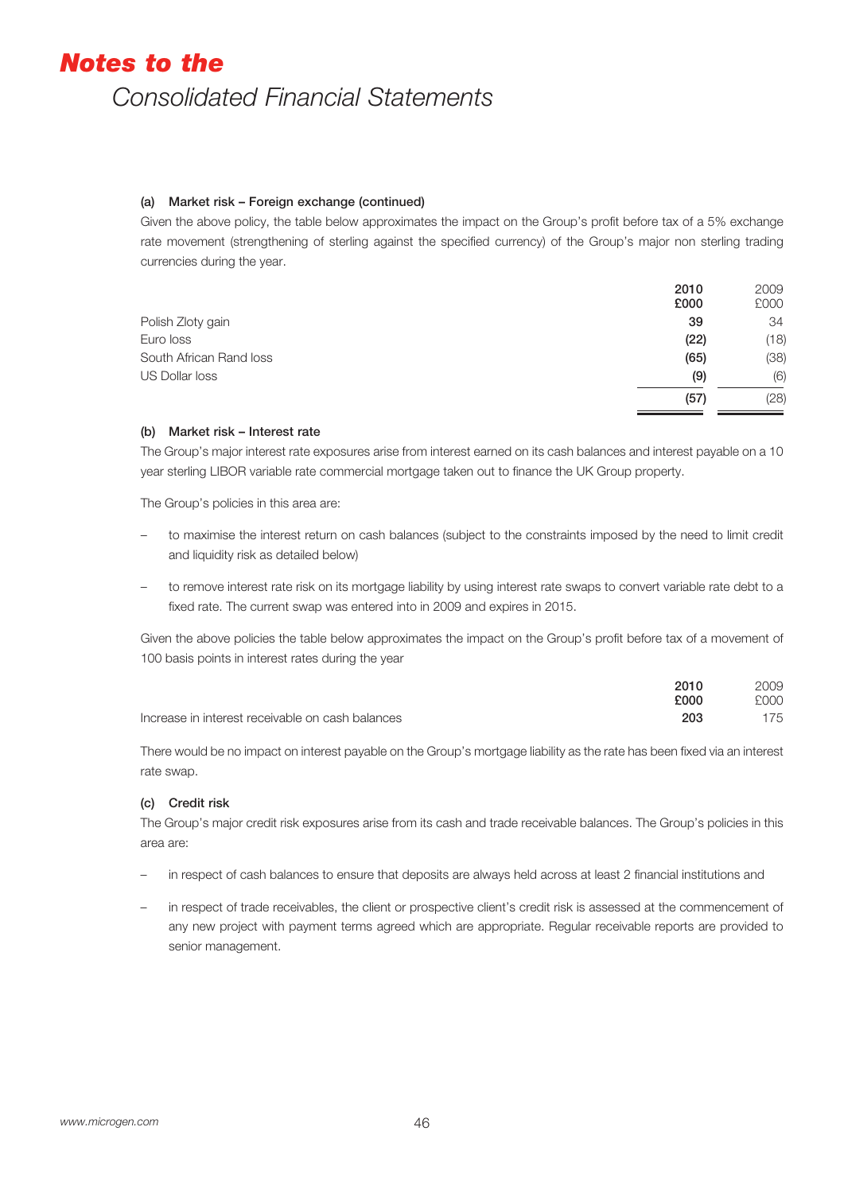#### (a) Market risk – Foreign exchange (continued)

Given the above policy, the table below approximates the impact on the Group's profit before tax of a 5% exchange rate movement (strengthening of sterling against the specified currency) of the Group's major non sterling trading currencies during the year.

| | **2010 £000** | 2009 £000 |
|---|---|---|
| Polish Zloty gain | **39** | 34 |
| Euro loss | **(22)** | (18) |
| South African Rand loss | **(65)** | (38) |
| US Dollar loss | **(9)** | (6) |
| | **(57)** | (28) |

#### (b) Market risk – Interest rate

The Group's major interest rate exposures arise from interest earned on its cash balances and interest payable on a 10 year sterling LIBOR variable rate commercial mortgage taken out to finance the UK Group property.

The Group's policies in this area are:

- to maximise the interest return on cash balances (subject to the constraints imposed by the need to limit credit and liquidity risk as detailed below)
- to remove interest rate risk on its mortgage liability by using interest rate swaps to convert variable rate debt to a fixed rate. The current swap was entered into in 2009 and expires in 2015.

Given the above policies the table below approximates the impact on the Group's profit before tax of a movement of 100 basis points in interest rates during the year

| | **2010 £000** | 2009 £000 |
|---|---|---|
| Increase in interest receivable on cash balances | **203** | 175 |

There would be no impact on interest payable on the Group's mortgage liability as the rate has been fixed via an interest rate swap.

#### (c) Credit risk

The Group's major credit risk exposures arise from its cash and trade receivable balances. The Group's policies in this area are:

- in respect of cash balances to ensure that deposits are always held across at least 2 financial institutions and
- in respect of trade receivables, the client or prospective client's credit risk is assessed at the commencement of any new project with payment terms agreed which are appropriate. Regular receivable reports are provided to senior management.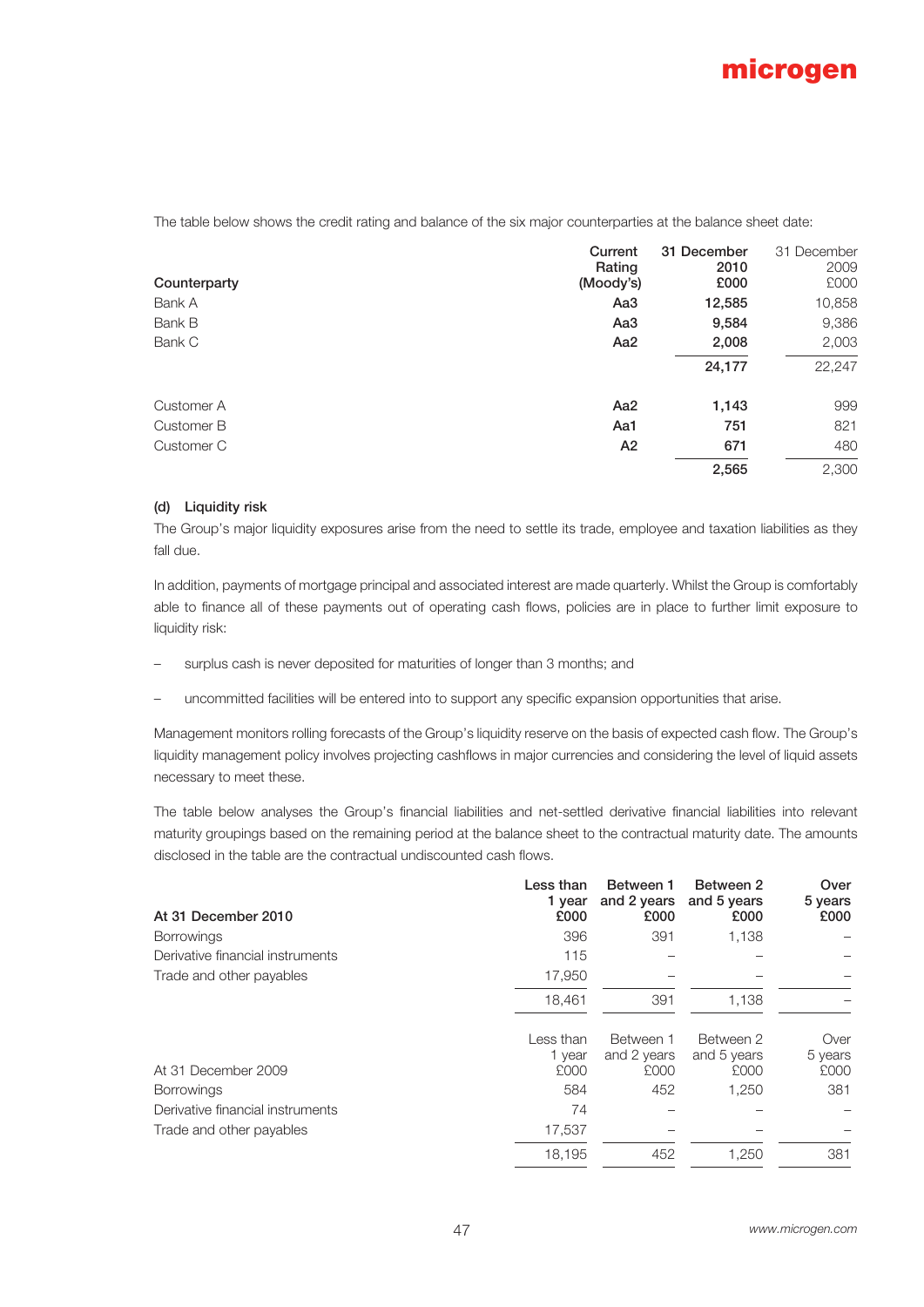The table below shows the credit rating and balance of the six major counterparties at the balance sheet date:

| Counterparty | Current Rating (Moody's) | 31 December 2010 £000 | 31 December 2009 £000 |
|---|---|---|---|
| Bank A | **Aa3** | **12,585** | 10,858 |
| Bank B | **Aa3** | **9,584** | 9,386 |
| Bank C | **Aa2** | **2,008** | 2,003 |
| | | **24,177** | 22,247 |
| Customer A | **Aa2** | **1,143** | 999 |
| Customer B | **Aa1** | **751** | 821 |
| Customer C | **A2** | **671** | 480 |
| | | **2,565** | 2,300 |

### (d) Liquidity risk

The Group's major liquidity exposures arise from the need to settle its trade, employee and taxation liabilities as they fall due.

In addition, payments of mortgage principal and associated interest are made quarterly. Whilst the Group is comfortably able to finance all of these payments out of operating cash flows, policies are in place to further limit exposure to liquidity risk:

- surplus cash is never deposited for maturities of longer than 3 months; and
- uncommitted facilities will be entered into to support any specific expansion opportunities that arise.

Management monitors rolling forecasts of the Group's liquidity reserve on the basis of expected cash flow. The Group's liquidity management policy involves projecting cashflows in major currencies and considering the level of liquid assets necessary to meet these.

The table below analyses the Group's financial liabilities and net-settled derivative financial liabilities into relevant maturity groupings based on the remaining period at the balance sheet to the contractual maturity date. The amounts disclosed in the table are the contractual undiscounted cash flows.

| At 31 December 2010 | Less than 1 year £000 | Between 1 and 2 years £000 | Between 2 and 5 years £000 | Over 5 years £000 |
|---|---|---|---|---|
| Borrowings | 396 | 391 | 1,138 | – |
| Derivative financial instruments | 115 | – | – | – |
| Trade and other payables | 17,950 | – | – | – |
| | 18,461 | 391 | 1,138 | – |

| At 31 December 2009 | Less than 1 year £000 | Between 1 and 2 years £000 | Between 2 and 5 years £000 | Over 5 years £000 |
|---|---|---|---|---|
| Borrowings | 584 | 452 | 1,250 | 381 |
| Derivative financial instruments | 74 | – | – | – |
| Trade and other payables | 17,537 | – | – | – |
| | 18,195 | 452 | 1,250 | 381 |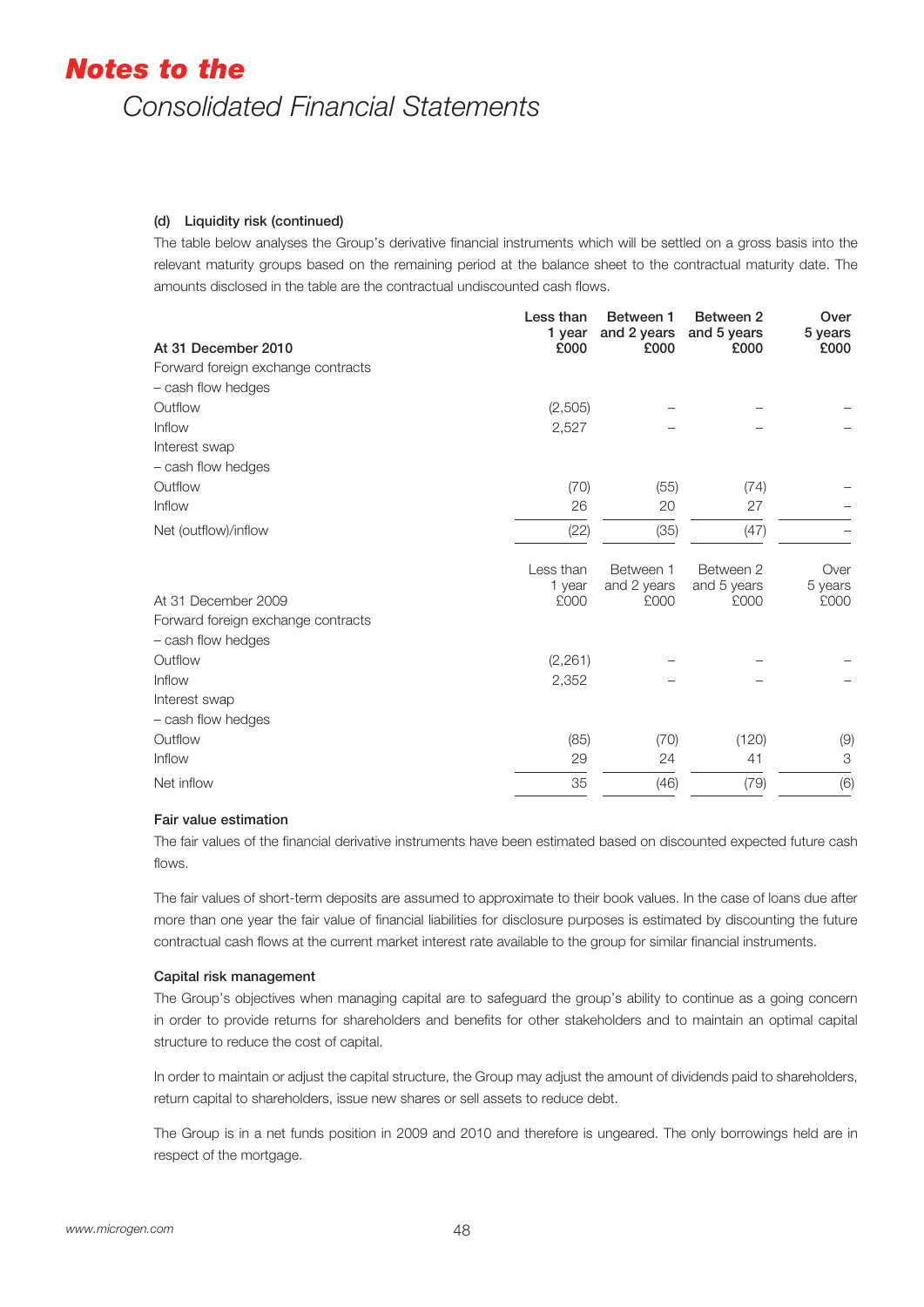#### (d) Liquidity risk (continued)

The table below analyses the Group's derivative financial instruments which will be settled on a gross basis into the relevant maturity groups based on the remaining period at the balance sheet to the contractual maturity date. The amounts disclosed in the table are the contractual undiscounted cash flows.

| At 31 December 2010 | Less than 1 year £000 | Between 1 and 2 years £000 | Between 2 and 5 years £000 | Over 5 years £000 |
|---|---|---|---|---|
| Forward foreign exchange contracts | | | | |
| – cash flow hedges | | | | |
| Outflow | (2,505) | – | – | – |
| Inflow | 2,527 | – | – | – |
| Interest swap | | | | |
| – cash flow hedges | | | | |
| Outflow | (70) | (55) | (74) | – |
| Inflow | 26 | 20 | 27 | – |
| Net (outflow)/inflow | (22) | (35) | (47) | – |

| At 31 December 2009 | Less than 1 year £000 | Between 1 and 2 years £000 | Between 2 and 5 years £000 | Over 5 years £000 |
|---|---|---|---|---|
| Forward foreign exchange contracts | | | | |
| – cash flow hedges | | | | |
| Outflow | (2,261) | – | – | – |
| Inflow | 2,352 | – | – | – |
| Interest swap | | | | |
| – cash flow hedges | | | | |
| Outflow | (85) | (70) | (120) | (9) |
| Inflow | 29 | 24 | 41 | 3 |
| Net inflow | 35 | (46) | (79) | (6) |

#### Fair value estimation

The fair values of the financial derivative instruments have been estimated based on discounted expected future cash flows.

The fair values of short-term deposits are assumed to approximate to their book values. In the case of loans due after more than one year the fair value of financial liabilities for disclosure purposes is estimated by discounting the future contractual cash flows at the current market interest rate available to the group for similar financial instruments.

#### Capital risk management

The Group's objectives when managing capital are to safeguard the group's ability to continue as a going concern in order to provide returns for shareholders and benefits for other stakeholders and to maintain an optimal capital structure to reduce the cost of capital.

In order to maintain or adjust the capital structure, the Group may adjust the amount of dividends paid to shareholders, return capital to shareholders, issue new shares or sell assets to reduce debt.

The Group is in a net funds position in 2009 and 2010 and therefore is ungeared. The only borrowings held are in respect of the mortgage.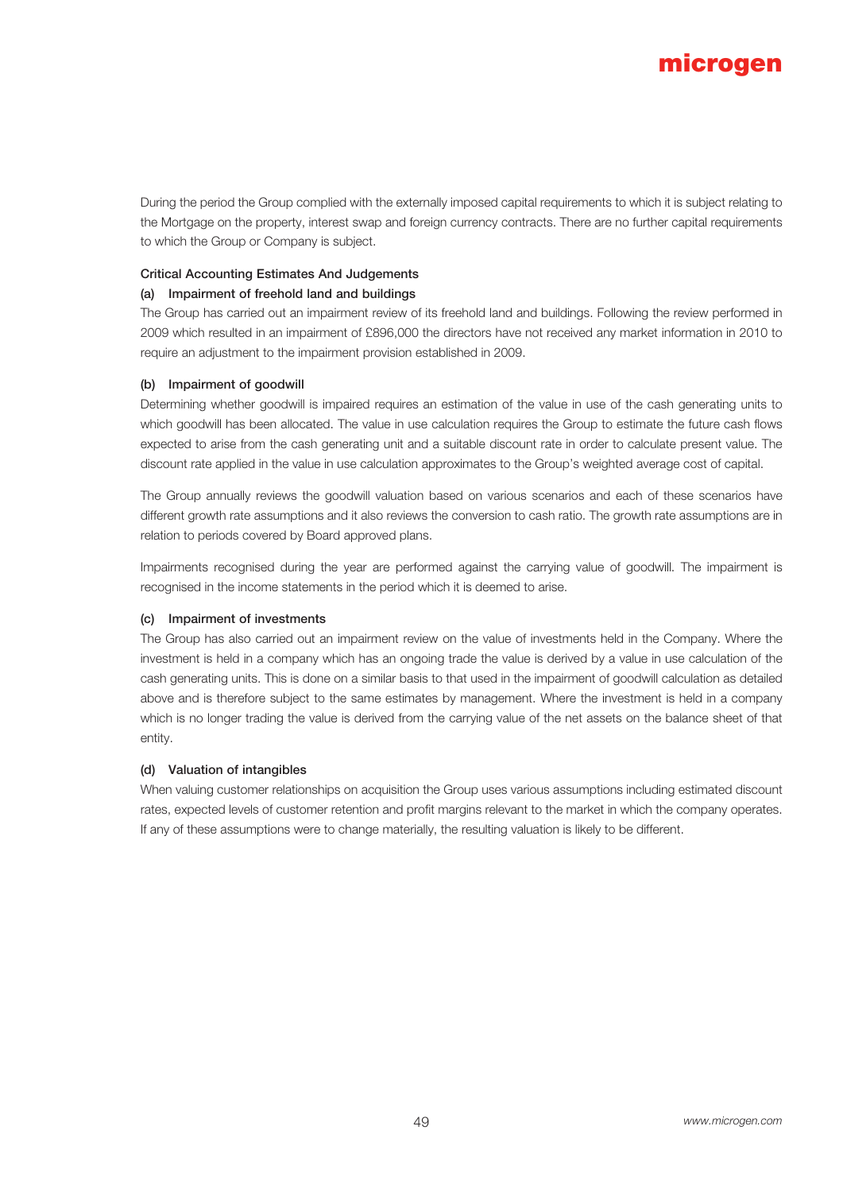During the period the Group complied with the externally imposed capital requirements to which it is subject relating to the Mortgage on the property, interest swap and foreign currency contracts. There are no further capital requirements to which the Group or Company is subject.

**Critical Accounting Estimates And Judgements**

**(a) Impairment of freehold land and buildings**

The Group has carried out an impairment review of its freehold land and buildings. Following the review performed in 2009 which resulted in an impairment of £896,000 the directors have not received any market information in 2010 to require an adjustment to the impairment provision established in 2009.

**(b) Impairment of goodwill**

Determining whether goodwill is impaired requires an estimation of the value in use of the cash generating units to which goodwill has been allocated. The value in use calculation requires the Group to estimate the future cash flows expected to arise from the cash generating unit and a suitable discount rate in order to calculate present value. The discount rate applied in the value in use calculation approximates to the Group's weighted average cost of capital.

The Group annually reviews the goodwill valuation based on various scenarios and each of these scenarios have different growth rate assumptions and it also reviews the conversion to cash ratio. The growth rate assumptions are in relation to periods covered by Board approved plans.

Impairments recognised during the year are performed against the carrying value of goodwill. The impairment is recognised in the income statements in the period which it is deemed to arise.

**(c) Impairment of investments**

The Group has also carried out an impairment review on the value of investments held in the Company. Where the investment is held in a company which has an ongoing trade the value is derived by a value in use calculation of the cash generating units. This is done on a similar basis to that used in the impairment of goodwill calculation as detailed above and is therefore subject to the same estimates by management. Where the investment is held in a company which is no longer trading the value is derived from the carrying value of the net assets on the balance sheet of that entity.

**(d) Valuation of intangibles**

When valuing customer relationships on acquisition the Group uses various assumptions including estimated discount rates, expected levels of customer retention and profit margins relevant to the market in which the company operates. If any of these assumptions were to change materially, the resulting valuation is likely to be different.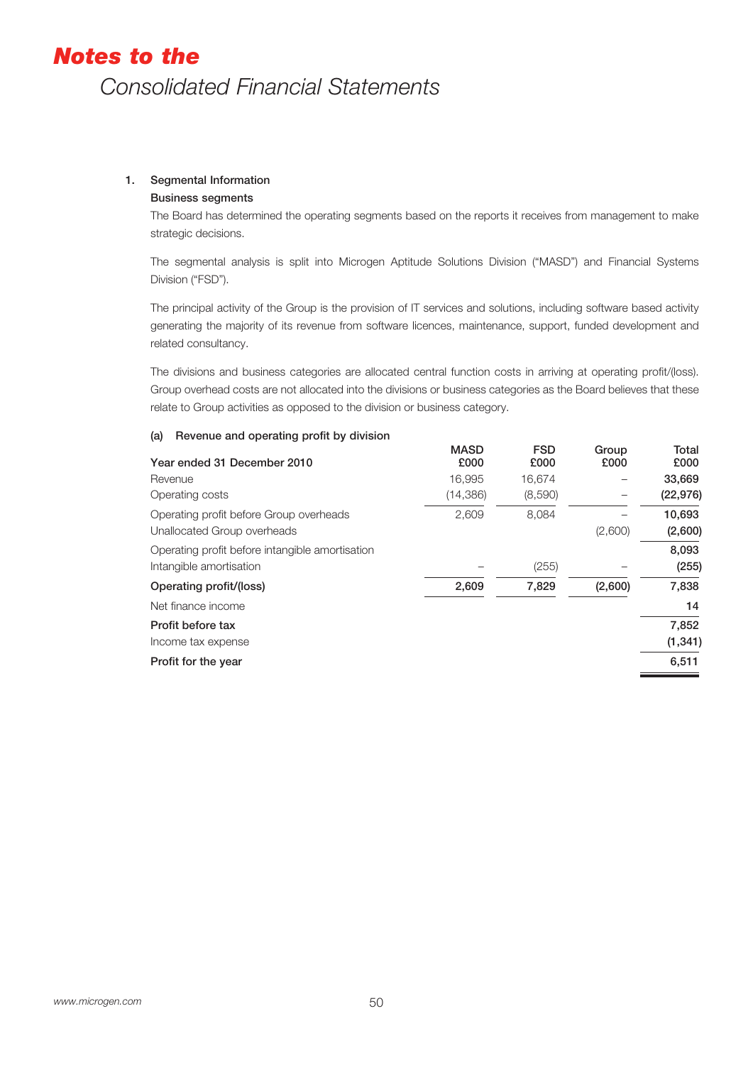# Notes to the Consolidated Financial Statements

## 1. Segmental Information

### Business segments

The Board has determined the operating segments based on the reports it receives from management to make strategic decisions.

The segmental analysis is split into Microgen Aptitude Solutions Division ("MASD") and Financial Systems Division ("FSD").

The principal activity of the Group is the provision of IT services and solutions, including software based activity generating the majority of its revenue from software licences, maintenance, support, funded development and related consultancy.

The divisions and business categories are allocated central function costs in arriving at operating profit/(loss). Group overhead costs are not allocated into the divisions or business categories as the Board believes that these relate to Group activities as opposed to the division or business category.

### (a) Revenue and operating profit by division

| Year ended 31 December 2010 | MASD £000 | FSD £000 | Group £000 | Total £000 |
|---|---|---|---|---|
| Revenue | 16,995 | 16,674 | – | **33,669** |
| Operating costs | (14,386) | (8,590) | – | **(22,976)** |
| Operating profit before Group overheads | 2,609 | 8,084 | – | **10,693** |
| Unallocated Group overheads | | | (2,600) | **(2,600)** |
| Operating profit before intangible amortisation | | | | **8,093** |
| Intangible amortisation | – | (255) | – | **(255)** |
| **Operating profit/(loss)** | **2,609** | **7,829** | **(2,600)** | **7,838** |
| Net finance income | | | | **14** |
| **Profit before tax** | | | | **7,852** |
| Income tax expense | | | | **(1,341)** |
| **Profit for the year** | | | | **6,511** |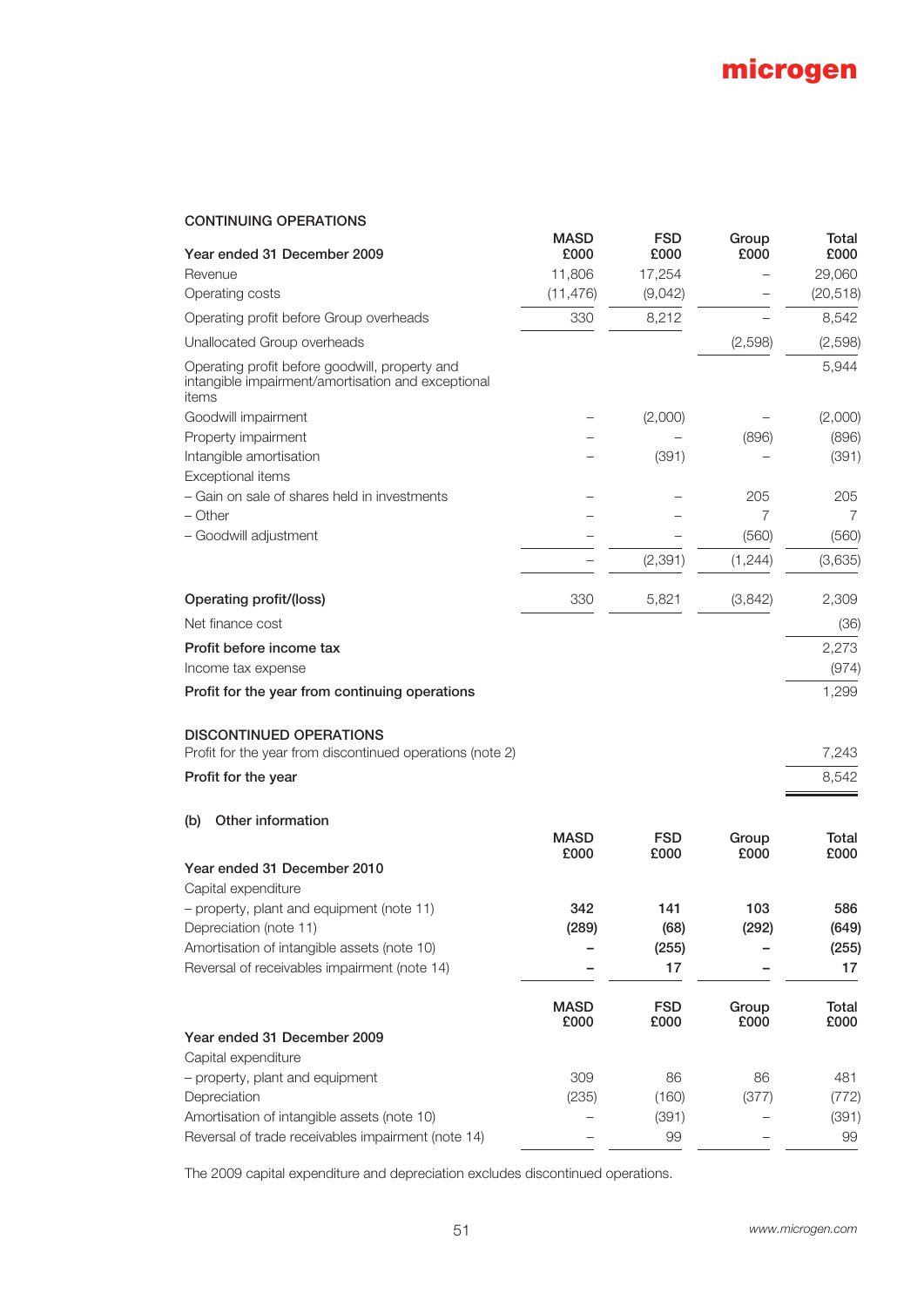### CONTINUING OPERATIONS

| Year ended 31 December 2009 | MASD £000 | FSD £000 | Group £000 | Total £000 |
|---|---|---|---|---|
| Revenue | 11,806 | 17,254 | – | 29,060 |
| Operating costs | (11,476) | (9,042) | – | (20,518) |
| Operating profit before Group overheads | 330 | 8,212 | – | 8,542 |
| Unallocated Group overheads | | | (2,598) | (2,598) |
| Operating profit before goodwill, property and intangible impairment/amortisation and exceptional items | | | | 5,944 |
| Goodwill impairment | – | (2,000) | – | (2,000) |
| Property impairment | – | – | (896) | (896) |
| Intangible amortisation | – | (391) | – | (391) |
| Exceptional items | | | | |
| – Gain on sale of shares held in investments | – | – | 205 | 205 |
| – Other | – | – | 7 | 7 |
| – Goodwill adjustment | – | – | (560) | (560) |
| | – | (2,391) | (1,244) | (3,635) |
| **Operating profit/(loss)** | 330 | 5,821 | (3,842) | 2,309 |
| Net finance cost | | | | (36) |
| **Profit before income tax** | | | | 2,273 |
| Income tax expense | | | | (974) |
| **Profit for the year from continuing operations** | | | | 1,299 |
| **DISCONTINUED OPERATIONS** | | | | |
| Profit for the year from discontinued operations (note 2) | | | | 7,243 |
| **Profit for the year** | | | | 8,542 |

### (b) Other information

| Year ended 31 December 2010 | MASD £000 | FSD £000 | Group £000 | Total £000 |
|---|---|---|---|---|
| Capital expenditure | | | | |
| – property, plant and equipment (note 11) | **342** | **141** | **103** | **586** |
| Depreciation (note 11) | **(289)** | **(68)** | **(292)** | **(649)** |
| Amortisation of intangible assets (note 10) | **–** | **(255)** | **–** | **(255)** |
| Reversal of receivables impairment (note 14) | **–** | **17** | **–** | **17** |

| Year ended 31 December 2009 | MASD £000 | FSD £000 | Group £000 | Total £000 |
|---|---|---|---|---|
| Capital expenditure | | | | |
| – property, plant and equipment | 309 | 86 | 86 | 481 |
| Depreciation | (235) | (160) | (377) | (772) |
| Amortisation of intangible assets (note 10) | – | (391) | – | (391) |
| Reversal of trade receivables impairment (note 14) | – | 99 | – | 99 |

The 2009 capital expenditure and depreciation excludes discontinued operations.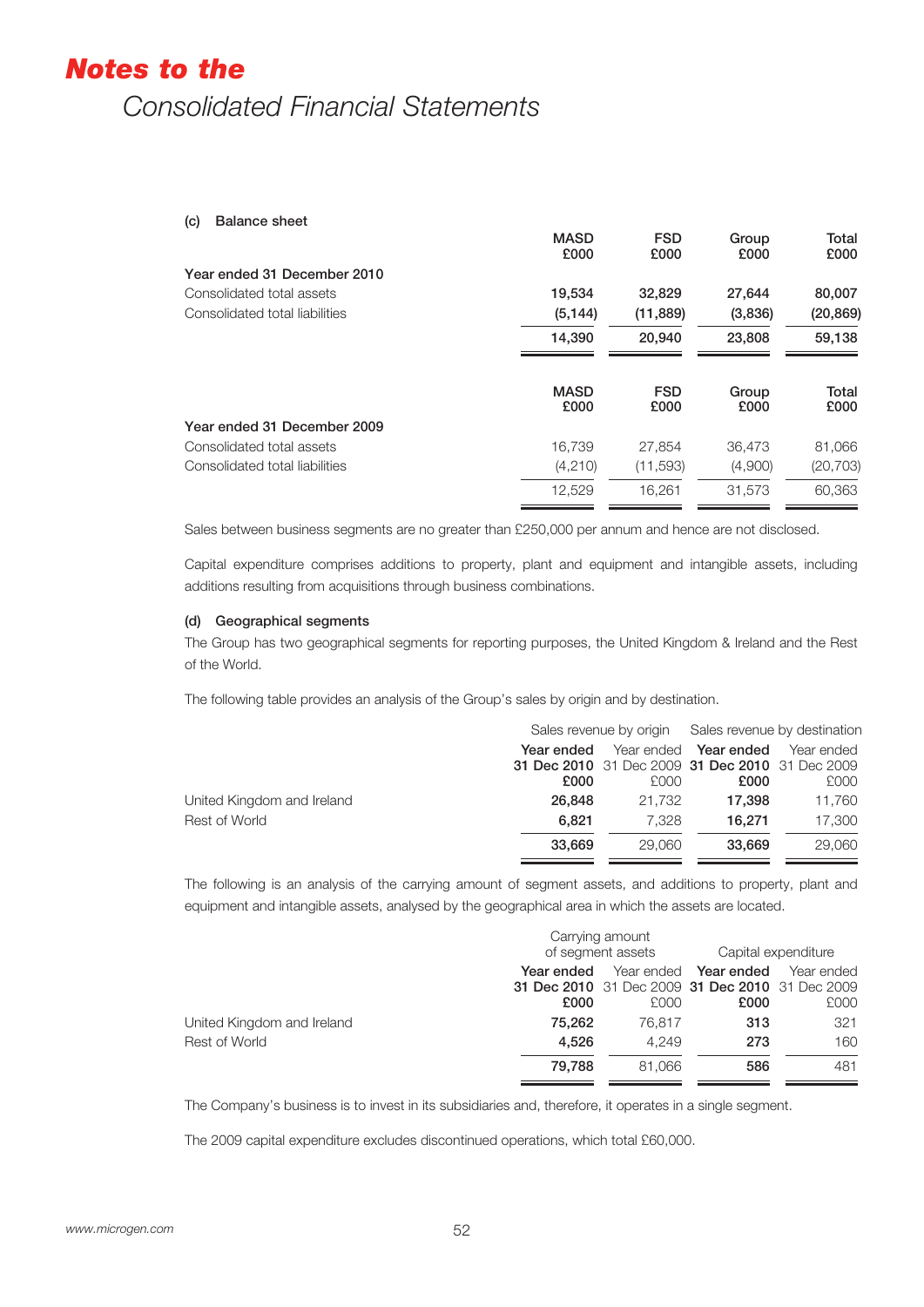# Notes to the Consolidated Financial Statements

**(c) Balance sheet**

| | MASD £000 | FSD £000 | Group £000 | Total £000 |
|---|---|---|---|---|
| **Year ended 31 December 2010** | | | | |
| Consolidated total assets | **19,534** | **32,829** | **27,644** | **80,007** |
| Consolidated total liabilities | **(5,144)** | **(11,889)** | **(3,836)** | **(20,869)** |
| | **14,390** | **20,940** | **23,808** | **59,138** |

| | MASD £000 | FSD £000 | Group £000 | Total £000 |
|---|---|---|---|---|
| **Year ended 31 December 2009** | | | | |
| Consolidated total assets | 16,739 | 27,854 | 36,473 | 81,066 |
| Consolidated total liabilities | (4,210) | (11,593) | (4,900) | (20,703) |
| | 12,529 | 16,261 | 31,573 | 60,363 |

Sales between business segments are no greater than £250,000 per annum and hence are not disclosed.

Capital expenditure comprises additions to property, plant and equipment and intangible assets, including additions resulting from acquisitions through business combinations.

**(d) Geographical segments**

The Group has two geographical segments for reporting purposes, the United Kingdom & Ireland and the Rest of the World.

The following table provides an analysis of the Group's sales by origin and by destination.

| | Sales revenue by origin | | Sales revenue by destination | |
|---|---|---|---|---|
| | **Year ended 31 Dec 2010 £000** | Year ended 31 Dec 2009 £000 | **Year ended 31 Dec 2010 £000** | Year ended 31 Dec 2009 £000 |
| United Kingdom and Ireland | **26,848** | 21,732 | **17,398** | 11,760 |
| Rest of World | **6,821** | 7,328 | **16,271** | 17,300 |
| | **33,669** | 29,060 | **33,669** | 29,060 |

The following is an analysis of the carrying amount of segment assets, and additions to property, plant and equipment and intangible assets, analysed by the geographical area in which the assets are located.

| | Carrying amount of segment assets | | Capital expenditure | |
|---|---|---|---|---|
| | **Year ended 31 Dec 2010 £000** | Year ended 31 Dec 2009 £000 | **Year ended 31 Dec 2010 £000** | Year ended 31 Dec 2009 £000 |
| United Kingdom and Ireland | **75,262** | 76,817 | **313** | 321 |
| Rest of World | **4,526** | 4,249 | **273** | 160 |
| | **79,788** | 81,066 | **586** | 481 |

The Company's business is to invest in its subsidiaries and, therefore, it operates in a single segment.

The 2009 capital expenditure excludes discontinued operations, which total £60,000.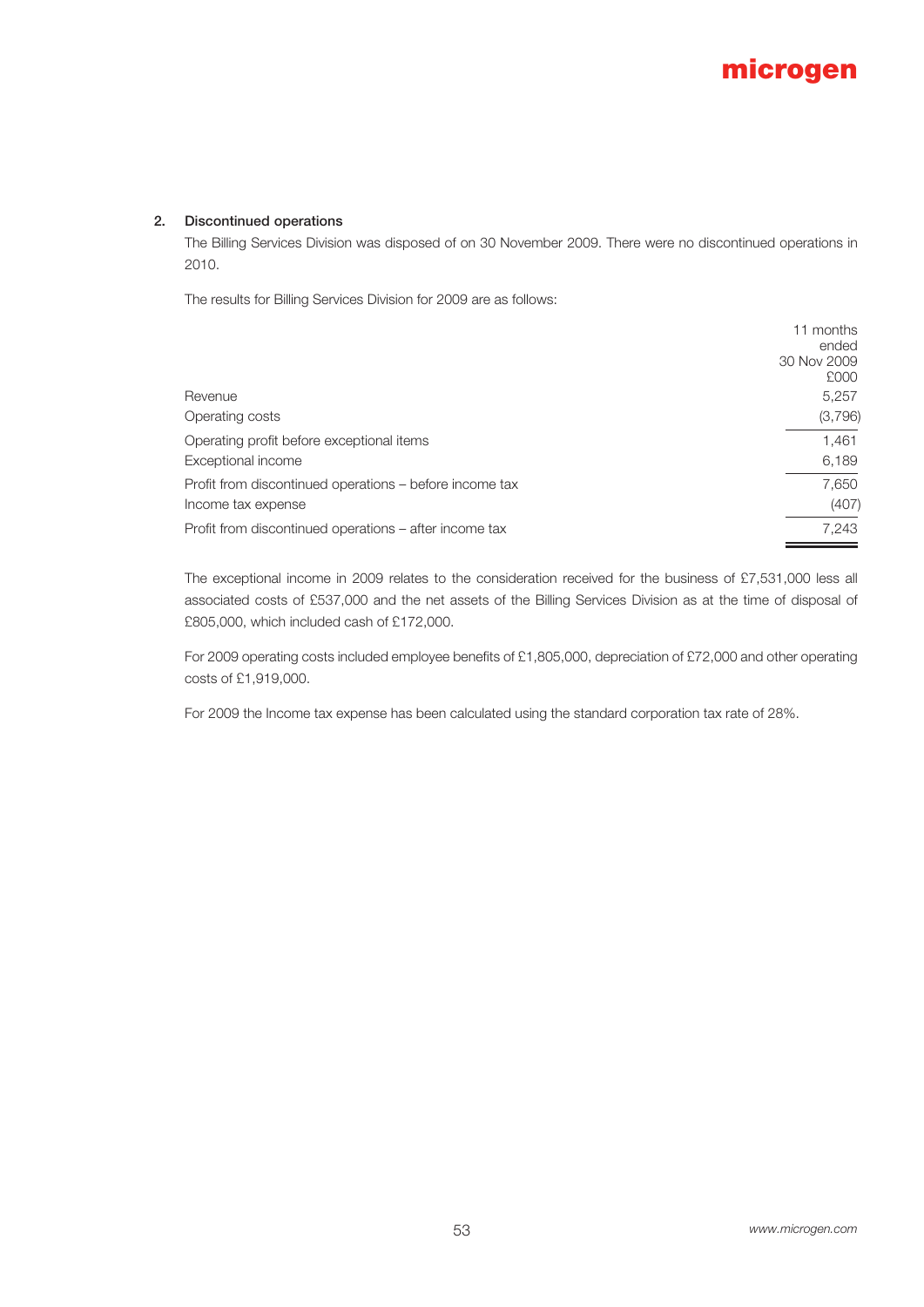## 2. Discontinued operations

The Billing Services Division was disposed of on 30 November 2009. There were no discontinued operations in 2010.

The results for Billing Services Division for 2009 are as follows:

| | 11 months ended 30 Nov 2009 £000 |
|---|---|
| Revenue | 5,257 |
| Operating costs | (3,796) |
| Operating profit before exceptional items | 1,461 |
| Exceptional income | 6,189 |
| Profit from discontinued operations – before income tax | 7,650 |
| Income tax expense | (407) |
| Profit from discontinued operations – after income tax | 7,243 |

The exceptional income in 2009 relates to the consideration received for the business of £7,531,000 less all associated costs of £537,000 and the net assets of the Billing Services Division as at the time of disposal of £805,000, which included cash of £172,000.

For 2009 operating costs included employee benefits of £1,805,000, depreciation of £72,000 and other operating costs of £1,919,000.

For 2009 the Income tax expense has been calculated using the standard corporation tax rate of 28%.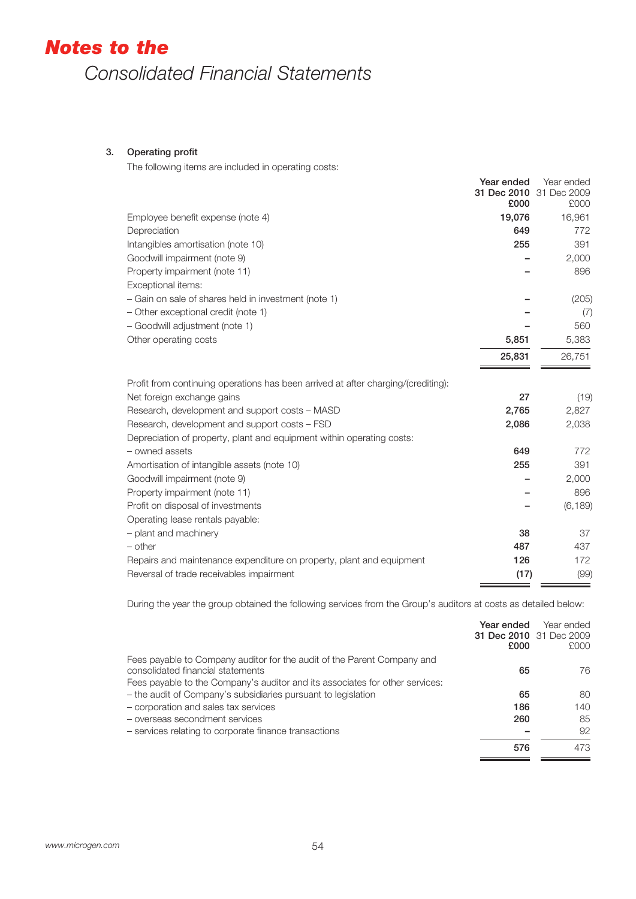# Notes to the

## Consolidated Financial Statements

### 3. Operating profit

The following items are included in operating costs:

| | **Year ended 31 Dec 2010 £000** | Year ended 31 Dec 2009 £000 |
|---|---|---|
| Employee benefit expense (note 4) | **19,076** | 16,961 |
| Depreciation | **649** | 772 |
| Intangibles amortisation (note 10) | **255** | 391 |
| Goodwill impairment (note 9) | **–** | 2,000 |
| Property impairment (note 11) | **–** | 896 |
| Exceptional items: | | |
| – Gain on sale of shares held in investment (note 1) | **–** | (205) |
| – Other exceptional credit (note 1) | **–** | (7) |
| – Goodwill adjustment (note 1) | **–** | 560 |
| Other operating costs | **5,851** | 5,383 |
| | **25,831** | 26,751 |

| Profit from continuing operations has been arrived at after charging/(crediting): | | |
|---|---|---|
| Net foreign exchange gains | **27** | (19) |
| Research, development and support costs – MASD | **2,765** | 2,827 |
| Research, development and support costs – FSD | **2,086** | 2,038 |
| Depreciation of property, plant and equipment within operating costs: | | |
| – owned assets | **649** | 772 |
| Amortisation of intangible assets (note 10) | **255** | 391 |
| Goodwill impairment (note 9) | **–** | 2,000 |
| Property impairment (note 11) | **–** | 896 |
| Profit on disposal of investments | **–** | (6,189) |
| Operating lease rentals payable: | | |
| – plant and machinery | **38** | 37 |
| – other | **487** | 437 |
| Repairs and maintenance expenditure on property, plant and equipment | **126** | 172 |
| Reversal of trade receivables impairment | **(17)** | (99) |

During the year the group obtained the following services from the Group's auditors at costs as detailed below:

| | **Year ended 31 Dec 2010 £000** | Year ended 31 Dec 2009 £000 |
|---|---|---|
| Fees payable to Company auditor for the audit of the Parent Company and consolidated financial statements | **65** | 76 |
| Fees payable to the Company's auditor and its associates for other services: | | |
| – the audit of Company's subsidiaries pursuant to legislation | **65** | 80 |
| – corporation and sales tax services | **186** | 140 |
| – overseas secondment services | **260** | 85 |
| – services relating to corporate finance transactions | **–** | 92 |
| | **576** | 473 |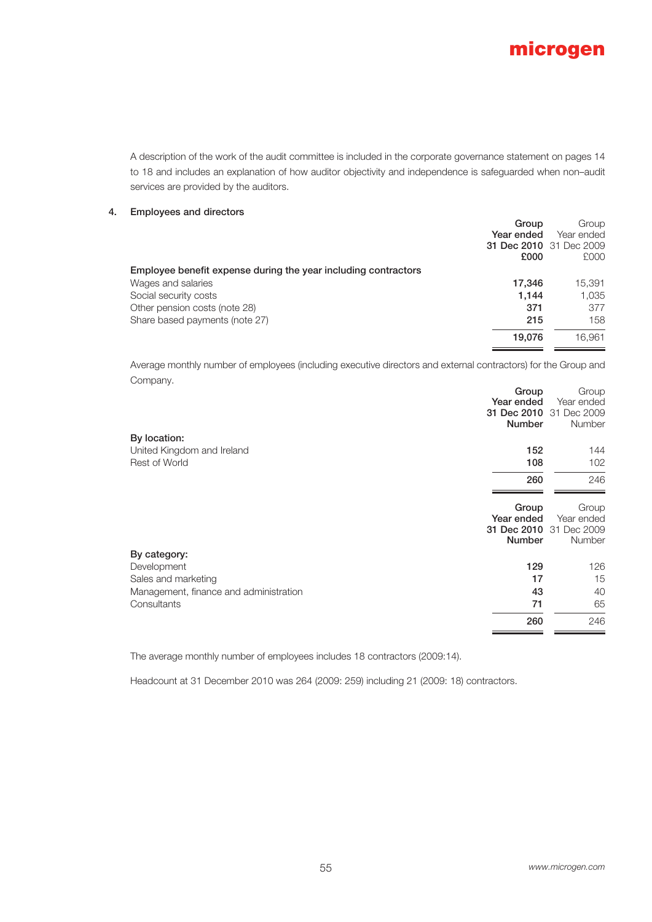A description of the work of the audit committee is included in the corporate governance statement on pages 14 to 18 and includes an explanation of how auditor objectivity and independence is safeguarded when non–audit services are provided by the auditors.

## 4. Employees and directors

| | Group Year ended 31 Dec 2010 £000 | Group Year ended 31 Dec 2009 £000 |
|---|---|---|
| **Employee benefit expense during the year including contractors** | | |
| Wages and salaries | **17,346** | 15,391 |
| Social security costs | **1,144** | 1,035 |
| Other pension costs (note 28) | **371** | 377 |
| Share based payments (note 27) | **215** | 158 |
| | **19,076** | 16,961 |

Average monthly number of employees (including executive directors and external contractors) for the Group and Company.

| | Group Year ended 31 Dec 2010 Number | Group Year ended 31 Dec 2009 Number |
|---|---|---|
| **By location:** | | |
| United Kingdom and Ireland | **152** | 144 |
| Rest of World | **108** | 102 |
| | **260** | 246 |

| | Group Year ended 31 Dec 2010 Number | Group Year ended 31 Dec 2009 Number |
|---|---|---|
| **By category:** | | |
| Development | **129** | 126 |
| Sales and marketing | **17** | 15 |
| Management, finance and administration | **43** | 40 |
| Consultants | **71** | 65 |
| | **260** | 246 |

The average monthly number of employees includes 18 contractors (2009:14).

Headcount at 31 December 2010 was 264 (2009: 259) including 21 (2009: 18) contractors.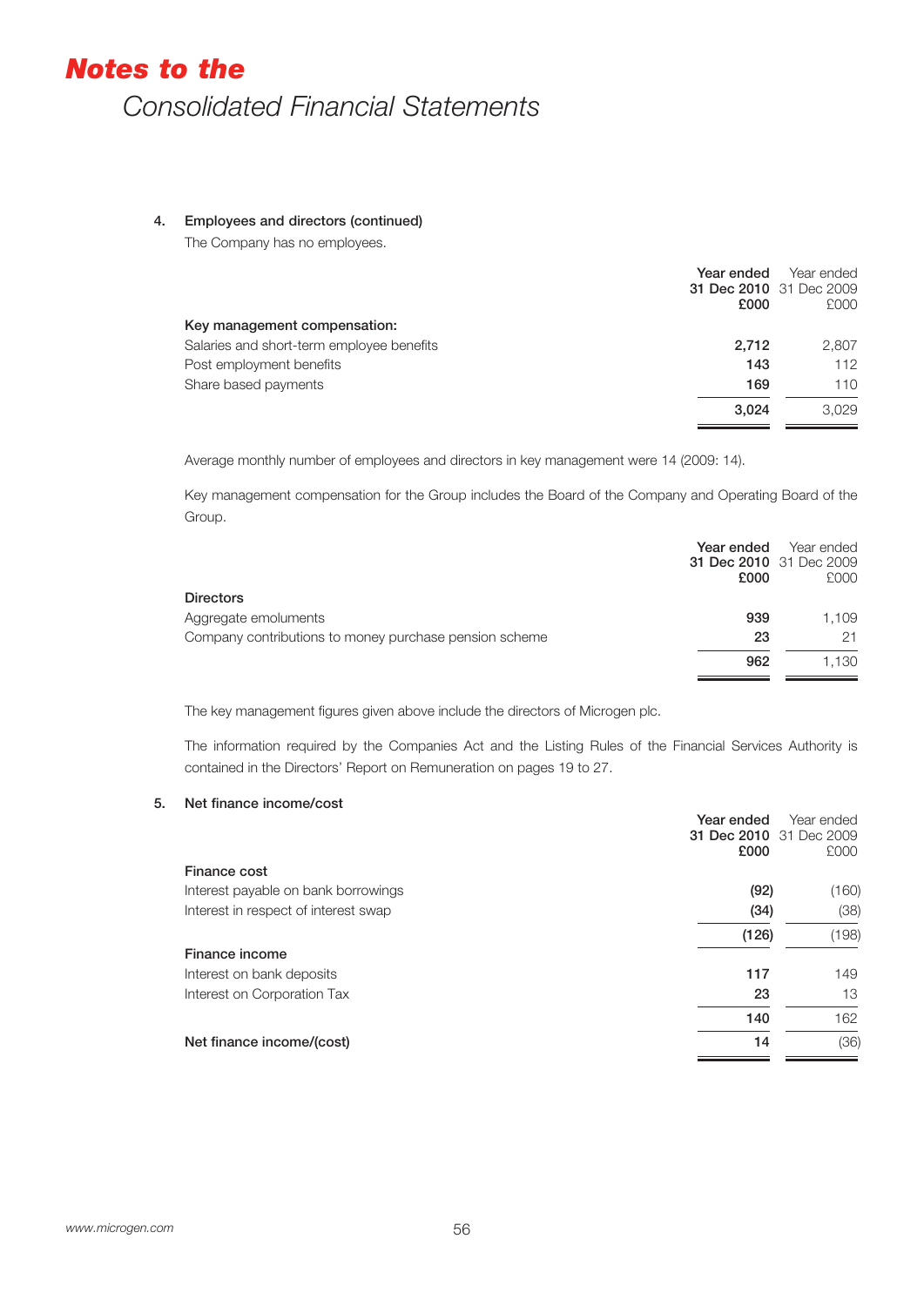# *Notes to the* Consolidated Financial Statements

## 4. Employees and directors (continued)

The Company has no employees.

| | Year ended 31 Dec 2010 £000 | Year ended 31 Dec 2009 £000 |
|---|---|---|
| **Key management compensation:** | | |
| Salaries and short-term employee benefits | **2,712** | 2,807 |
| Post employment benefits | **143** | 112 |
| Share based payments | **169** | 110 |
| | **3,024** | 3,029 |

Average monthly number of employees and directors in key management were 14 (2009: 14).

Key management compensation for the Group includes the Board of the Company and Operating Board of the Group.

| | Year ended 31 Dec 2010 £000 | Year ended 31 Dec 2009 £000 |
|---|---|---|
| **Directors** | | |
| Aggregate emoluments | **939** | 1,109 |
| Company contributions to money purchase pension scheme | **23** | 21 |
| | **962** | 1,130 |

The key management figures given above include the directors of Microgen plc.

The information required by the Companies Act and the Listing Rules of the Financial Services Authority is contained in the Directors' Report on Remuneration on pages 19 to 27.

## 5. Net finance income/cost

| | Year ended 31 Dec 2010 £000 | Year ended 31 Dec 2009 £000 |
|---|---|---|
| **Finance cost** | | |
| Interest payable on bank borrowings | **(92)** | (160) |
| Interest in respect of interest swap | **(34)** | (38) |
| | **(126)** | (198) |
| **Finance income** | | |
| Interest on bank deposits | **117** | 149 |
| Interest on Corporation Tax | **23** | 13 |
| | **140** | 162 |
| **Net finance income/(cost)** | **14** | (36) |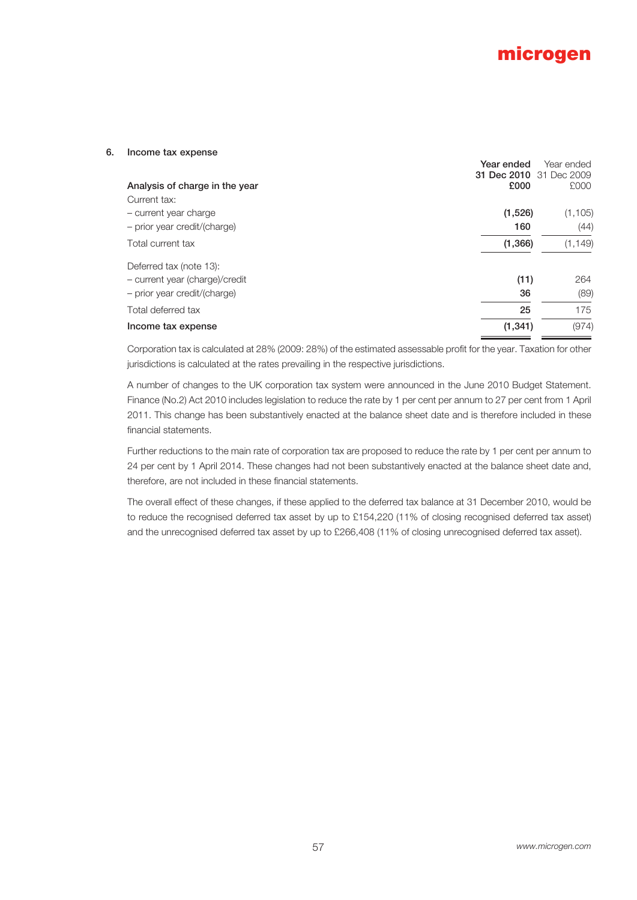## 6. Income tax expense

| Analysis of charge in the year | **Year ended 31 Dec 2010 £000** | Year ended 31 Dec 2009 £000 |
|---|---|---|
| Current tax: | | |
| – current year charge | **(1,526)** | (1,105) |
| – prior year credit/(charge) | **160** | (44) |
| Total current tax | **(1,366)** | (1,149) |
| Deferred tax (note 13): | | |
| – current year (charge)/credit | **(11)** | 264 |
| – prior year credit/(charge) | **36** | (89) |
| Total deferred tax | **25** | 175 |
| **Income tax expense** | **(1,341)** | (974) |

Corporation tax is calculated at 28% (2009: 28%) of the estimated assessable profit for the year. Taxation for other jurisdictions is calculated at the rates prevailing in the respective jurisdictions.

A number of changes to the UK corporation tax system were announced in the June 2010 Budget Statement. Finance (No.2) Act 2010 includes legislation to reduce the rate by 1 per cent per annum to 27 per cent from 1 April 2011. This change has been substantively enacted at the balance sheet date and is therefore included in these financial statements.

Further reductions to the main rate of corporation tax are proposed to reduce the rate by 1 per cent per annum to 24 per cent by 1 April 2014. These changes had not been substantively enacted at the balance sheet date and, therefore, are not included in these financial statements.

The overall effect of these changes, if these applied to the deferred tax balance at 31 December 2010, would be to reduce the recognised deferred tax asset by up to £154,220 (11% of closing recognised deferred tax asset) and the unrecognised deferred tax asset by up to £266,408 (11% of closing unrecognised deferred tax asset).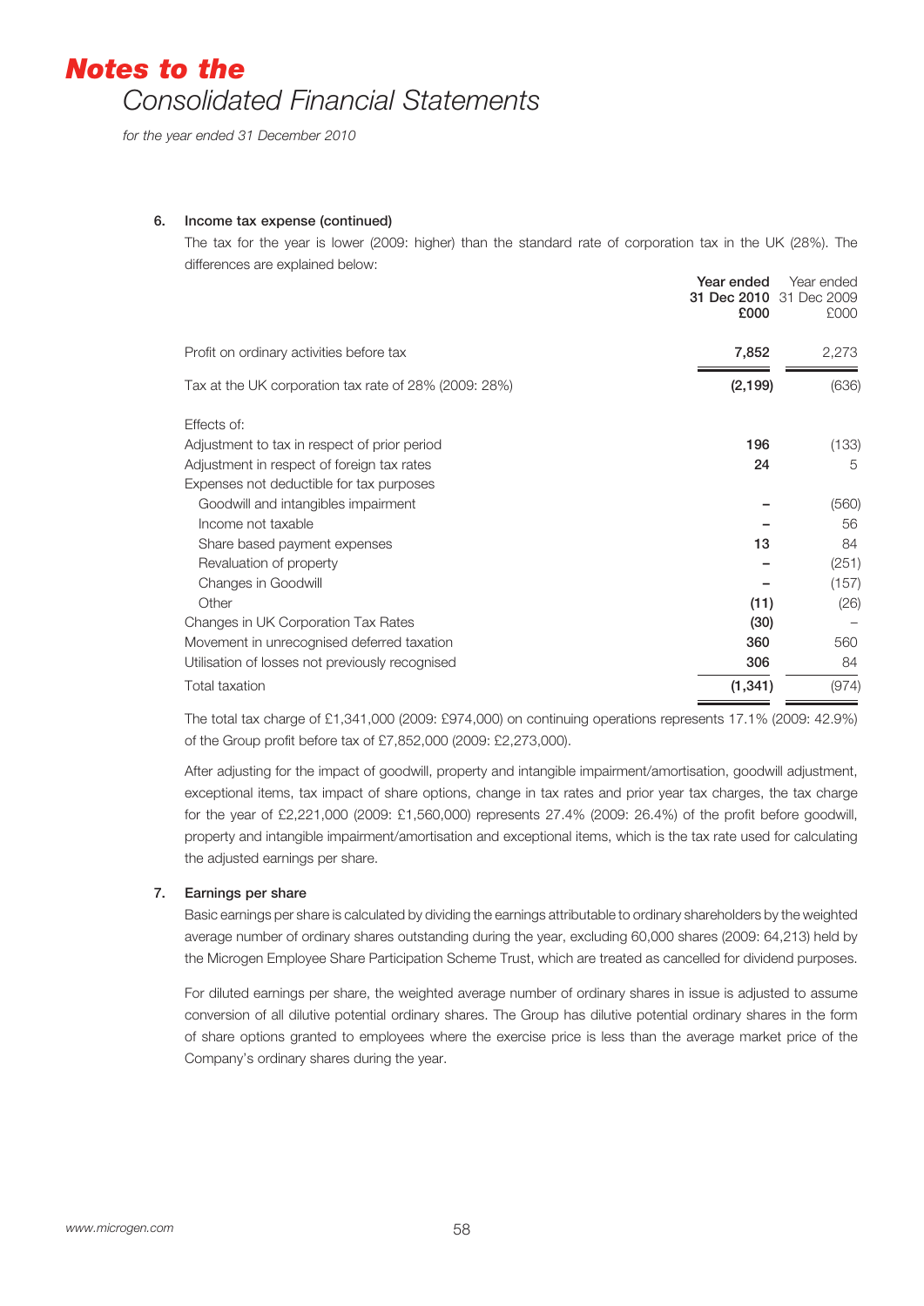# *Notes to the*
## *Consolidated Financial Statements*

*for the year ended 31 December 2010*

**6. Income tax expense (continued)**

The tax for the year is lower (2009: higher) than the standard rate of corporation tax in the UK (28%). The differences are explained below:

| | **Year ended 31 Dec 2010 £000** | Year ended 31 Dec 2009 £000 |
|---|---|---|
| Profit on ordinary activities before tax | **7,852** | 2,273 |
| Tax at the UK corporation tax rate of 28% (2009: 28%) | **(2,199)** | (636) |
| Effects of: | | |
| Adjustment to tax in respect of prior period | **196** | (133) |
| Adjustment in respect of foreign tax rates | **24** | 5 |
| Expenses not deductible for tax purposes | | |
| Goodwill and intangibles impairment | **–** | (560) |
| Income not taxable | **–** | 56 |
| Share based payment expenses | **13** | 84 |
| Revaluation of property | **–** | (251) |
| Changes in Goodwill | **–** | (157) |
| Other | **(11)** | (26) |
| Changes in UK Corporation Tax Rates | **(30)** | – |
| Movement in unrecognised deferred taxation | **360** | 560 |
| Utilisation of losses not previously recognised | **306** | 84 |
| Total taxation | **(1,341)** | (974) |

The total tax charge of £1,341,000 (2009: £974,000) on continuing operations represents 17.1% (2009: 42.9%) of the Group profit before tax of £7,852,000 (2009: £2,273,000).

After adjusting for the impact of goodwill, property and intangible impairment/amortisation, goodwill adjustment, exceptional items, tax impact of share options, change in tax rates and prior year tax charges, the tax charge for the year of £2,221,000 (2009: £1,560,000) represents 27.4% (2009: 26.4%) of the profit before goodwill, property and intangible impairment/amortisation and exceptional items, which is the tax rate used for calculating the adjusted earnings per share.

**7. Earnings per share**

Basic earnings per share is calculated by dividing the earnings attributable to ordinary shareholders by the weighted average number of ordinary shares outstanding during the year, excluding 60,000 shares (2009: 64,213) held by the Microgen Employee Share Participation Scheme Trust, which are treated as cancelled for dividend purposes.

For diluted earnings per share, the weighted average number of ordinary shares in issue is adjusted to assume conversion of all dilutive potential ordinary shares. The Group has dilutive potential ordinary shares in the form of share options granted to employees where the exercise price is less than the average market price of the Company's ordinary shares during the year.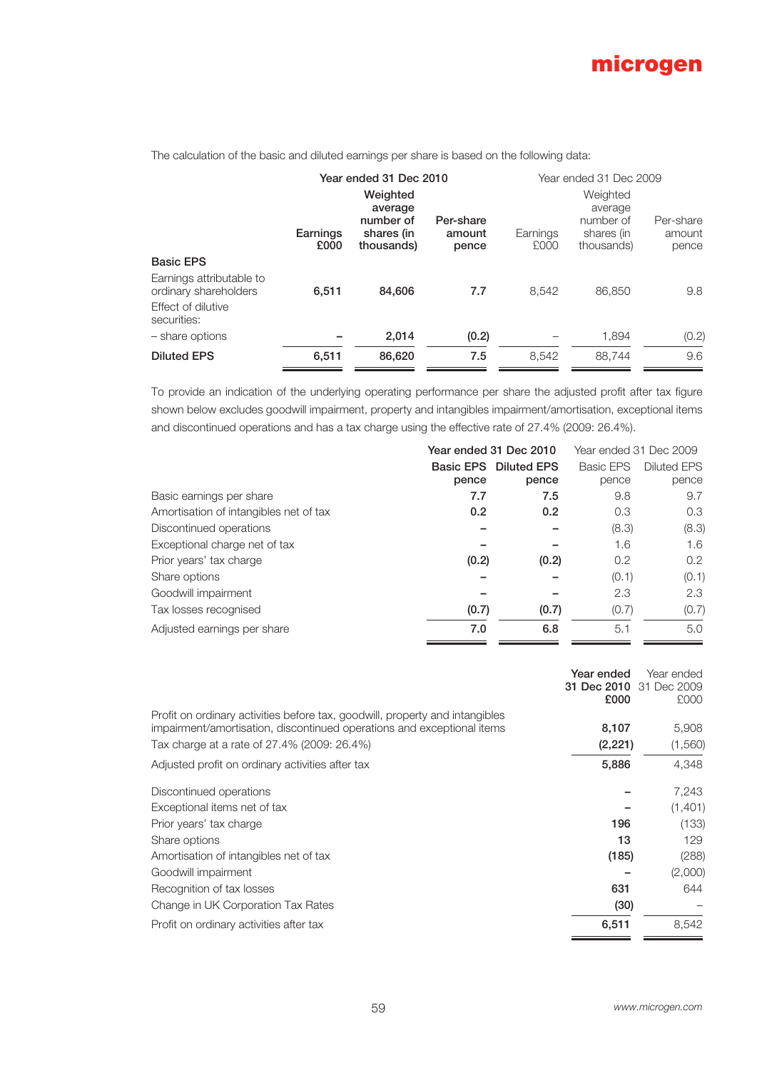The calculation of the basic and diluted earnings per share is based on the following data:

| | Year ended 31 Dec 2010 | | | Year ended 31 Dec 2009 | | |
|---|---|---|---|---|---|---|
| | Earnings £000 | Weighted average number of shares (in thousands) | Per-share amount pence | Earnings £000 | Weighted average number of shares (in thousands) | Per-share amount pence |
| **Basic EPS** | | | | | | |
| Earnings attributable to ordinary shareholders | 6,511 | 84,606 | 7.7 | 8,542 | 86,850 | 9.8 |
| Effect of dilutive securities: | | | | | | |
| – share options | – | 2,014 | (0.2) | – | 1,894 | (0.2) |
| **Diluted EPS** | 6,511 | 86,620 | 7.5 | 8,542 | 88,744 | 9.6 |

To provide an indication of the underlying operating performance per share the adjusted profit after tax figure shown below excludes goodwill impairment, property and intangibles impairment/amortisation, exceptional items and discontinued operations and has a tax charge using the effective rate of 27.4% (2009: 26.4%).

| | Year ended 31 Dec 2010 | | Year ended 31 Dec 2009 | |
|---|---|---|---|---|
| | Basic EPS pence | Diluted EPS pence | Basic EPS pence | Diluted EPS pence |
| Basic earnings per share | 7.7 | 7.5 | 9.8 | 9.7 |
| Amortisation of intangibles net of tax | 0.2 | 0.2 | 0.3 | 0.3 |
| Discontinued operations | – | – | (8.3) | (8.3) |
| Exceptional charge net of tax | – | – | 1.6 | 1.6 |
| Prior years' tax charge | (0.2) | (0.2) | 0.2 | 0.2 |
| Share options | – | – | (0.1) | (0.1) |
| Goodwill impairment | – | – | 2.3 | 2.3 |
| Tax losses recognised | (0.7) | (0.7) | (0.7) | (0.7) |
| Adjusted earnings per share | 7.0 | 6.8 | 5.1 | 5.0 |

| | Year ended 31 Dec 2010 £000 | Year ended 31 Dec 2009 £000 |
|---|---|---|
| Profit on ordinary activities before tax, goodwill, property and intangibles impairment/amortisation, discontinued operations and exceptional items | 8,107 | 5,908 |
| Tax charge at a rate of 27.4% (2009: 26.4%) | (2,221) | (1,560) |
| Adjusted profit on ordinary activities after tax | 5,886 | 4,348 |
| Discontinued operations | – | 7,243 |
| Exceptional items net of tax | – | (1,401) |
| Prior years' tax charge | 196 | (133) |
| Share options | 13 | 129 |
| Amortisation of intangibles net of tax | (185) | (288) |
| Goodwill impairment | – | (2,000) |
| Recognition of tax losses | 631 | 644 |
| Change in UK Corporation Tax Rates | (30) | – |
| Profit on ordinary activities after tax | 6,511 | 8,542 |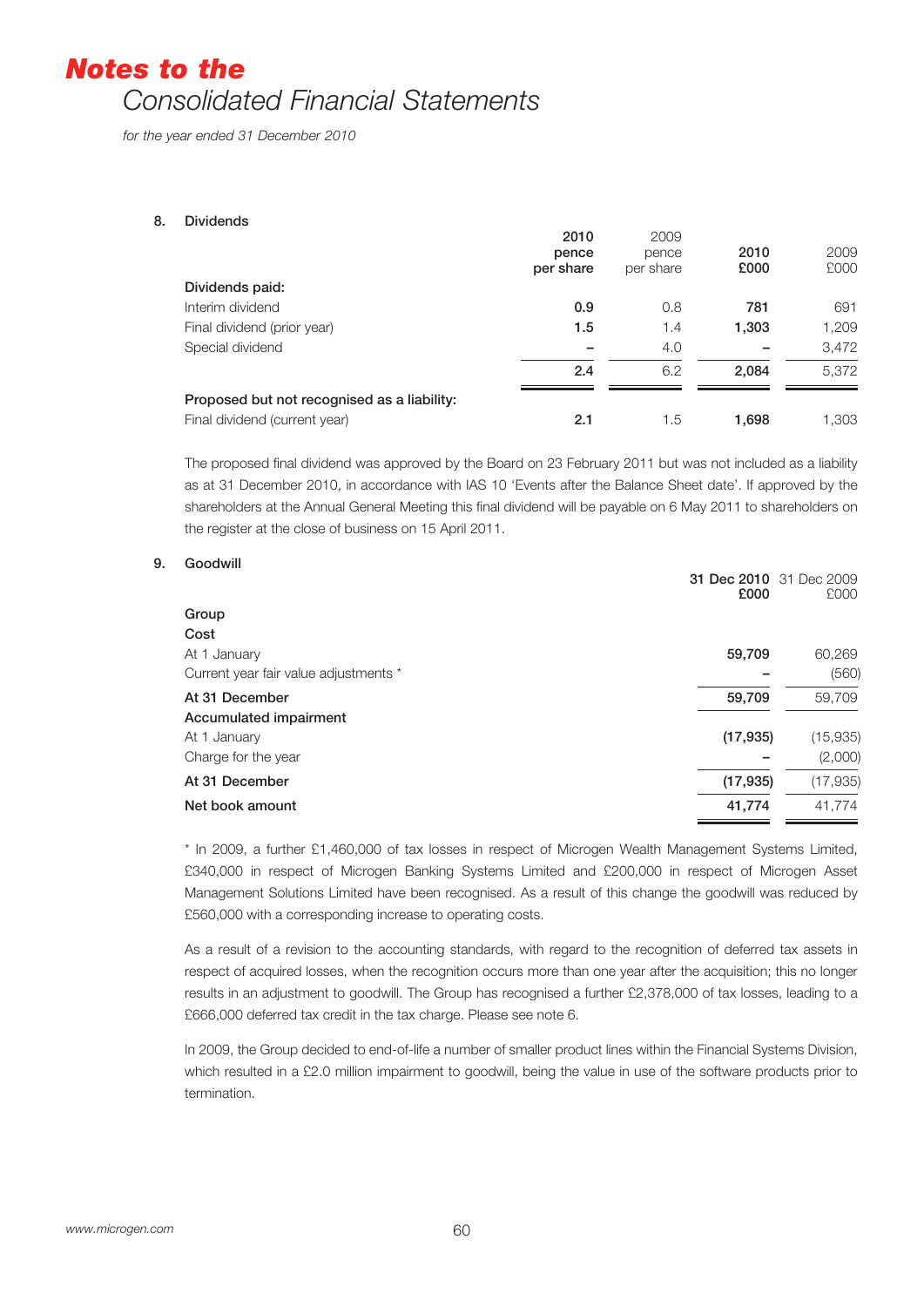# Notes to the
## Consolidated Financial Statements

*for the year ended 31 December 2010*

### 8. Dividends

| | 2010 pence per share | 2009 pence per share | 2010 £000 | 2009 £000 |
|---|---|---|---|---|
| **Dividends paid:** | | | | |
| Interim dividend | **0.9** | 0.8 | **781** | 691 |
| Final dividend (prior year) | **1.5** | 1.4 | **1,303** | 1,209 |
| Special dividend | **–** | 4.0 | **–** | 3,472 |
| | **2.4** | 6.2 | **2,084** | 5,372 |
| **Proposed but not recognised as a liability:** | | | | |
| Final dividend (current year) | **2.1** | 1.5 | **1,698** | 1,303 |

The proposed final dividend was approved by the Board on 23 February 2011 but was not included as a liability as at 31 December 2010, in accordance with IAS 10 'Events after the Balance Sheet date'. If approved by the shareholders at the Annual General Meeting this final dividend will be payable on 6 May 2011 to shareholders on the register at the close of business on 15 April 2011.

### 9. Goodwill

| | 31 Dec 2010 £000 | 31 Dec 2009 £000 |
|---|---|---|
| **Group** | | |
| **Cost** | | |
| At 1 January | **59,709** | 60,269 |
| Current year fair value adjustments * | **–** | (560) |
| **At 31 December** | **59,709** | 59,709 |
| **Accumulated impairment** | | |
| At 1 January | **(17,935)** | (15,935) |
| Charge for the year | **–** | (2,000) |
| **At 31 December** | **(17,935)** | (17,935) |
| **Net book amount** | **41,774** | 41,774 |

* In 2009, a further £1,460,000 of tax losses in respect of Microgen Wealth Management Systems Limited, £340,000 in respect of Microgen Banking Systems Limited and £200,000 in respect of Microgen Asset Management Solutions Limited have been recognised. As a result of this change the goodwill was reduced by £560,000 with a corresponding increase to operating costs.

As a result of a revision to the accounting standards, with regard to the recognition of deferred tax assets in respect of acquired losses, when the recognition occurs more than one year after the acquisition; this no longer results in an adjustment to goodwill. The Group has recognised a further £2,378,000 of tax losses, leading to a £666,000 deferred tax credit in the tax charge. Please see note 6.

In 2009, the Group decided to end-of-life a number of smaller product lines within the Financial Systems Division, which resulted in a £2.0 million impairment to goodwill, being the value in use of the software products prior to termination.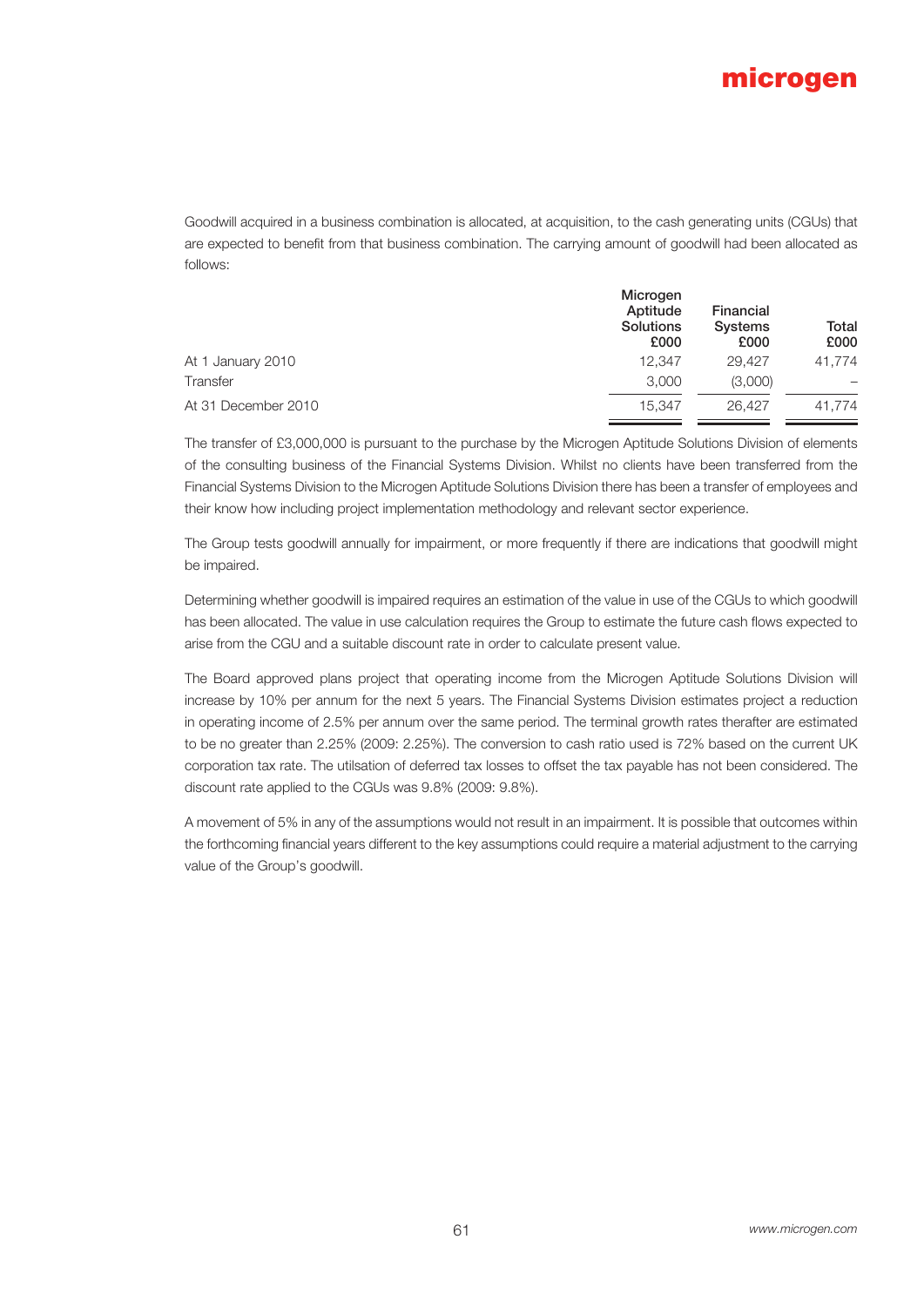Goodwill acquired in a business combination is allocated, at acquisition, to the cash generating units (CGUs) that are expected to benefit from that business combination. The carrying amount of goodwill had been allocated as follows:

| | Microgen Aptitude Solutions £000 | Financial Systems £000 | Total £000 |
|---|---|---|---|
| At 1 January 2010 | 12,347 | 29,427 | 41,774 |
| Transfer | 3,000 | (3,000) | – |
| At 31 December 2010 | 15,347 | 26,427 | 41,774 |

The transfer of £3,000,000 is pursuant to the purchase by the Microgen Aptitude Solutions Division of elements of the consulting business of the Financial Systems Division. Whilst no clients have been transferred from the Financial Systems Division to the Microgen Aptitude Solutions Division there has been a transfer of employees and their know how including project implementation methodology and relevant sector experience.

The Group tests goodwill annually for impairment, or more frequently if there are indications that goodwill might be impaired.

Determining whether goodwill is impaired requires an estimation of the value in use of the CGUs to which goodwill has been allocated. The value in use calculation requires the Group to estimate the future cash flows expected to arise from the CGU and a suitable discount rate in order to calculate present value.

The Board approved plans project that operating income from the Microgen Aptitude Solutions Division will increase by 10% per annum for the next 5 years. The Financial Systems Division estimates project a reduction in operating income of 2.5% per annum over the same period. The terminal growth rates therafter are estimated to be no greater than 2.25% (2009: 2.25%). The conversion to cash ratio used is 72% based on the current UK corporation tax rate. The utilsation of deferred tax losses to offset the tax payable has not been considered. The discount rate applied to the CGUs was 9.8% (2009: 9.8%).

A movement of 5% in any of the assumptions would not result in an impairment. It is possible that outcomes within the forthcoming financial years different to the key assumptions could require a material adjustment to the carrying value of the Group's goodwill.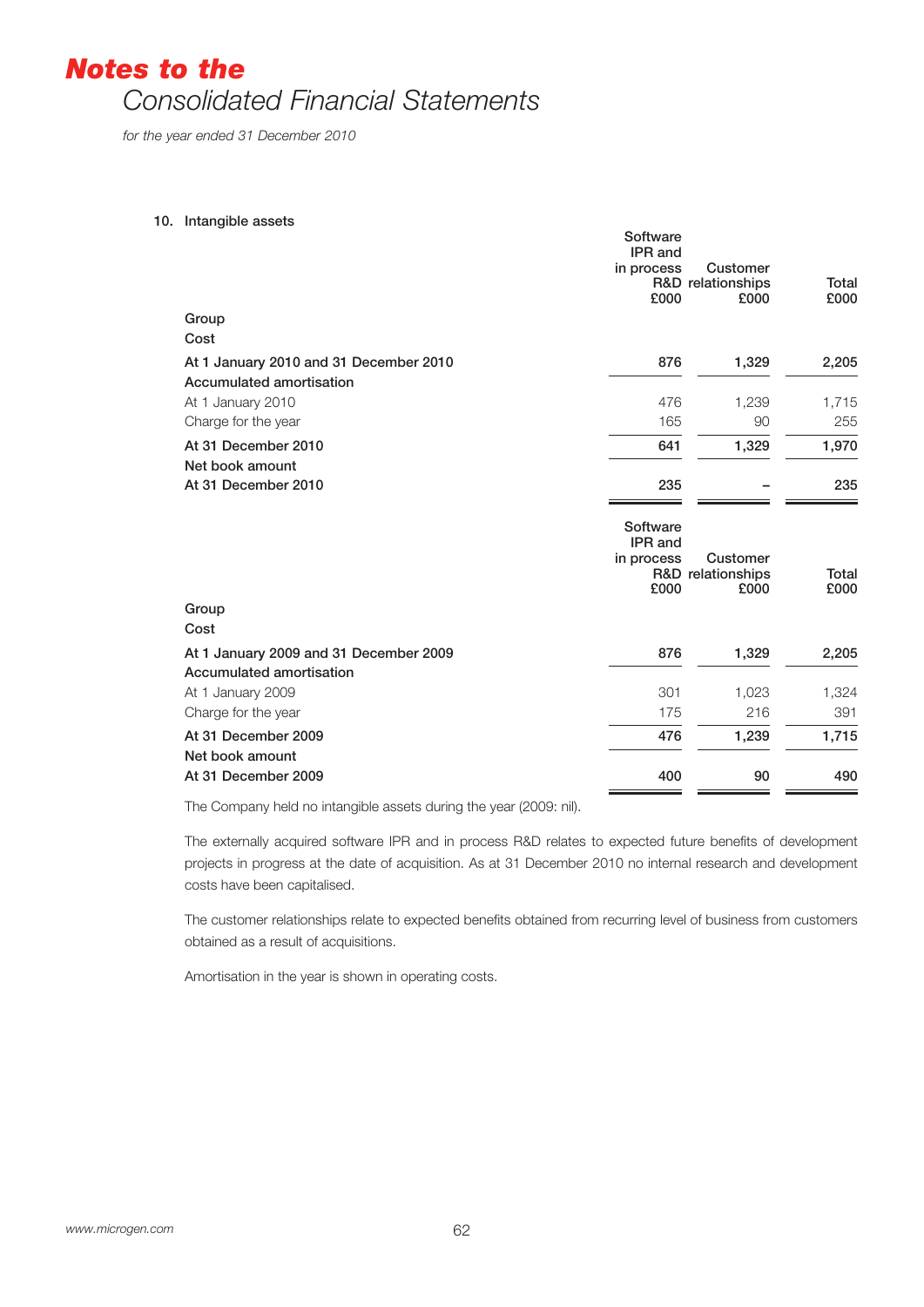# Notes to the Consolidated Financial Statements

*for the year ended 31 December 2010*

## 10. Intangible assets

| | Software IPR and in process R&D £000 | Customer relationships £000 | Total £000 |
|---|---|---|---|
| **Group** | | | |
| **Cost** | | | |
| **At 1 January 2010 and 31 December 2010** | **876** | **1,329** | **2,205** |
| **Accumulated amortisation** | | | |
| At 1 January 2010 | 476 | 1,239 | 1,715 |
| Charge for the year | 165 | 90 | 255 |
| **At 31 December 2010** | **641** | **1,329** | **1,970** |
| **Net book amount** | | | |
| **At 31 December 2010** | **235** | **–** | **235** |

| | Software IPR and in process R&D £000 | Customer relationships £000 | Total £000 |
|---|---|---|---|
| **Group** | | | |
| **Cost** | | | |
| **At 1 January 2009 and 31 December 2009** | **876** | **1,329** | **2,205** |
| **Accumulated amortisation** | | | |
| At 1 January 2009 | 301 | 1,023 | 1,324 |
| Charge for the year | 175 | 216 | 391 |
| **At 31 December 2009** | **476** | **1,239** | **1,715** |
| **Net book amount** | | | |
| **At 31 December 2009** | **400** | **90** | **490** |

The Company held no intangible assets during the year (2009: nil).

The externally acquired software IPR and in process R&D relates to expected future benefits of development projects in progress at the date of acquisition. As at 31 December 2010 no internal research and development costs have been capitalised.

The customer relationships relate to expected benefits obtained from recurring level of business from customers obtained as a result of acquisitions.

Amortisation in the year is shown in operating costs.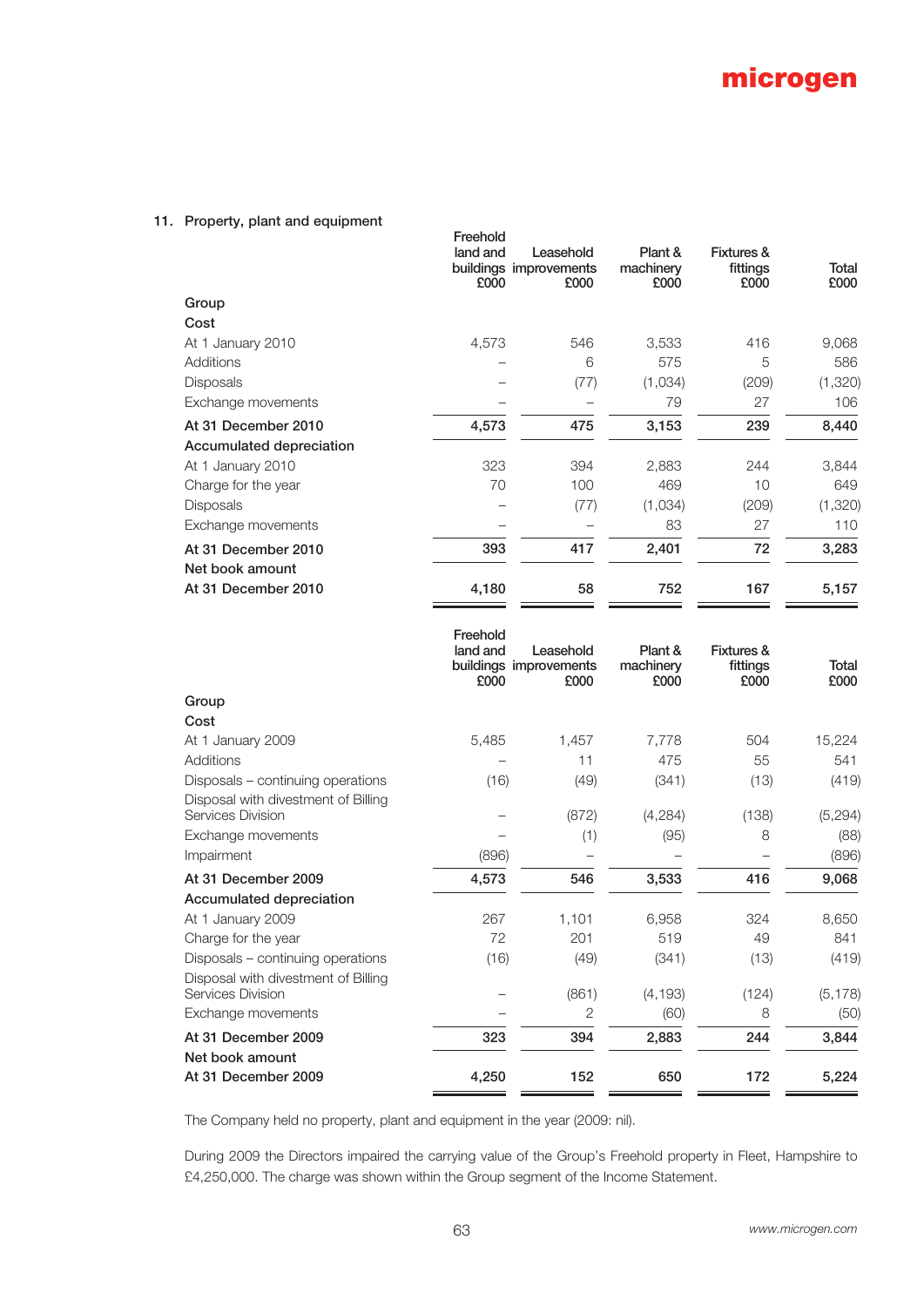## 11. Property, plant and equipment

| | Freehold land and buildings £000 | Leasehold improvements £000 | Plant & machinery £000 | Fixtures & fittings £000 | Total £000 |
|---|---|---|---|---|---|
| **Group** | | | | | |
| **Cost** | | | | | |
| At 1 January 2010 | 4,573 | 546 | 3,533 | 416 | 9,068 |
| Additions | – | 6 | 575 | 5 | 586 |
| Disposals | – | (77) | (1,034) | (209) | (1,320) |
| Exchange movements | – | – | 79 | 27 | 106 |
| **At 31 December 2010** | **4,573** | **475** | **3,153** | **239** | **8,440** |
| **Accumulated depreciation** | | | | | |
| At 1 January 2010 | 323 | 394 | 2,883 | 244 | 3,844 |
| Charge for the year | 70 | 100 | 469 | 10 | 649 |
| Disposals | – | (77) | (1,034) | (209) | (1,320) |
| Exchange movements | – | – | 83 | 27 | 110 |
| **At 31 December 2010** | **393** | **417** | **2,401** | **72** | **3,283** |
| **Net book amount** | | | | | |
| **At 31 December 2010** | **4,180** | **58** | **752** | **167** | **5,157** |

| | Freehold land and buildings £000 | Leasehold improvements £000 | Plant & machinery £000 | Fixtures & fittings £000 | Total £000 |
|---|---|---|---|---|---|
| **Group** | | | | | |
| **Cost** | | | | | |
| At 1 January 2009 | 5,485 | 1,457 | 7,778 | 504 | 15,224 |
| Additions | – | 11 | 475 | 55 | 541 |
| Disposals – continuing operations | (16) | (49) | (341) | (13) | (419) |
| Disposal with divestment of Billing Services Division | – | (872) | (4,284) | (138) | (5,294) |
| Exchange movements | – | (1) | (95) | 8 | (88) |
| Impairment | (896) | – | – | – | (896) |
| **At 31 December 2009** | **4,573** | **546** | **3,533** | **416** | **9,068** |
| **Accumulated depreciation** | | | | | |
| At 1 January 2009 | 267 | 1,101 | 6,958 | 324 | 8,650 |
| Charge for the year | 72 | 201 | 519 | 49 | 841 |
| Disposals – continuing operations | (16) | (49) | (341) | (13) | (419) |
| Disposal with divestment of Billing Services Division | – | (861) | (4,193) | (124) | (5,178) |
| Exchange movements | – | 2 | (60) | 8 | (50) |
| **At 31 December 2009** | **323** | **394** | **2,883** | **244** | **3,844** |
| **Net book amount** | | | | | |
| **At 31 December 2009** | **4,250** | **152** | **650** | **172** | **5,224** |

The Company held no property, plant and equipment in the year (2009: nil).

During 2009 the Directors impaired the carrying value of the Group's Freehold property in Fleet, Hampshire to £4,250,000. The charge was shown within the Group segment of the Income Statement.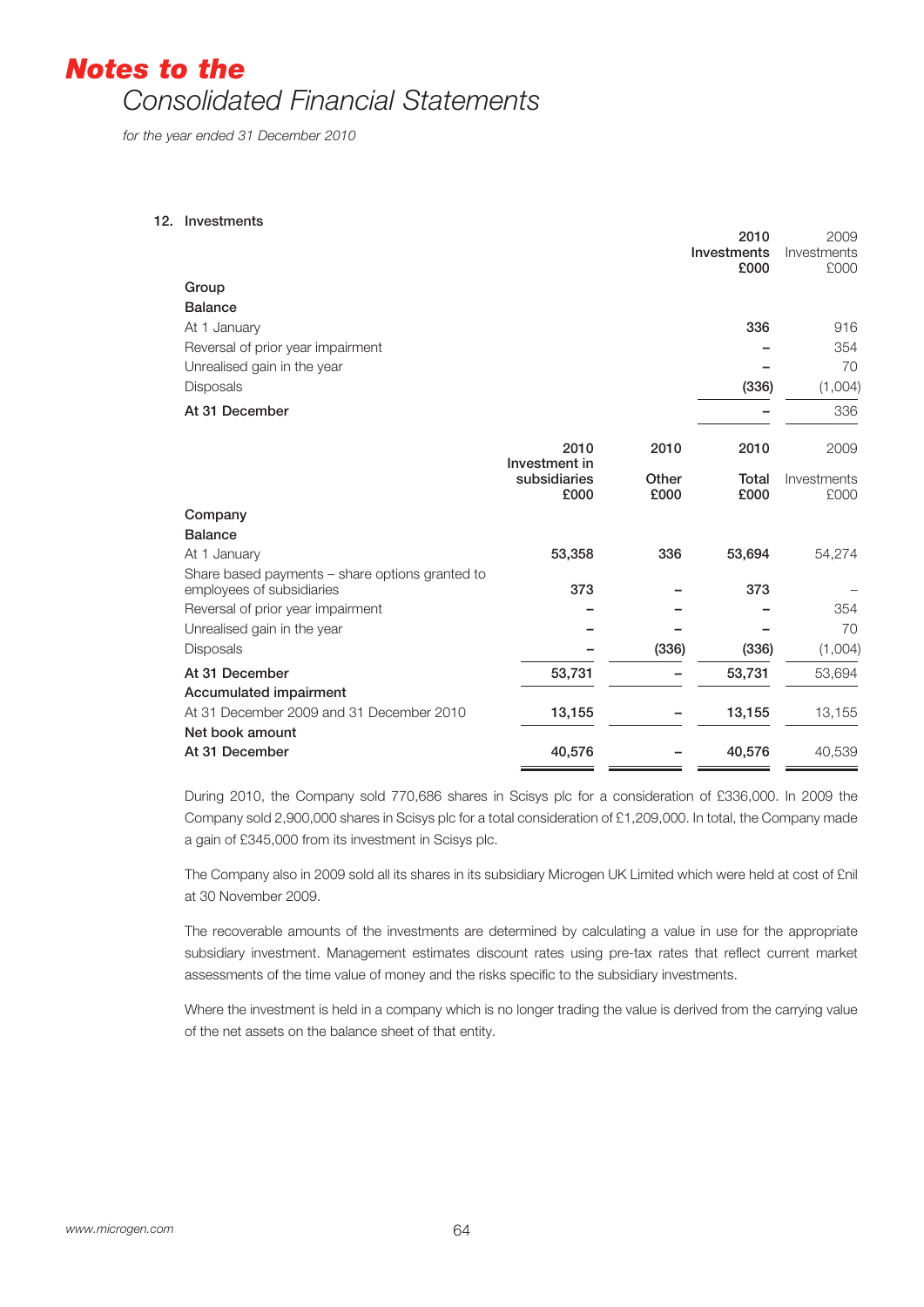# Notes to the Consolidated Financial Statements

*for the year ended 31 December 2010*

## 12. Investments

| | 2010 Investments £000 | 2009 Investments £000 |
|---|---|---|
| **Group** | | |
| **Balance** | | |
| At 1 January | **336** | 916 |
| Reversal of prior year impairment | **–** | 354 |
| Unrealised gain in the year | **–** | 70 |
| Disposals | **(336)** | (1,004) |
| **At 31 December** | **–** | 336 |

| | 2010 Investment in subsidiaries £000 | 2010 Other £000 | 2010 Total £000 | 2009 Investments £000 |
|---|---|---|---|---|
| **Company** | | | | |
| **Balance** | | | | |
| At 1 January | **53,358** | **336** | **53,694** | 54,274 |
| Share based payments – share options granted to employees of subsidiaries | **373** | **–** | **373** | – |
| Reversal of prior year impairment | **–** | **–** | **–** | 354 |
| Unrealised gain in the year | **–** | **–** | **–** | 70 |
| Disposals | **–** | **(336)** | **(336)** | (1,004) |
| **At 31 December** | **53,731** | **–** | **53,731** | 53,694 |
| **Accumulated impairment** | | | | |
| At 31 December 2009 and 31 December 2010 | **13,155** | **–** | **13,155** | 13,155 |
| **Net book amount** | | | | |
| **At 31 December** | **40,576** | **–** | **40,576** | 40,539 |

During 2010, the Company sold 770,686 shares in Scisys plc for a consideration of £336,000. In 2009 the Company sold 2,900,000 shares in Scisys plc for a total consideration of £1,209,000. In total, the Company made a gain of £345,000 from its investment in Scisys plc.

The Company also in 2009 sold all its shares in its subsidiary Microgen UK Limited which were held at cost of £nil at 30 November 2009.

The recoverable amounts of the investments are determined by calculating a value in use for the appropriate subsidiary investment. Management estimates discount rates using pre-tax rates that reflect current market assessments of the time value of money and the risks specific to the subsidiary investments.

Where the investment is held in a company which is no longer trading the value is derived from the carrying value of the net assets on the balance sheet of that entity.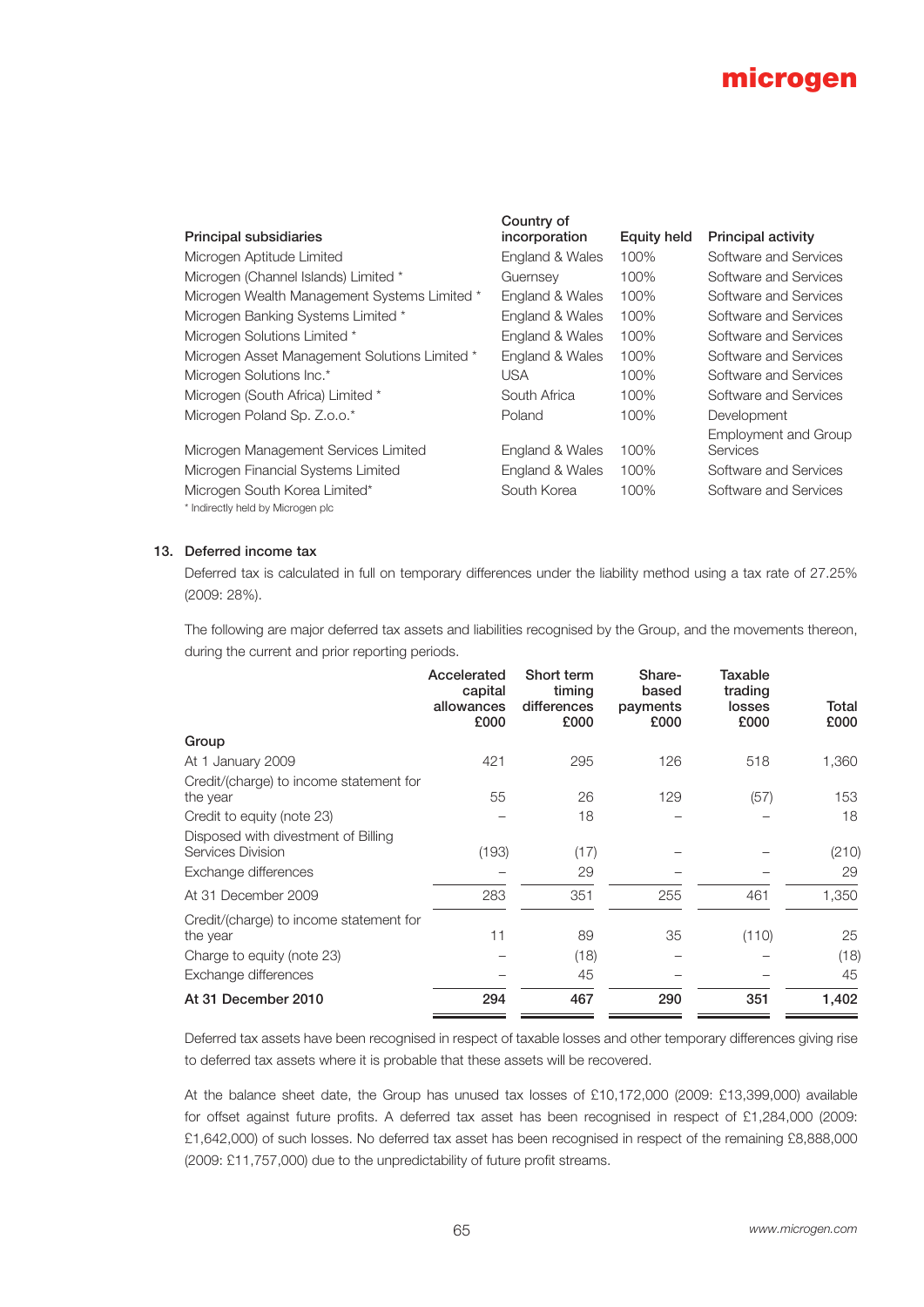| Principal subsidiaries | Country of incorporation | Equity held | Principal activity |
|---|---|---|---|
| Microgen Aptitude Limited | England & Wales | 100% | Software and Services |
| Microgen (Channel Islands) Limited * | Guernsey | 100% | Software and Services |
| Microgen Wealth Management Systems Limited * | England & Wales | 100% | Software and Services |
| Microgen Banking Systems Limited * | England & Wales | 100% | Software and Services |
| Microgen Solutions Limited * | England & Wales | 100% | Software and Services |
| Microgen Asset Management Solutions Limited * | England & Wales | 100% | Software and Services |
| Microgen Solutions Inc.* | USA | 100% | Software and Services |
| Microgen (South Africa) Limited * | South Africa | 100% | Software and Services |
| Microgen Poland Sp. Z.o.o.* | Poland | 100% | Development |
| Microgen Management Services Limited | England & Wales | 100% | Employment and Group Services |
| Microgen Financial Systems Limited | England & Wales | 100% | Software and Services |
| Microgen South Korea Limited* | South Korea | 100% | Software and Services |

\* Indirectly held by Microgen plc

## 13. Deferred income tax

Deferred tax is calculated in full on temporary differences under the liability method using a tax rate of 27.25% (2009: 28%).

The following are major deferred tax assets and liabilities recognised by the Group, and the movements thereon, during the current and prior reporting periods.

| | Accelerated capital allowances £000 | Short term timing differences £000 | Share-based payments £000 | Taxable trading losses £000 | Total £000 |
|---|---|---|---|---|---|
| **Group** | | | | | |
| At 1 January 2009 | 421 | 295 | 126 | 518 | 1,360 |
| Credit/(charge) to income statement for the year | 55 | 26 | 129 | (57) | 153 |
| Credit to equity (note 23) | – | 18 | – | – | 18 |
| Disposed with divestment of Billing Services Division | (193) | (17) | – | – | (210) |
| Exchange differences | – | 29 | – | – | 29 |
| At 31 December 2009 | 283 | 351 | 255 | 461 | 1,350 |
| Credit/(charge) to income statement for the year | 11 | 89 | 35 | (110) | 25 |
| Charge to equity (note 23) | – | (18) | – | – | (18) |
| Exchange differences | – | 45 | – | – | 45 |
| **At 31 December 2010** | **294** | **467** | **290** | **351** | **1,402** |

Deferred tax assets have been recognised in respect of taxable losses and other temporary differences giving rise to deferred tax assets where it is probable that these assets will be recovered.

At the balance sheet date, the Group has unused tax losses of £10,172,000 (2009: £13,399,000) available for offset against future profits. A deferred tax asset has been recognised in respect of £1,284,000 (2009: £1,642,000) of such losses. No deferred tax asset has been recognised in respect of the remaining £8,888,000 (2009: £11,757,000) due to the unpredictability of future profit streams.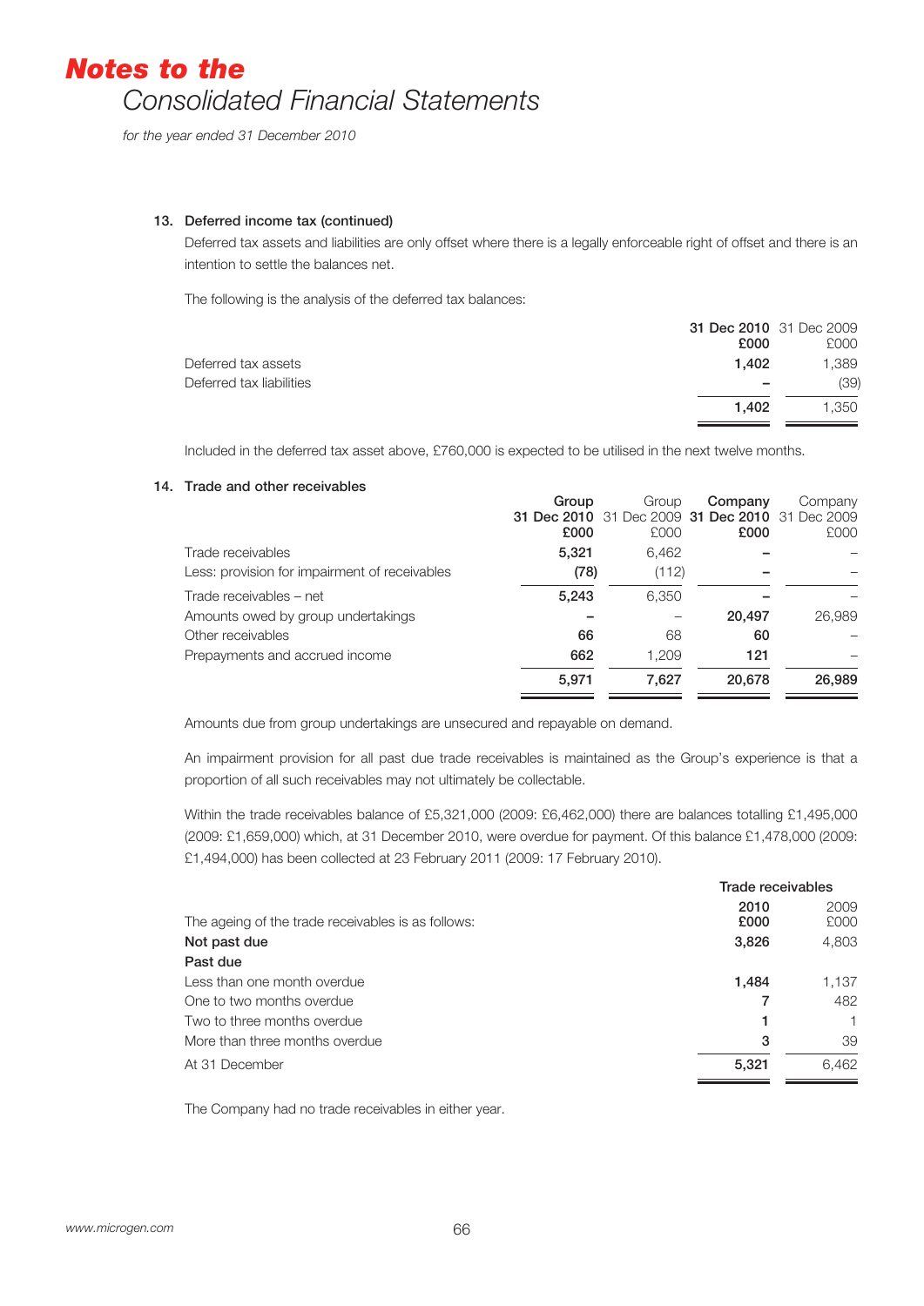### 13. Deferred income tax (continued)

Deferred tax assets and liabilities are only offset where there is a legally enforceable right of offset and there is an intention to settle the balances net.

The following is the analysis of the deferred tax balances:

| | **31 Dec 2010 £000** | 31 Dec 2009 £000 |
|---|---|---|
| Deferred tax assets | **1,402** | 1,389 |
| Deferred tax liabilities | **–** | (39) |
| | **1,402** | 1,350 |

Included in the deferred tax asset above, £760,000 is expected to be utilised in the next twelve months.

### 14. Trade and other receivables

| | **Group 31 Dec 2010 £000** | Group 31 Dec 2009 £000 | **Company 31 Dec 2010 £000** | Company 31 Dec 2009 £000 |
|---|---|---|---|---|
| Trade receivables | **5,321** | 6,462 | **–** | – |
| Less: provision for impairment of receivables | **(78)** | (112) | **–** | – |
| Trade receivables – net | **5,243** | 6,350 | **–** | – |
| Amounts owed by group undertakings | **–** | – | **20,497** | 26,989 |
| Other receivables | **66** | 68 | **60** | – |
| Prepayments and accrued income | **662** | 1,209 | **121** | – |
| | **5,971** | **7,627** | **20,678** | **26,989** |

Amounts due from group undertakings are unsecured and repayable on demand.

An impairment provision for all past due trade receivables is maintained as the Group's experience is that a proportion of all such receivables may not ultimately be collectable.

Within the trade receivables balance of £5,321,000 (2009: £6,462,000) there are balances totalling £1,495,000 (2009: £1,659,000) which, at 31 December 2010, were overdue for payment. Of this balance £1,478,000 (2009: £1,494,000) has been collected at 23 February 2011 (2009: 17 February 2010).

| | Trade receivables | |
|---|---|---|
| The ageing of the trade receivables is as follows: | **2010 £000** | 2009 £000 |
| **Not past due** | **3,826** | 4,803 |
| **Past due** | | |
| Less than one month overdue | **1,484** | 1,137 |
| One to two months overdue | **7** | 482 |
| Two to three months overdue | **1** | 1 |
| More than three months overdue | **3** | 39 |
| At 31 December | **5,321** | 6,462 |

The Company had no trade receivables in either year.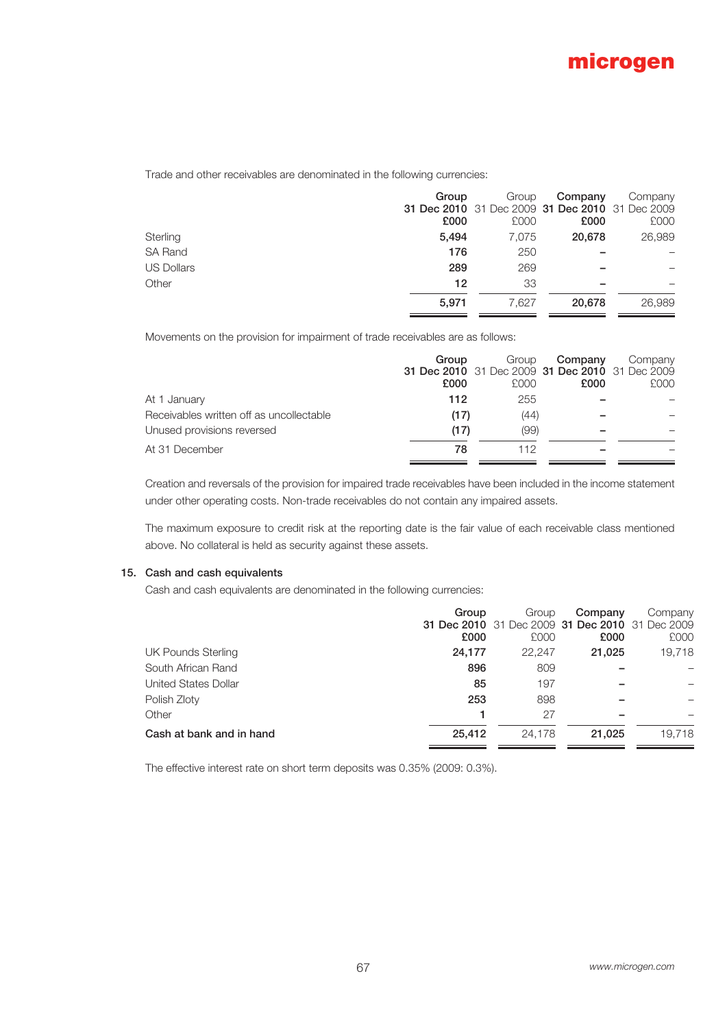Trade and other receivables are denominated in the following currencies:

| | Group 31 Dec 2010 £000 | Group 31 Dec 2009 £000 | Company 31 Dec 2010 £000 | Company 31 Dec 2009 £000 |
|---|---|---|---|---|
| Sterling | **5,494** | 7,075 | **20,678** | 26,989 |
| SA Rand | **176** | 250 | **–** | – |
| US Dollars | **289** | 269 | **–** | – |
| Other | **12** | 33 | **–** | – |
| | **5,971** | 7,627 | **20,678** | 26,989 |

Movements on the provision for impairment of trade receivables are as follows:

| | Group 31 Dec 2010 £000 | Group 31 Dec 2009 £000 | Company 31 Dec 2010 £000 | Company 31 Dec 2009 £000 |
|---|---|---|---|---|
| At 1 January | **112** | 255 | **–** | – |
| Receivables written off as uncollectable | **(17)** | (44) | **–** | – |
| Unused provisions reversed | **(17)** | (99) | **–** | – |
| At 31 December | **78** | 112 | **–** | – |

Creation and reversals of the provision for impaired trade receivables have been included in the income statement under other operating costs. Non-trade receivables do not contain any impaired assets.

The maximum exposure to credit risk at the reporting date is the fair value of each receivable class mentioned above. No collateral is held as security against these assets.

## 15. Cash and cash equivalents

Cash and cash equivalents are denominated in the following currencies:

| | Group 31 Dec 2010 £000 | Group 31 Dec 2009 £000 | Company 31 Dec 2010 £000 | Company 31 Dec 2009 £000 |
|---|---|---|---|---|
| UK Pounds Sterling | **24,177** | 22,247 | **21,025** | 19,718 |
| South African Rand | **896** | 809 | **–** | – |
| United States Dollar | **85** | 197 | **–** | – |
| Polish Zloty | **253** | 898 | **–** | – |
| Other | **1** | 27 | **–** | – |
| **Cash at bank and in hand** | **25,412** | 24,178 | **21,025** | 19,718 |

The effective interest rate on short term deposits was 0.35% (2009: 0.3%).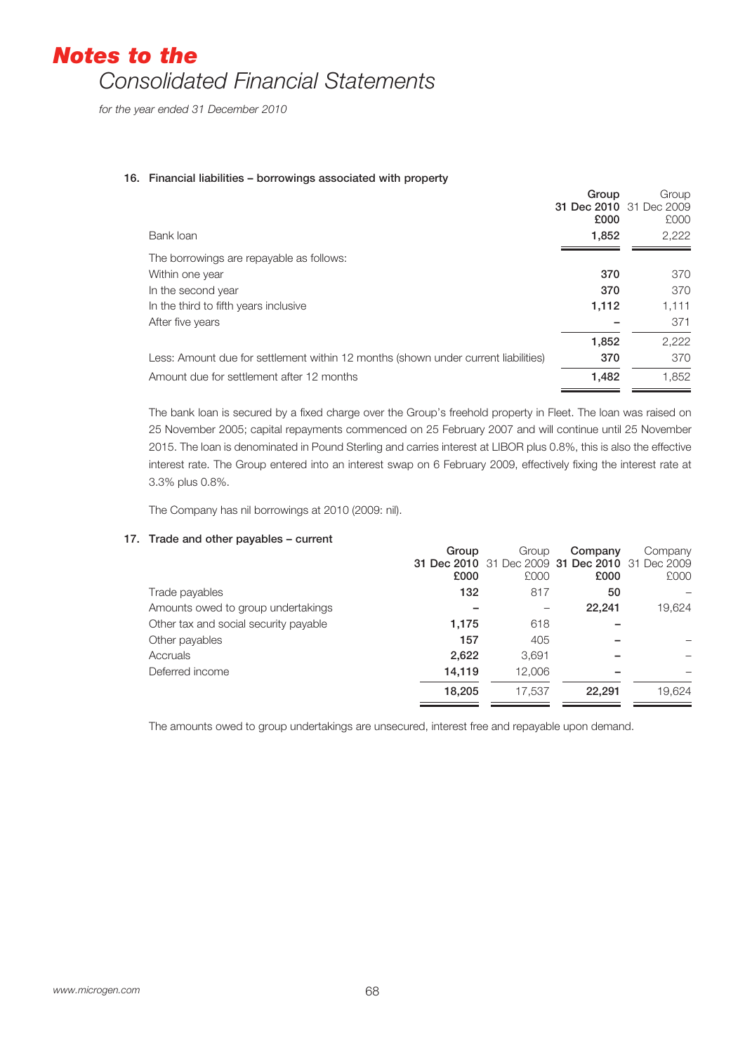# Notes to the
## Consolidated Financial Statements

*for the year ended 31 December 2010*

### 16. Financial liabilities – borrowings associated with property

| | Group 31 Dec 2010 £000 | Group 31 Dec 2009 £000 |
|---|---|---|
| Bank loan | **1,852** | 2,222 |
| The borrowings are repayable as follows: | | |
| Within one year | **370** | 370 |
| In the second year | **370** | 370 |
| In the third to fifth years inclusive | **1,112** | 1,111 |
| After five years | **–** | 371 |
| | **1,852** | 2,222 |
| Less: Amount due for settlement within 12 months (shown under current liabilities) | **370** | 370 |
| Amount due for settlement after 12 months | **1,482** | 1,852 |

The bank loan is secured by a fixed charge over the Group's freehold property in Fleet. The loan was raised on 25 November 2005; capital repayments commenced on 25 February 2007 and will continue until 25 November 2015. The loan is denominated in Pound Sterling and carries interest at LIBOR plus 0.8%, this is also the effective interest rate. The Group entered into an interest swap on 6 February 2009, effectively fixing the interest rate at 3.3% plus 0.8%.

The Company has nil borrowings at 2010 (2009: nil).

### 17. Trade and other payables – current

| | Group 31 Dec 2010 £000 | Group 31 Dec 2009 £000 | Company 31 Dec 2010 £000 | Company 31 Dec 2009 £000 |
|---|---|---|---|---|
| Trade payables | **132** | 817 | **50** | – |
| Amounts owed to group undertakings | **–** | – | **22,241** | 19,624 |
| Other tax and social security payable | **1,175** | 618 | **–** | |
| Other payables | **157** | 405 | **–** | – |
| Accruals | **2,622** | 3,691 | **–** | – |
| Deferred income | **14,119** | 12,006 | **–** | – |
| | **18,205** | 17,537 | **22,291** | 19,624 |

The amounts owed to group undertakings are unsecured, interest free and repayable upon demand.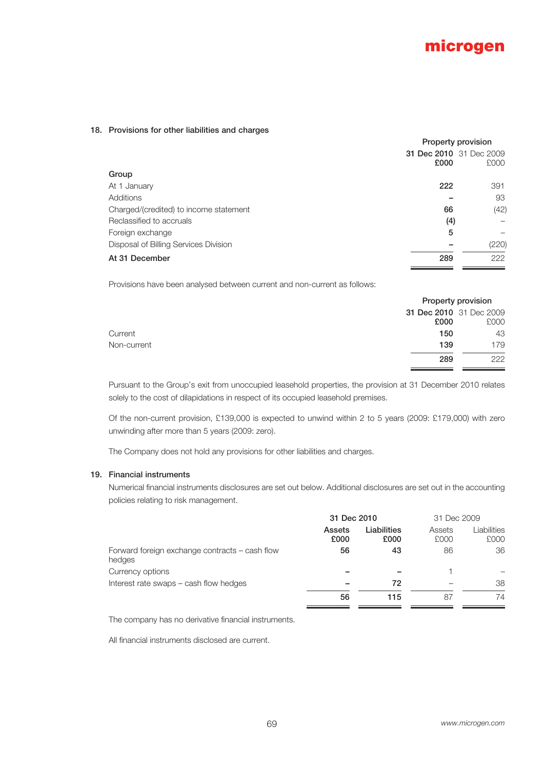## 18. Provisions for other liabilities and charges

| | Property provision | |
|---|---|---|
| | **31 Dec 2010 £000** | 31 Dec 2009 £000 |
| **Group** | | |
| At 1 January | **222** | 391 |
| Additions | **–** | 93 |
| Charged/(credited) to income statement | **66** | (42) |
| Reclassified to accruals | **(4)** | – |
| Foreign exchange | **5** | – |
| Disposal of Billing Services Division | **–** | (220) |
| **At 31 December** | **289** | 222 |

Provisions have been analysed between current and non-current as follows:

| | Property provision | |
|---|---|---|
| | **31 Dec 2010 £000** | 31 Dec 2009 £000 |
| Current | **150** | 43 |
| Non-current | **139** | 179 |
| | **289** | 222 |

Pursuant to the Group's exit from unoccupied leasehold properties, the provision at 31 December 2010 relates solely to the cost of dilapidations in respect of its occupied leasehold premises.

Of the non-current provision, £139,000 is expected to unwind within 2 to 5 years (2009: £179,000) with zero unwinding after more than 5 years (2009: zero).

The Company does not hold any provisions for other liabilities and charges.

## 19. Financial instruments

Numerical financial instruments disclosures are set out below. Additional disclosures are set out in the accounting policies relating to risk management.

| | **31 Dec 2010** | | 31 Dec 2009 | |
|---|---|---|---|---|
| | **Assets £000** | **Liabilities £000** | Assets £000 | Liabilities £000 |
| Forward foreign exchange contracts – cash flow hedges | **56** | **43** | 86 | 36 |
| Currency options | **–** | **–** | 1 | – |
| Interest rate swaps – cash flow hedges | **–** | **72** | – | 38 |
| | **56** | **115** | 87 | 74 |

The company has no derivative financial instruments.

All financial instruments disclosed are current.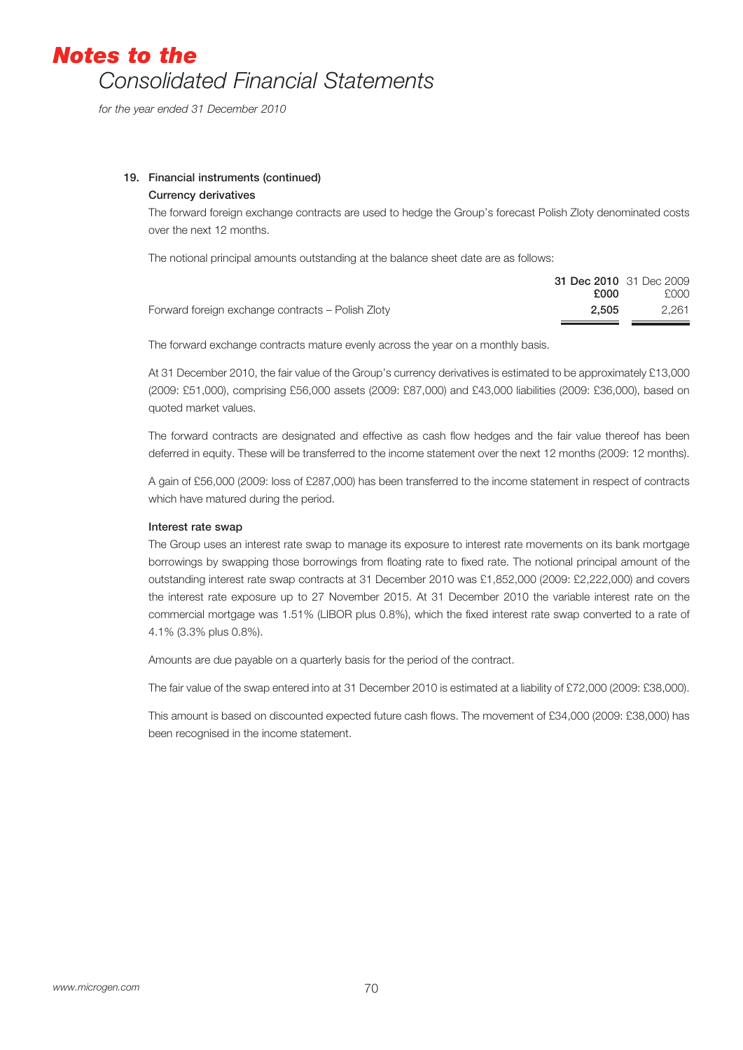# Notes to the Consolidated Financial Statements

*for the year ended 31 December 2010*

## 19. Financial instruments (continued)

### Currency derivatives

The forward foreign exchange contracts are used to hedge the Group's forecast Polish Zloty denominated costs over the next 12 months.

The notional principal amounts outstanding at the balance sheet date are as follows:

| | **31 Dec 2010** **£000** | 31 Dec 2009 £000 |
|---|---|---|
| Forward foreign exchange contracts – Polish Zloty | **2,505** | 2,261 |

The forward exchange contracts mature evenly across the year on a monthly basis.

At 31 December 2010, the fair value of the Group's currency derivatives is estimated to be approximately £13,000 (2009: £51,000), comprising £56,000 assets (2009: £87,000) and £43,000 liabilities (2009: £36,000), based on quoted market values.

The forward contracts are designated and effective as cash flow hedges and the fair value thereof has been deferred in equity. These will be transferred to the income statement over the next 12 months (2009: 12 months).

A gain of £56,000 (2009: loss of £287,000) has been transferred to the income statement in respect of contracts which have matured during the period.

### Interest rate swap

The Group uses an interest rate swap to manage its exposure to interest rate movements on its bank mortgage borrowings by swapping those borrowings from floating rate to fixed rate. The notional principal amount of the outstanding interest rate swap contracts at 31 December 2010 was £1,852,000 (2009: £2,222,000) and covers the interest rate exposure up to 27 November 2015. At 31 December 2010 the variable interest rate on the commercial mortgage was 1.51% (LIBOR plus 0.8%), which the fixed interest rate swap converted to a rate of 4.1% (3.3% plus 0.8%).

Amounts are due payable on a quarterly basis for the period of the contract.

The fair value of the swap entered into at 31 December 2010 is estimated at a liability of £72,000 (2009: £38,000).

This amount is based on discounted expected future cash flows. The movement of £34,000 (2009: £38,000) has been recognised in the income statement.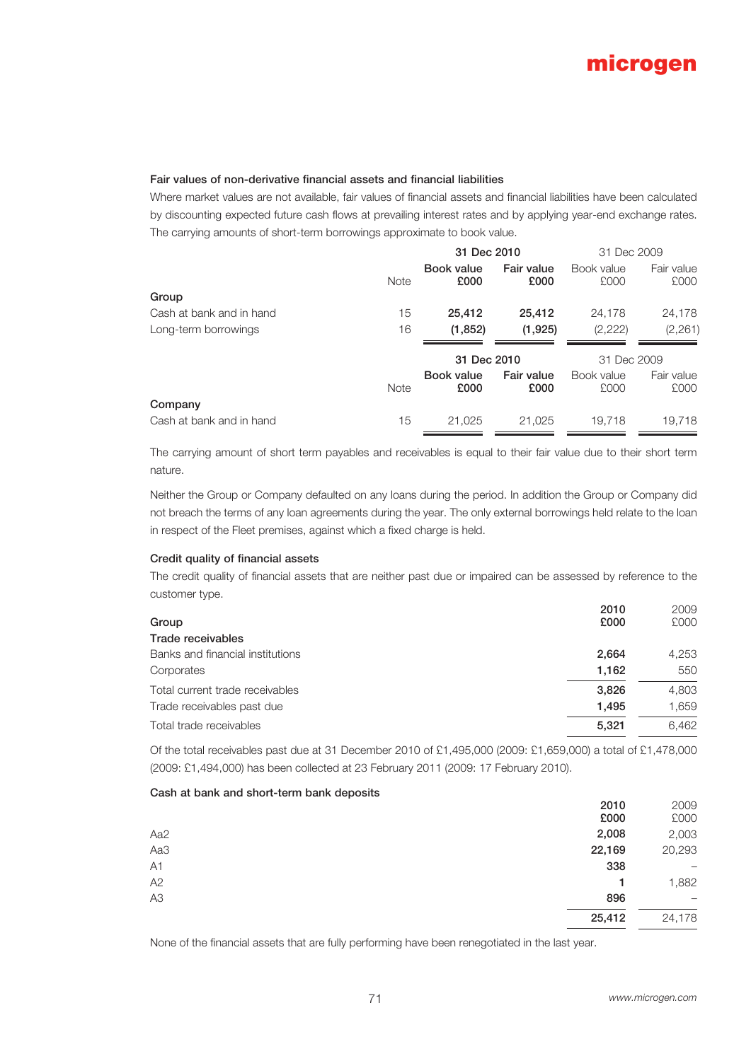### Fair values of non-derivative financial assets and financial liabilities

Where market values are not available, fair values of financial assets and financial liabilities have been calculated by discounting expected future cash flows at prevailing interest rates and by applying year-end exchange rates. The carrying amounts of short-term borrowings approximate to book value.

| | Note | 31 Dec 2010 Book value £000 | 31 Dec 2010 Fair value £000 | 31 Dec 2009 Book value £000 | 31 Dec 2009 Fair value £000 |
|---|---|---|---|---|---|
| **Group** | | | | | |
| Cash at bank and in hand | 15 | **25,412** | **25,412** | 24,178 | 24,178 |
| Long-term borrowings | 16 | **(1,852)** | **(1,925)** | (2,222) | (2,261) |

| | Note | 31 Dec 2010 Book value £000 | 31 Dec 2010 Fair value £000 | 31 Dec 2009 Book value £000 | 31 Dec 2009 Fair value £000 |
|---|---|---|---|---|---|
| **Company** | | | | | |
| Cash at bank and in hand | 15 | 21,025 | 21,025 | 19,718 | 19,718 |

The carrying amount of short term payables and receivables is equal to their fair value due to their short term nature.

Neither the Group or Company defaulted on any loans during the period. In addition the Group or Company did not breach the terms of any loan agreements during the year. The only external borrowings held relate to the loan in respect of the Fleet premises, against which a fixed charge is held.

### Credit quality of financial assets

The credit quality of financial assets that are neither past due or impaired can be assessed by reference to the customer type.

| Group | 2010 £000 | 2009 £000 |
|---|---|---|
| **Trade receivables** | | |
| Banks and financial institutions | **2,664** | 4,253 |
| Corporates | **1,162** | 550 |
| Total current trade receivables | **3,826** | 4,803 |
| Trade receivables past due | **1,495** | 1,659 |
| Total trade receivables | **5,321** | 6,462 |

Of the total receivables past due at 31 December 2010 of £1,495,000 (2009: £1,659,000) a total of £1,478,000 (2009: £1,494,000) has been collected at 23 February 2011 (2009: 17 February 2010).

### Cash at bank and short-term bank deposits

| | 2010 £000 | 2009 £000 |
|---|---|---|
| Aa2 | **2,008** | 2,003 |
| Aa3 | **22,169** | 20,293 |
| A1 | **338** | – |
| A2 | **1** | 1,882 |
| A3 | **896** | – |
| | **25,412** | 24,178 |

None of the financial assets that are fully performing have been renegotiated in the last year.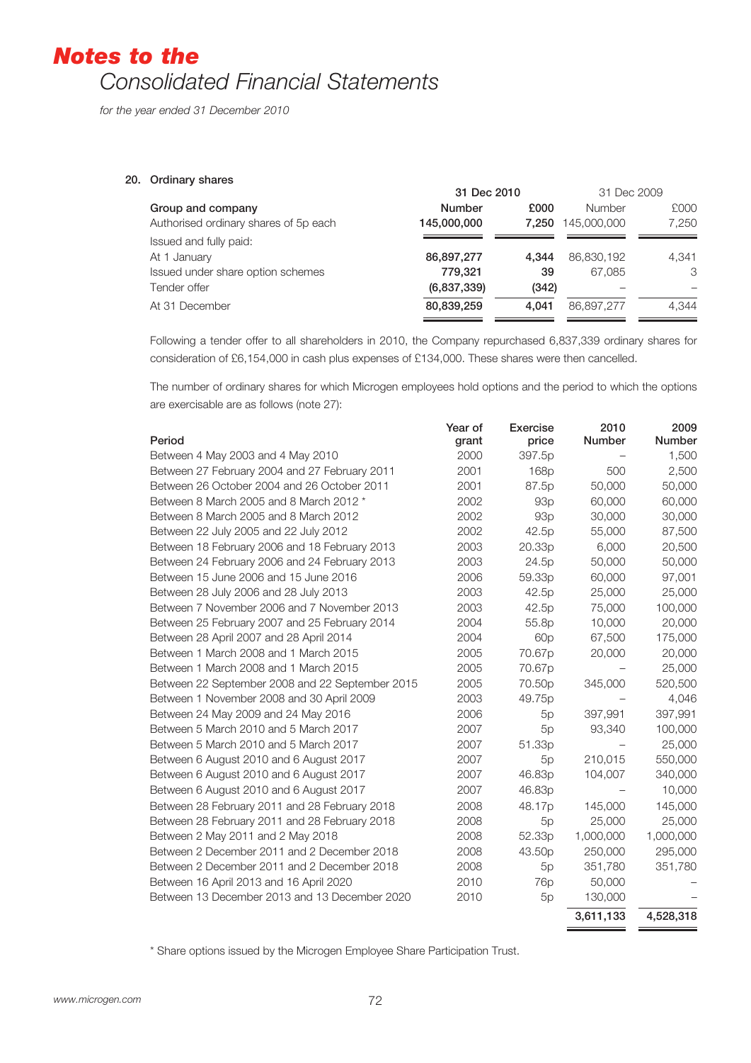# Notes to the

## Consolidated Financial Statements

*for the year ended 31 December 2010*

### 20. Ordinary shares

| Group and company | 31 Dec 2010 Number | 31 Dec 2010 £000 | 31 Dec 2009 Number | 31 Dec 2009 £000 |
|---|---|---|---|---|
| Authorised ordinary shares of 5p each | **145,000,000** | **7,250** | 145,000,000 | 7,250 |
| Issued and fully paid: | | | | |
| At 1 January | **86,897,277** | **4,344** | 86,830,192 | 4,341 |
| Issued under share option schemes | **779,321** | **39** | 67,085 | 3 |
| Tender offer | **(6,837,339)** | **(342)** | – | – |
| At 31 December | **80,839,259** | **4,041** | 86,897,277 | 4,344 |

Following a tender offer to all shareholders in 2010, the Company repurchased 6,837,339 ordinary shares for consideration of £6,154,000 in cash plus expenses of £134,000. These shares were then cancelled.

The number of ordinary shares for which Microgen employees hold options and the period to which the options are exercisable are as follows (note 27):

| Period | Year of grant | Exercise price | 2010 Number | 2009 Number |
|---|---|---|---|---|
| Between 4 May 2003 and 4 May 2010 | 2000 | 397.5p | – | 1,500 |
| Between 27 February 2004 and 27 February 2011 | 2001 | 168p | 500 | 2,500 |
| Between 26 October 2004 and 26 October 2011 | 2001 | 87.5p | 50,000 | 50,000 |
| Between 8 March 2005 and 8 March 2012 * | 2002 | 93p | 60,000 | 60,000 |
| Between 8 March 2005 and 8 March 2012 | 2002 | 93p | 30,000 | 30,000 |
| Between 22 July 2005 and 22 July 2012 | 2002 | 42.5p | 55,000 | 87,500 |
| Between 18 February 2006 and 18 February 2013 | 2003 | 20.33p | 6,000 | 20,500 |
| Between 24 February 2006 and 24 February 2013 | 2003 | 24.5p | 50,000 | 50,000 |
| Between 15 June 2006 and 15 June 2016 | 2006 | 59.33p | 60,000 | 97,001 |
| Between 28 July 2006 and 28 July 2013 | 2003 | 42.5p | 25,000 | 25,000 |
| Between 7 November 2006 and 7 November 2013 | 2003 | 42.5p | 75,000 | 100,000 |
| Between 25 February 2007 and 25 February 2014 | 2004 | 55.8p | 10,000 | 20,000 |
| Between 28 April 2007 and 28 April 2014 | 2004 | 60p | 67,500 | 175,000 |
| Between 1 March 2008 and 1 March 2015 | 2005 | 70.67p | 20,000 | 20,000 |
| Between 1 March 2008 and 1 March 2015 | 2005 | 70.67p | – | 25,000 |
| Between 22 September 2008 and 22 September 2015 | 2005 | 70.50p | 345,000 | 520,500 |
| Between 1 November 2008 and 30 April 2009 | 2003 | 49.75p | – | 4,046 |
| Between 24 May 2009 and 24 May 2016 | 2006 | 5p | 397,991 | 397,991 |
| Between 5 March 2010 and 5 March 2017 | 2007 | 5p | 93,340 | 100,000 |
| Between 5 March 2010 and 5 March 2017 | 2007 | 51.33p | – | 25,000 |
| Between 6 August 2010 and 6 August 2017 | 2007 | 5p | 210,015 | 550,000 |
| Between 6 August 2010 and 6 August 2017 | 2007 | 46.83p | 104,007 | 340,000 |
| Between 6 August 2010 and 6 August 2017 | 2007 | 46.83p | – | 10,000 |
| Between 28 February 2011 and 28 February 2018 | 2008 | 48.17p | 145,000 | 145,000 |
| Between 28 February 2011 and 28 February 2018 | 2008 | 5p | 25,000 | 25,000 |
| Between 2 May 2011 and 2 May 2018 | 2008 | 52.33p | 1,000,000 | 1,000,000 |
| Between 2 December 2011 and 2 December 2018 | 2008 | 43.50p | 250,000 | 295,000 |
| Between 2 December 2011 and 2 December 2018 | 2008 | 5p | 351,780 | 351,780 |
| Between 16 April 2013 and 16 April 2020 | 2010 | 76p | 50,000 | – |
| Between 13 December 2013 and 13 December 2020 | 2010 | 5p | 130,000 | – |
| | | | **3,611,133** | **4,528,318** |

\* Share options issued by the Microgen Employee Share Participation Trust.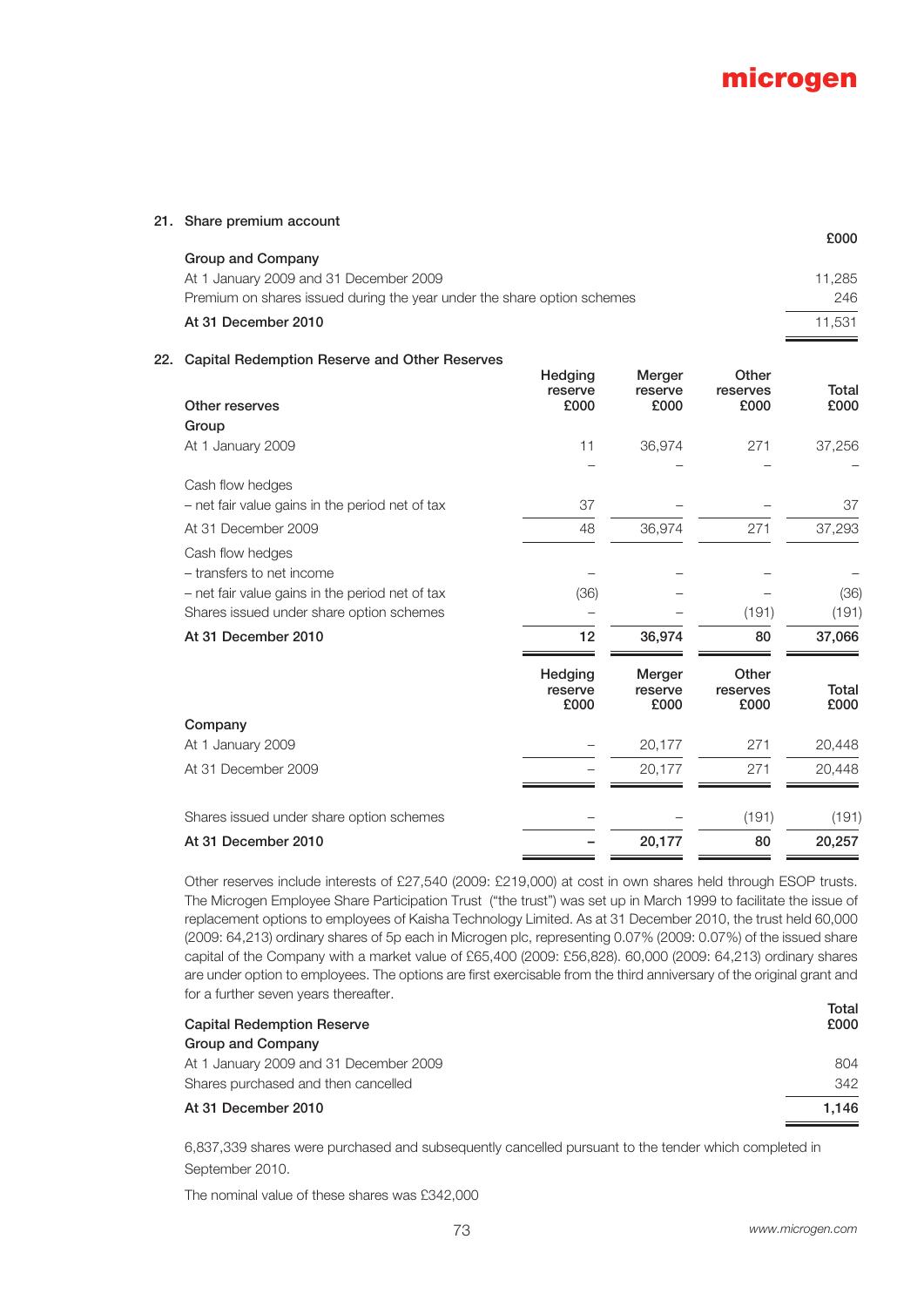## 21. Share premium account

| | £000 |
|---|---|
| **Group and Company** | |
| At 1 January 2009 and 31 December 2009 | 11,285 |
| Premium on shares issued during the year under the share option schemes | 246 |
| **At 31 December 2010** | 11,531 |

## 22. Capital Redemption Reserve and Other Reserves

| Other reserves | Hedging reserve £000 | Merger reserve £000 | Other reserves £000 | Total £000 |
|---|---|---|---|---|
| **Group** | | | | |
| At 1 January 2009 | 11 | 36,974 | 271 | 37,256 |
| | – | – | – | – |
| Cash flow hedges | | | | |
| – net fair value gains in the period net of tax | 37 | – | – | 37 |
| At 31 December 2009 | 48 | 36,974 | 271 | 37,293 |
| Cash flow hedges | | | | |
| – transfers to net income | – | – | – | – |
| – net fair value gains in the period net of tax | (36) | – | – | (36) |
| Shares issued under share option schemes | – | – | (191) | (191) |
| **At 31 December 2010** | **12** | **36,974** | **80** | **37,066** |

| | Hedging reserve £000 | Merger reserve £000 | Other reserves £000 | Total £000 |
|---|---|---|---|---|
| **Company** | | | | |
| At 1 January 2009 | – | 20,177 | 271 | 20,448 |
| At 31 December 2009 | – | 20,177 | 271 | 20,448 |
| Shares issued under share option schemes | – | – | (191) | (191) |
| **At 31 December 2010** | **–** | **20,177** | **80** | **20,257** |

Other reserves include interests of £27,540 (2009: £219,000) at cost in own shares held through ESOP trusts. The Microgen Employee Share Participation Trust ("the trust") was set up in March 1999 to facilitate the issue of replacement options to employees of Kaisha Technology Limited. As at 31 December 2010, the trust held 60,000 (2009: 64,213) ordinary shares of 5p each in Microgen plc, representing 0.07% (2009: 0.07%) of the issued share capital of the Company with a market value of £65,400 (2009: £56,828). 60,000 (2009: 64,213) ordinary shares are under option to employees. The options are first exercisable from the third anniversary of the original grant and for a further seven years thereafter.

| Capital Redemption Reserve | Total £000 |
|---|---|
| **Group and Company** | |
| At 1 January 2009 and 31 December 2009 | 804 |
| Shares purchased and then cancelled | 342 |
| **At 31 December 2010** | **1,146** |

6,837,339 shares were purchased and subsequently cancelled pursuant to the tender which completed in September 2010.

The nominal value of these shares was £342,000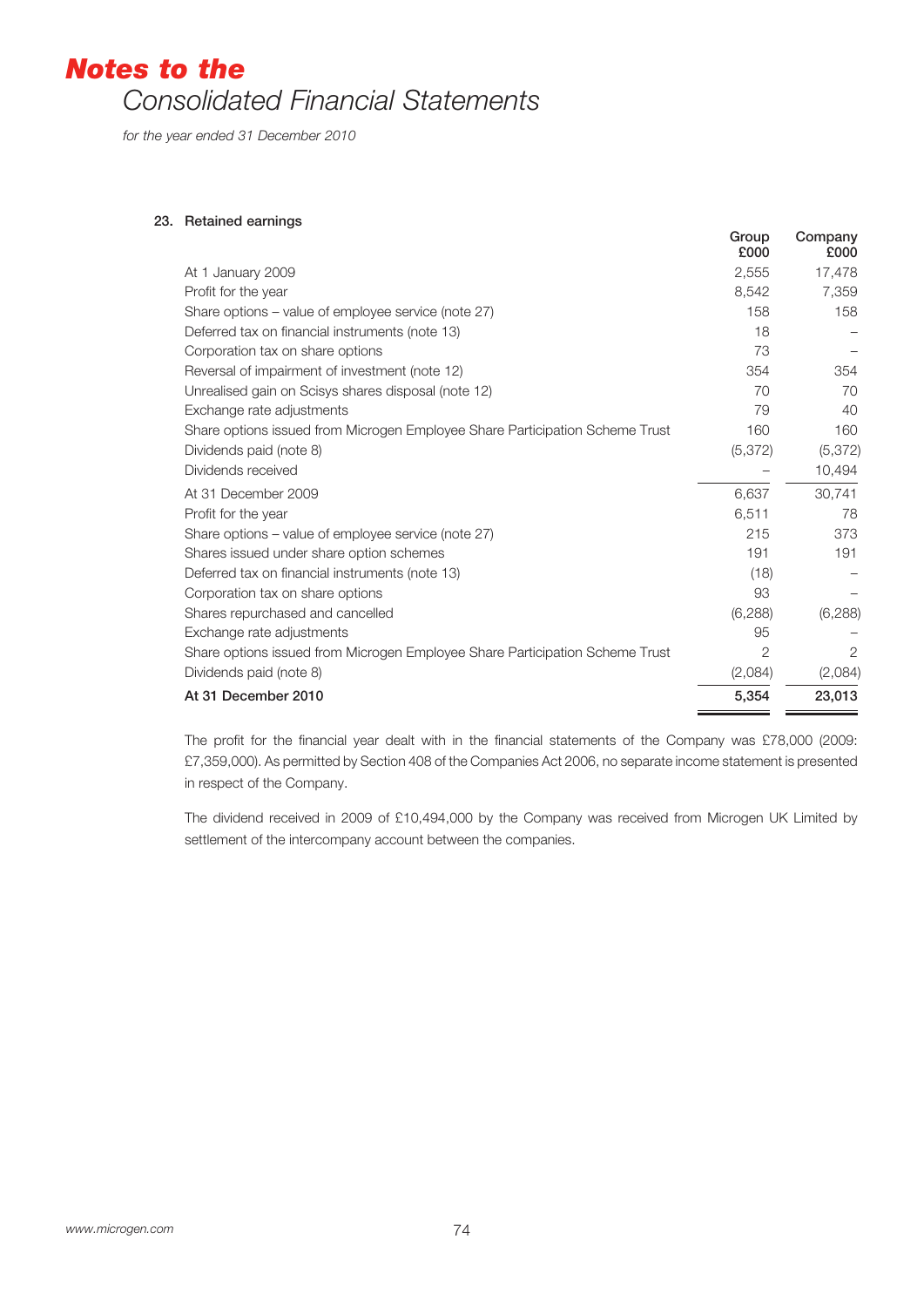# *Notes to the* Consolidated Financial Statements

*for the year ended 31 December 2010*

## 23. Retained earnings

| | Group £000 | Company £000 |
|---|---|---|
| At 1 January 2009 | 2,555 | 17,478 |
| Profit for the year | 8,542 | 7,359 |
| Share options – value of employee service (note 27) | 158 | 158 |
| Deferred tax on financial instruments (note 13) | 18 | – |
| Corporation tax on share options | 73 | – |
| Reversal of impairment of investment (note 12) | 354 | 354 |
| Unrealised gain on Scisys shares disposal (note 12) | 70 | 70 |
| Exchange rate adjustments | 79 | 40 |
| Share options issued from Microgen Employee Share Participation Scheme Trust | 160 | 160 |
| Dividends paid (note 8) | (5,372) | (5,372) |
| Dividends received | – | 10,494 |
| At 31 December 2009 | 6,637 | 30,741 |
| Profit for the year | 6,511 | 78 |
| Share options – value of employee service (note 27) | 215 | 373 |
| Shares issued under share option schemes | 191 | 191 |
| Deferred tax on financial instruments (note 13) | (18) | – |
| Corporation tax on share options | 93 | – |
| Shares repurchased and cancelled | (6,288) | (6,288) |
| Exchange rate adjustments | 95 | – |
| Share options issued from Microgen Employee Share Participation Scheme Trust | 2 | 2 |
| Dividends paid (note 8) | (2,084) | (2,084) |
| **At 31 December 2010** | **5,354** | **23,013** |

The profit for the financial year dealt with in the financial statements of the Company was £78,000 (2009: £7,359,000). As permitted by Section 408 of the Companies Act 2006, no separate income statement is presented in respect of the Company.

The dividend received in 2009 of £10,494,000 by the Company was received from Microgen UK Limited by settlement of the intercompany account between the companies.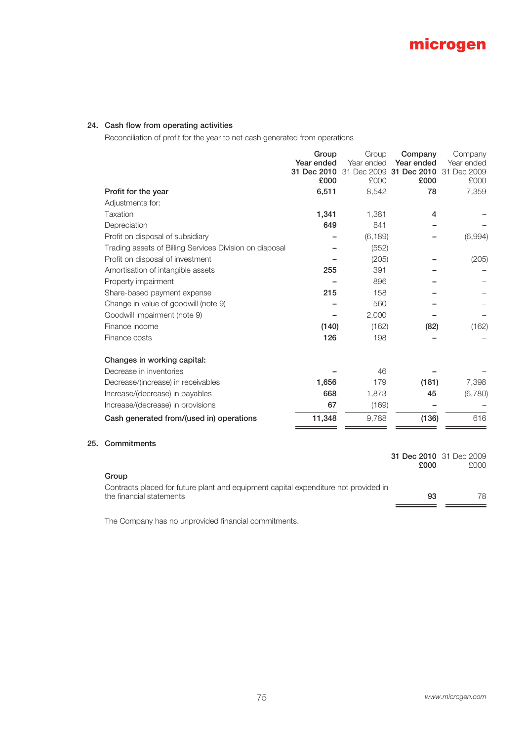## 24. Cash flow from operating activities

Reconciliation of profit for the year to net cash generated from operations

| | Group Year ended 31 Dec 2010 £000 | Group Year ended 31 Dec 2009 £000 | Company Year ended 31 Dec 2010 £000 | Company Year ended 31 Dec 2009 £000 |
|---|---|---|---|---|
| **Profit for the year** | **6,511** | 8,542 | **78** | 7,359 |
| Adjustments for: | | | | |
| Taxation | **1,341** | 1,381 | **4** | – |
| Depreciation | **649** | 841 | **–** | – |
| Profit on disposal of subsidiary | **–** | (6,189) | **–** | (6,994) |
| Trading assets of Billing Services Division on disposal | **–** | (552) | | |
| Profit on disposal of investment | **–** | (205) | **–** | (205) |
| Amortisation of intangible assets | **255** | 391 | **–** | – |
| Property impairment | **–** | 896 | **–** | – |
| Share-based payment expense | **215** | 158 | **–** | – |
| Change in value of goodwill (note 9) | **–** | 560 | **–** | – |
| Goodwill impairment (note 9) | **–** | 2,000 | **–** | – |
| Finance income | **(140)** | (162) | **(82)** | (162) |
| Finance costs | **126** | 198 | **–** | – |
| **Changes in working capital:** | | | | |
| Decrease in inventories | **–** | 46 | **–** | – |
| Decrease/(increase) in receivables | **1,656** | 179 | **(181)** | 7,398 |
| Increase/(decrease) in payables | **668** | 1,873 | **45** | (6,780) |
| Increase/(decrease) in provisions | **67** | (169) | **–** | – |
| **Cash generated from/(used in) operations** | **11,348** | 9,788 | **(136)** | 616 |

## 25. Commitments

| | 31 Dec 2010 £000 | 31 Dec 2009 £000 |
|---|---|---|
| **Group** | | |
| Contracts placed for future plant and equipment capital expenditure not provided in the financial statements | **93** | 78 |

The Company has no unprovided financial commitments.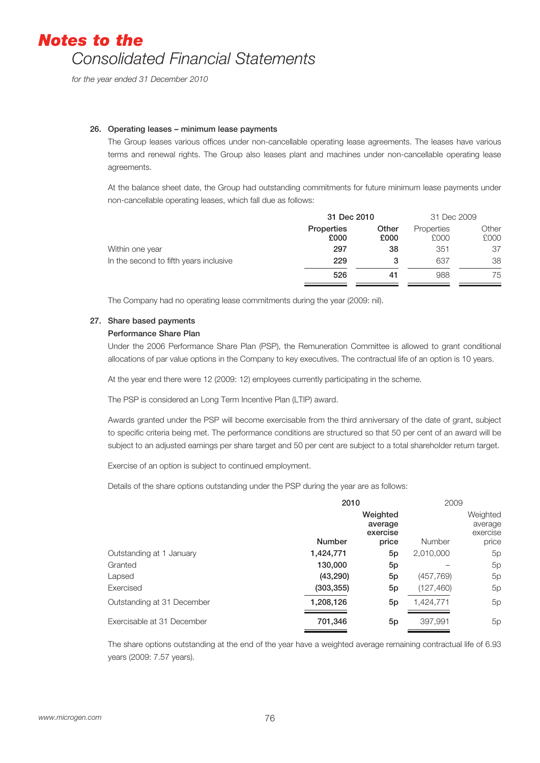# Notes to the Consolidated Financial Statements

*for the year ended 31 December 2010*

### 26. Operating leases – minimum lease payments

The Group leases various offices under non-cancellable operating lease agreements. The leases have various terms and renewal rights. The Group also leases plant and machines under non-cancellable operating lease agreements.

At the balance sheet date, the Group had outstanding commitments for future minimum lease payments under non-cancellable operating leases, which fall due as follows:

| | **31 Dec 2010** | | 31 Dec 2009 | |
|---|---|---|---|---|
| | **Properties £000** | **Other £000** | Properties £000 | Other £000 |
| Within one year | **297** | **38** | 351 | 37 |
| In the second to fifth years inclusive | **229** | **3** | 637 | 38 |
| | **526** | **41** | 988 | 75 |

The Company had no operating lease commitments during the year (2009: nil).

### 27. Share based payments

**Performance Share Plan**

Under the 2006 Performance Share Plan (PSP), the Remuneration Committee is allowed to grant conditional allocations of par value options in the Company to key executives. The contractual life of an option is 10 years.

At the year end there were 12 (2009: 12) employees currently participating in the scheme.

The PSP is considered an Long Term Incentive Plan (LTIP) award.

Awards granted under the PSP will become exercisable from the third anniversary of the date of grant, subject to specific criteria being met. The performance conditions are structured so that 50 per cent of an award will be subject to an adjusted earnings per share target and 50 per cent are subject to a total shareholder return target.

Exercise of an option is subject to continued employment.

Details of the share options outstanding under the PSP during the year are as follows:

| | **2010** | | 2009 | |
|---|---|---|---|---|
| | **Number** | **Weighted average exercise price** | Number | Weighted average exercise price |
| Outstanding at 1 January | **1,424,771** | **5p** | 2,010,000 | 5p |
| Granted | **130,000** | **5p** | – | 5p |
| Lapsed | **(43,290)** | **5p** | (457,769) | 5p |
| Exercised | **(303,355)** | **5p** | (127,460) | 5p |
| Outstanding at 31 December | **1,208,126** | **5p** | 1,424,771 | 5p |
| Exercisable at 31 December | **701,346** | **5p** | 397,991 | 5p |

The share options outstanding at the end of the year have a weighted average remaining contractual life of 6.93 years (2009: 7.57 years).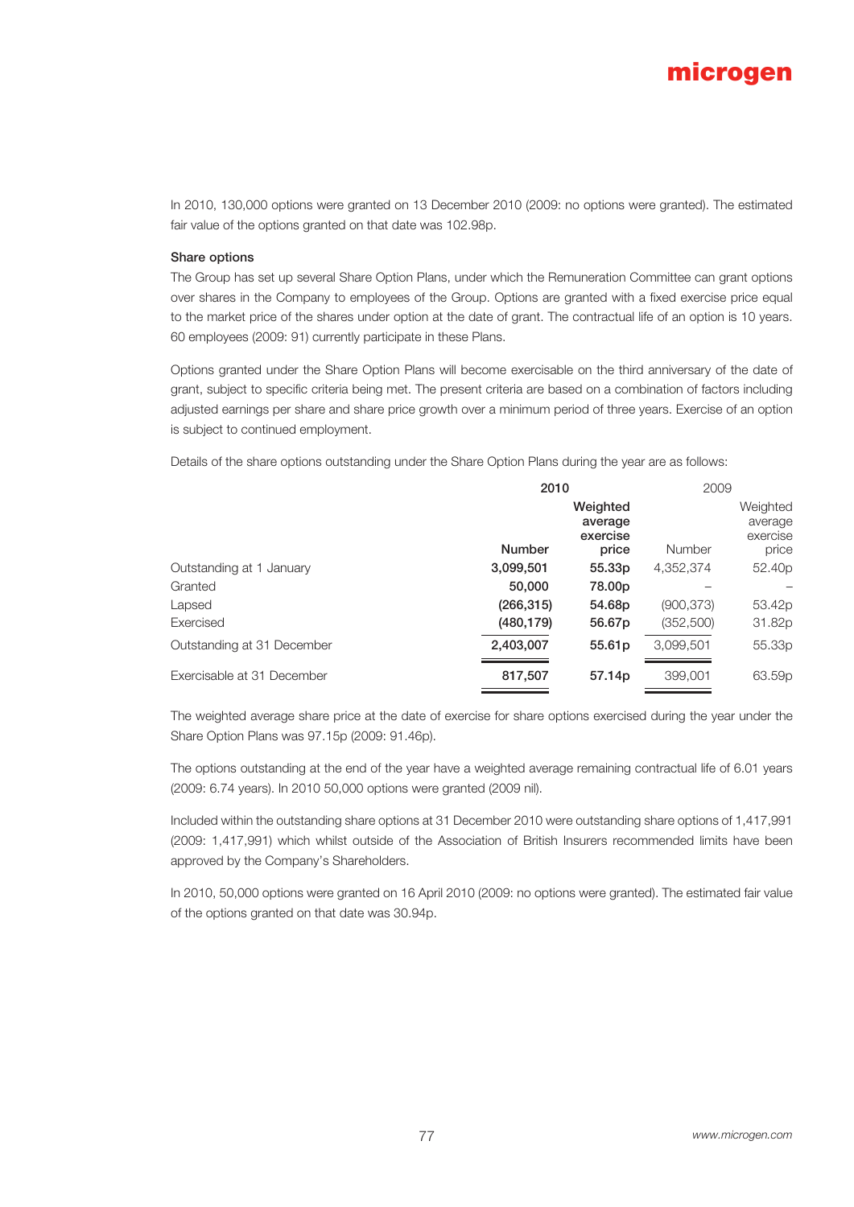In 2010, 130,000 options were granted on 13 December 2010 (2009: no options were granted). The estimated fair value of the options granted on that date was 102.98p.

**Share options**

The Group has set up several Share Option Plans, under which the Remuneration Committee can grant options over shares in the Company to employees of the Group. Options are granted with a fixed exercise price equal to the market price of the shares under option at the date of grant. The contractual life of an option is 10 years. 60 employees (2009: 91) currently participate in these Plans.

Options granted under the Share Option Plans will become exercisable on the third anniversary of the date of grant, subject to specific criteria being met. The present criteria are based on a combination of factors including adjusted earnings per share and share price growth over a minimum period of three years. Exercise of an option is subject to continued employment.

Details of the share options outstanding under the Share Option Plans during the year are as follows:

| | **2010** | | 2009 | |
|---|---|---|---|---|
| | **Number** | **Weighted average exercise price** | Number | Weighted average exercise price |
| Outstanding at 1 January | **3,099,501** | **55.33p** | 4,352,374 | 52.40p |
| Granted | **50,000** | **78.00p** | – | – |
| Lapsed | **(266,315)** | **54.68p** | (900,373) | 53.42p |
| Exercised | **(480,179)** | **56.67p** | (352,500) | 31.82p |
| Outstanding at 31 December | **2,403,007** | **55.61p** | 3,099,501 | 55.33p |
| Exercisable at 31 December | **817,507** | **57.14p** | 399,001 | 63.59p |

The weighted average share price at the date of exercise for share options exercised during the year under the Share Option Plans was 97.15p (2009: 91.46p).

The options outstanding at the end of the year have a weighted average remaining contractual life of 6.01 years (2009: 6.74 years). In 2010 50,000 options were granted (2009 nil).

Included within the outstanding share options at 31 December 2010 were outstanding share options of 1,417,991 (2009: 1,417,991) which whilst outside of the Association of British Insurers recommended limits have been approved by the Company's Shareholders.

In 2010, 50,000 options were granted on 16 April 2010 (2009: no options were granted). The estimated fair value of the options granted on that date was 30.94p.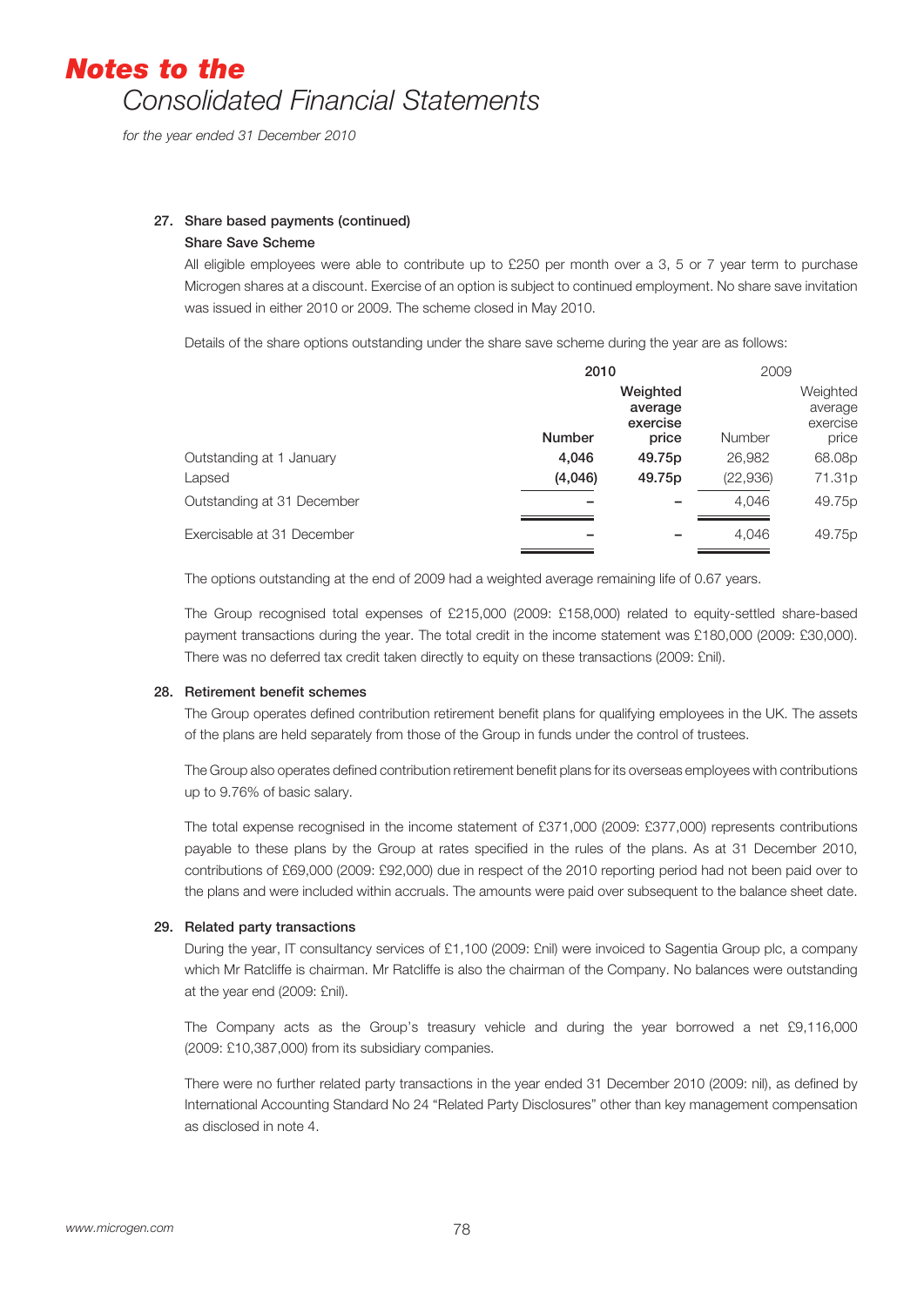# Notes to the Consolidated Financial Statements

*for the year ended 31 December 2010*

## 27. Share based payments (continued)

### Share Save Scheme

All eligible employees were able to contribute up to £250 per month over a 3, 5 or 7 year term to purchase Microgen shares at a discount. Exercise of an option is subject to continued employment. No share save invitation was issued in either 2010 or 2009. The scheme closed in May 2010.

Details of the share options outstanding under the share save scheme during the year are as follows:

| | 2010 | | 2009 | |
|---|---|---|---|---|
| | **Number** | **Weighted average exercise price** | Number | Weighted average exercise price |
| Outstanding at 1 January | **4,046** | **49.75p** | 26,982 | 68.08p |
| Lapsed | **(4,046)** | **49.75p** | (22,936) | 71.31p |
| Outstanding at 31 December | **–** | **–** | 4,046 | 49.75p |
| Exercisable at 31 December | **–** | **–** | 4,046 | 49.75p |

The options outstanding at the end of 2009 had a weighted average remaining life of 0.67 years.

The Group recognised total expenses of £215,000 (2009: £158,000) related to equity-settled share-based payment transactions during the year. The total credit in the income statement was £180,000 (2009: £30,000). There was no deferred tax credit taken directly to equity on these transactions (2009: £nil).

## 28. Retirement benefit schemes

The Group operates defined contribution retirement benefit plans for qualifying employees in the UK. The assets of the plans are held separately from those of the Group in funds under the control of trustees.

The Group also operates defined contribution retirement benefit plans for its overseas employees with contributions up to 9.76% of basic salary.

The total expense recognised in the income statement of £371,000 (2009: £377,000) represents contributions payable to these plans by the Group at rates specified in the rules of the plans. As at 31 December 2010, contributions of £69,000 (2009: £92,000) due in respect of the 2010 reporting period had not been paid over to the plans and were included within accruals. The amounts were paid over subsequent to the balance sheet date.

## 29. Related party transactions

During the year, IT consultancy services of £1,100 (2009: £nil) were invoiced to Sagentia Group plc, a company which Mr Ratcliffe is chairman. Mr Ratcliffe is also the chairman of the Company. No balances were outstanding at the year end (2009: £nil).

The Company acts as the Group's treasury vehicle and during the year borrowed a net £9,116,000 (2009: £10,387,000) from its subsidiary companies.

There were no further related party transactions in the year ended 31 December 2010 (2009: nil), as defined by International Accounting Standard No 24 "Related Party Disclosures" other than key management compensation as disclosed in note 4.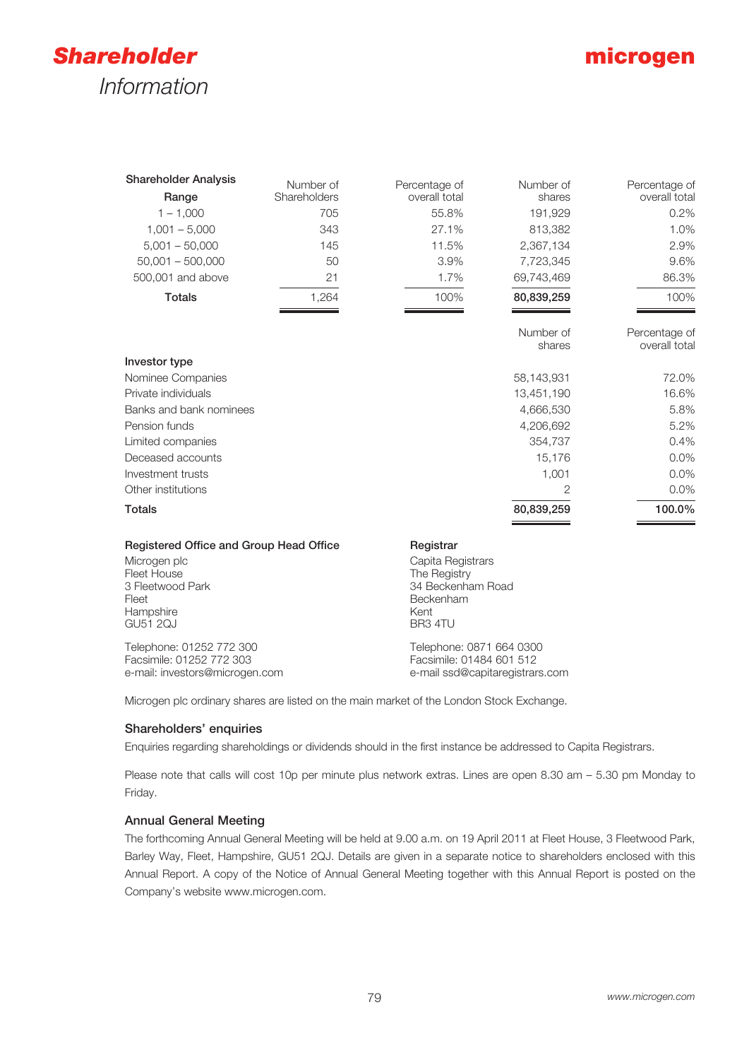# *Shareholder* Information

| Shareholder Analysis Range | Number of Shareholders | Percentage of overall total | Number of shares | Percentage of overall total |
|---|---|---|---|---|
| 1 – 1,000 | 705 | 55.8% | 191,929 | 0.2% |
| 1,001 – 5,000 | 343 | 27.1% | 813,382 | 1.0% |
| 5,001 – 50,000 | 145 | 11.5% | 2,367,134 | 2.9% |
| 50,001 – 500,000 | 50 | 3.9% | 7,723,345 | 9.6% |
| 500,001 and above | 21 | 1.7% | 69,743,469 | 86.3% |
| **Totals** | 1,264 | 100% | **80,839,259** | 100% |

| Investor type | Number of shares | Percentage of overall total |
|---|---|---|
| Nominee Companies | 58,143,931 | 72.0% |
| Private individuals | 13,451,190 | 16.6% |
| Banks and bank nominees | 4,666,530 | 5.8% |
| Pension funds | 4,206,692 | 5.2% |
| Limited companies | 354,737 | 0.4% |
| Deceased accounts | 15,176 | 0.0% |
| Investment trusts | 1,001 | 0.0% |
| Other institutions | 2 | 0.0% |
| **Totals** | **80,839,259** | **100.0%** |

### Registered Office and Group Head Office

Microgen plc
Fleet House
3 Fleetwood Park
Fleet
Hampshire
GU51 2QJ

Telephone: 01252 772 300
Facsimile: 01252 772 303
e-mail: investors@microgen.com

### Registrar

Capita Registrars
The Registry
34 Beckenham Road
Beckenham
Kent
BR3 4TU

Telephone: 0871 664 0300
Facsimile: 01484 601 512
e-mail ssd@capitaregistrars.com

Microgen plc ordinary shares are listed on the main market of the London Stock Exchange.

### Shareholders' enquiries

Enquiries regarding shareholdings or dividends should in the first instance be addressed to Capita Registrars.

Please note that calls will cost 10p per minute plus network extras. Lines are open 8.30 am – 5.30 pm Monday to Friday.

### Annual General Meeting

The forthcoming Annual General Meeting will be held at 9.00 a.m. on 19 April 2011 at Fleet House, 3 Fleetwood Park, Barley Way, Fleet, Hampshire, GU51 2QJ. Details are given in a separate notice to shareholders enclosed with this Annual Report. A copy of the Notice of Annual General Meeting together with this Annual Report is posted on the Company's website www.microgen.com.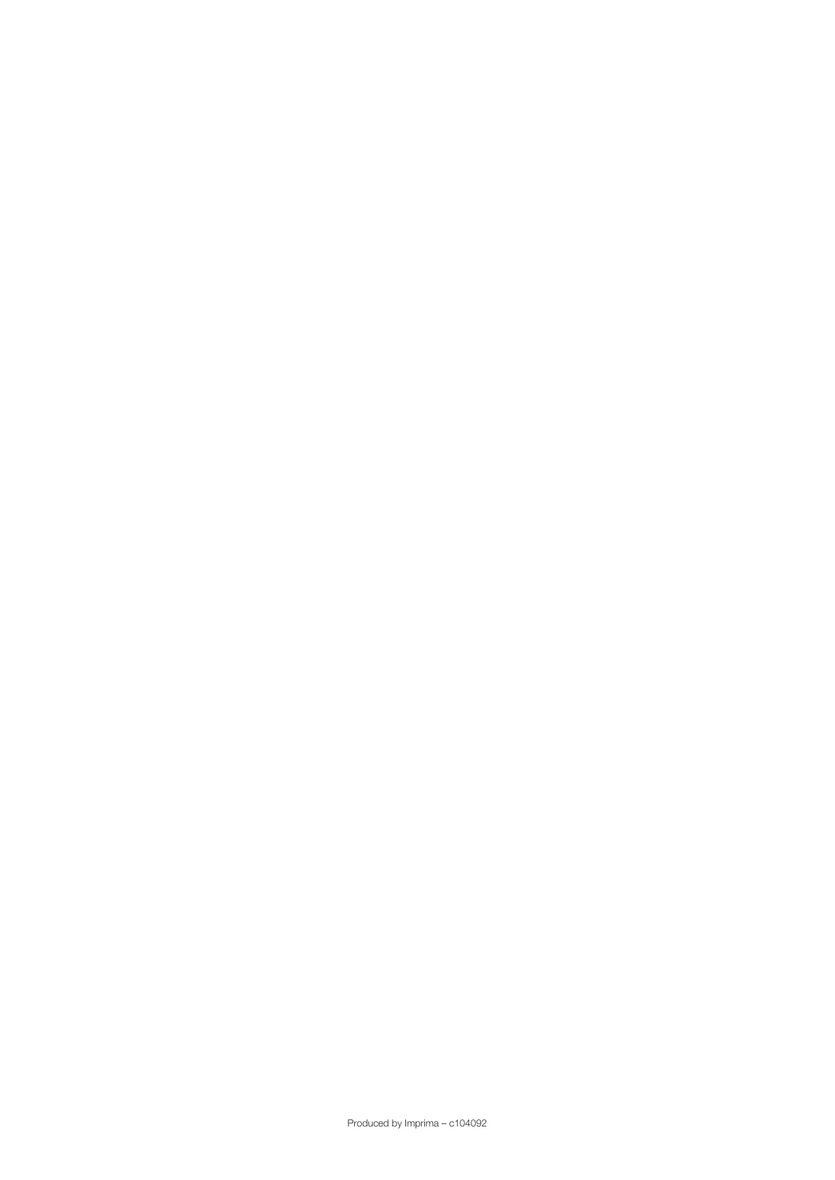Produced by Imprima – c104092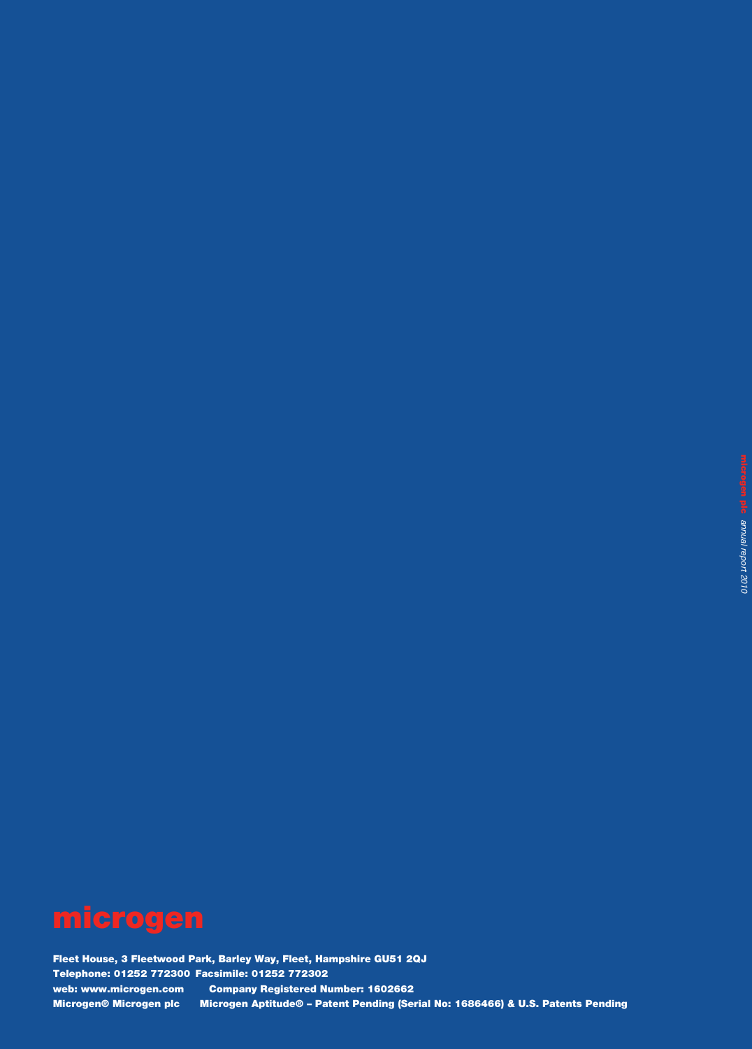**microgen**

**Fleet House, 3 Fleetwood Park, Barley Way, Fleet, Hampshire GU51 2QJ**
**Telephone: 01252 772300 Facsimile: 01252 772302**
**web: www.microgen.com Company Registered Number: 1602662**
**Microgen® Microgen plc Microgen Aptitude® – Patent Pending (Serial No: 1686466) & U.S. Patents Pending**